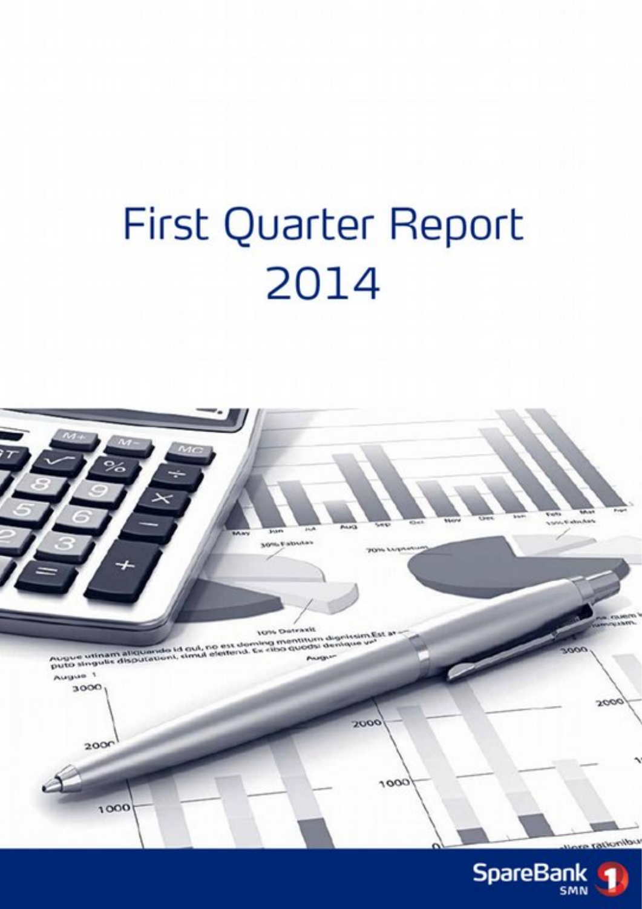# First Quarter Report 2014

SpareBank 1 SMN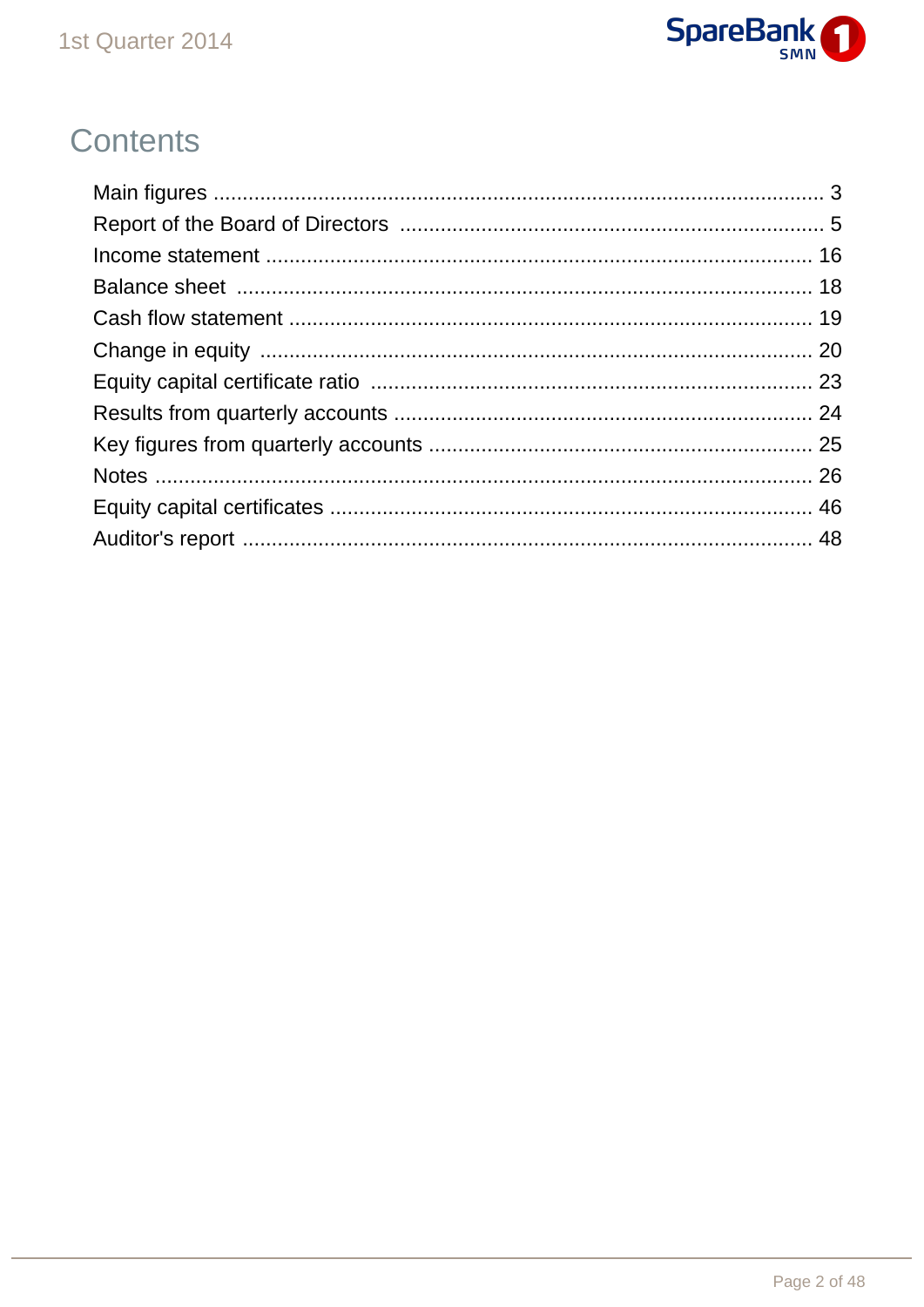# Contents

| Section | Page |
|---|---|
| Main figures | 3 |
| Report of the Board of Directors | 5 |
| Income statement | 16 |
| Balance sheet | 18 |
| Cash flow statement | 19 |
| Change in equity | 20 |
| Equity capital certificate ratio | 23 |
| Results from quarterly accounts | 24 |
| Key figures from quarterly accounts | 25 |
| Notes | 26 |
| Equity capital certificates | 46 |
| Auditor's report | 48 |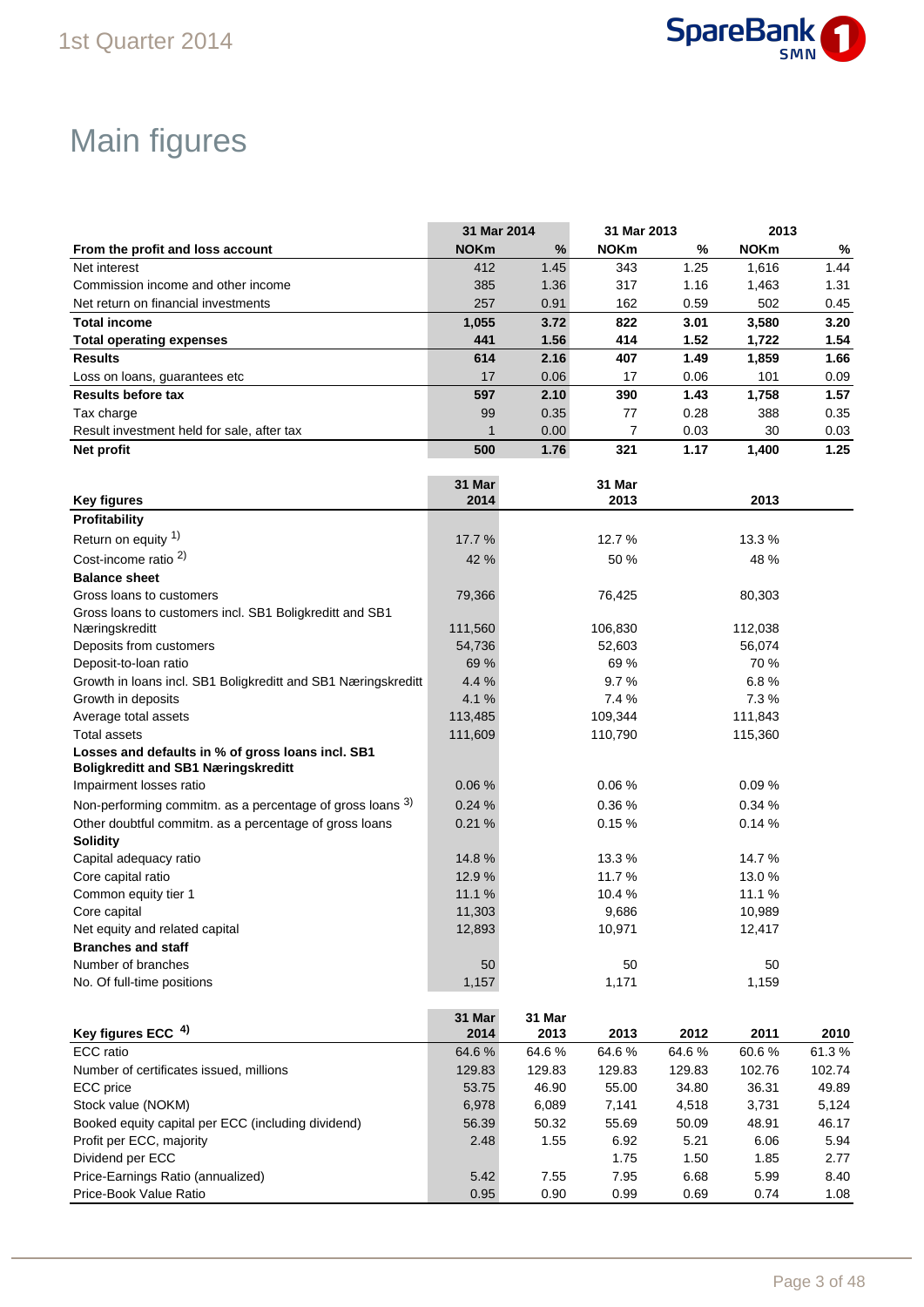# Main figures

| From the profit and loss account | 31 Mar 2014 NOKm | 31 Mar 2014 % | 31 Mar 2013 NOKm | 31 Mar 2013 % | 2013 NOKm | 2013 % |
|---|---|---|---|---|---|---|
| Net interest | 412 | 1.45 | 343 | 1.25 | 1,616 | 1.44 |
| Commission income and other income | 385 | 1.36 | 317 | 1.16 | 1,463 | 1.31 |
| Net return on financial investments | 257 | 0.91 | 162 | 0.59 | 502 | 0.45 |
| **Total income** | **1,055** | **3.72** | **822** | **3.01** | **3,580** | **3.20** |
| **Total operating expenses** | **441** | **1.56** | **414** | **1.52** | **1,722** | **1.54** |
| **Results** | **614** | **2.16** | **407** | **1.49** | **1,859** | **1.66** |
| Loss on loans, guarantees etc | 17 | 0.06 | 17 | 0.06 | 101 | 0.09 |
| **Results before tax** | **597** | **2.10** | **390** | **1.43** | **1,758** | **1.57** |
| Tax charge | 99 | 0.35 | 77 | 0.28 | 388 | 0.35 |
| Result investment held for sale, after tax | 1 | 0.00 | 7 | 0.03 | 30 | 0.03 |
| **Net profit** | **500** | **1.76** | **321** | **1.17** | **1,400** | **1.25** |

| Key figures | 31 Mar 2014 | 31 Mar 2013 | 2013 |
|---|---|---|---|
| **Profitability** | | | |
| Return on equity [1] | 17.7 % | 12.7 % | 13.3 % |
| Cost-income ratio [2] | 42 % | 50 % | 48 % |
| **Balance sheet** | | | |
| Gross loans to customers | 79,366 | 76,425 | 80,303 |
| Gross loans to customers incl. SB1 Boligkreditt and SB1 Næringskreditt | 111,560 | 106,830 | 112,038 |
| Deposits from customers | 54,736 | 52,603 | 56,074 |
| Deposit-to-loan ratio | 69 % | 69 % | 70 % |
| Growth in loans incl. SB1 Boligkreditt and SB1 Næringskreditt | 4.4 % | 9.7 % | 6.8 % |
| Growth in deposits | 4.1 % | 7.4 % | 7.3 % |
| Average total assets | 113,485 | 109,344 | 111,843 |
| Total assets | 111,609 | 110,790 | 115,360 |
| **Losses and defaults in % of gross loans incl. SB1 Boligkreditt and SB1 Næringskreditt** | | | |
| Impairment losses ratio | 0.06 % | 0.06 % | 0.09 % |
| Non-performing commitm. as a percentage of gross loans [3] | 0.24 % | 0.36 % | 0.34 % |
| Other doubtful commitm. as a percentage of gross loans | 0.21 % | 0.15 % | 0.14 % |
| **Solidity** | | | |
| Capital adequacy ratio | 14.8 % | 13.3 % | 14.7 % |
| Core capital ratio | 12.9 % | 11.7 % | 13.0 % |
| Common equity tier 1 | 11.1 % | 10.4 % | 11.1 % |
| Core capital | 11,303 | 9,686 | 10,989 |
| Net equity and related capital | 12,893 | 10,971 | 12,417 |
| **Branches and staff** | | | |
| Number of branches | 50 | 50 | 50 |
| No. Of full-time positions | 1,157 | 1,171 | 1,159 |

| Key figures ECC [4] | 31 Mar 2014 | 31 Mar 2013 | 2013 | 2012 | 2011 | 2010 |
|---|---|---|---|---|---|---|
| ECC ratio | 64.6 % | 64.6 % | 64.6 % | 64.6 % | 60.6 % | 61.3 % |
| Number of certificates issued, millions | 129.83 | 129.83 | 129.83 | 129.83 | 102.76 | 102.74 |
| ECC price | 53.75 | 46.90 | 55.00 | 34.80 | 36.31 | 49.89 |
| Stock value (NOKM) | 6,978 | 6,089 | 7,141 | 4,518 | 3,731 | 5,124 |
| Booked equity capital per ECC (including dividend) | 56.39 | 50.32 | 55.69 | 50.09 | 48.91 | 46.17 |
| Profit per ECC, majority | 2.48 | 1.55 | 6.92 | 5.21 | 6.06 | 5.94 |
| Dividend per ECC | | | 1.75 | 1.50 | 1.85 | 2.77 |
| Price-Earnings Ratio (annualized) | 5.42 | 7.55 | 7.95 | 6.68 | 5.99 | 8.40 |
| Price-Book Value Ratio | 0.95 | 0.90 | 0.99 | 0.69 | 0.74 | 1.08 |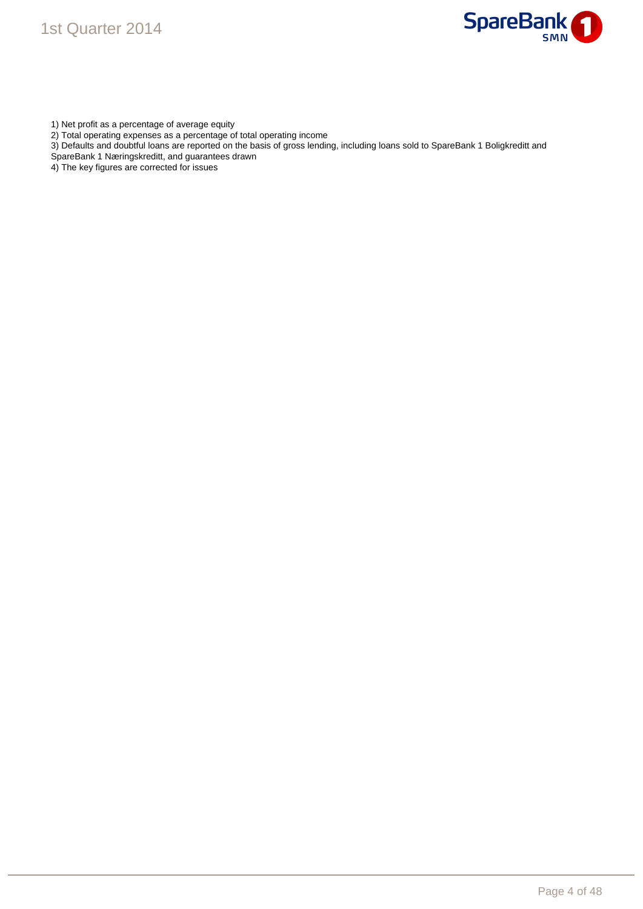1) Net profit as a percentage of average equity

2) Total operating expenses as a percentage of total operating income

3) Defaults and doubtful loans are reported on the basis of gross lending, including loans sold to SpareBank 1 Boligkreditt and SpareBank 1 Næringskreditt, and guarantees drawn

4) The key figures are corrected for issues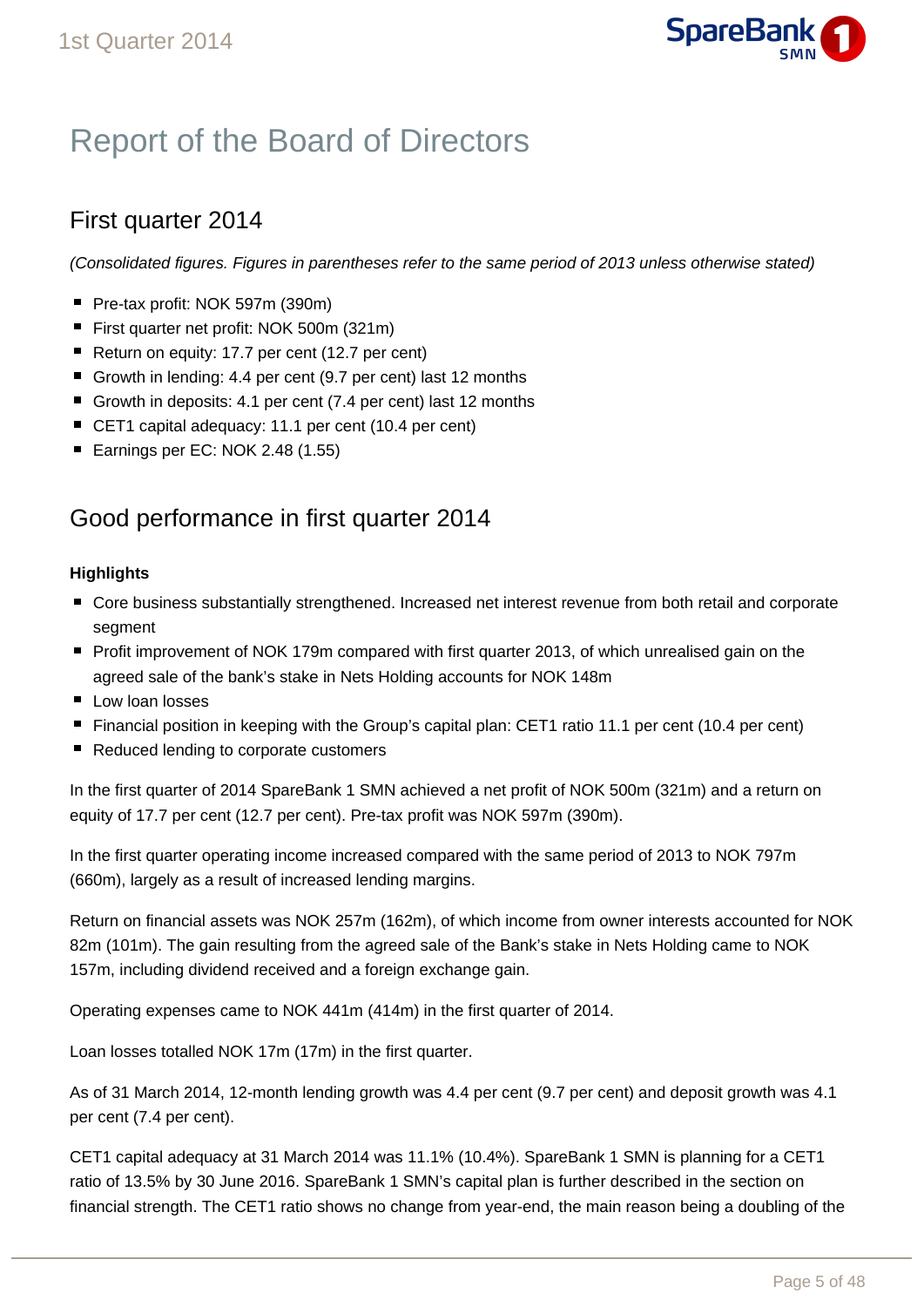# Report of the Board of Directors

## First quarter 2014

*(Consolidated figures. Figures in parentheses refer to the same period of 2013 unless otherwise stated)*

- Pre-tax profit: NOK 597m (390m)
- First quarter net profit: NOK 500m (321m)
- Return on equity: 17.7 per cent (12.7 per cent)
- Growth in lending: 4.4 per cent (9.7 per cent) last 12 months
- Growth in deposits: 4.1 per cent (7.4 per cent) last 12 months
- CET1 capital adequacy: 11.1 per cent (10.4 per cent)
- Earnings per EC: NOK 2.48 (1.55)

## Good performance in first quarter 2014

**Highlights**

- Core business substantially strengthened. Increased net interest revenue from both retail and corporate segment
- Profit improvement of NOK 179m compared with first quarter 2013, of which unrealised gain on the agreed sale of the bank's stake in Nets Holding accounts for NOK 148m
- Low loan losses
- Financial position in keeping with the Group's capital plan: CET1 ratio 11.1 per cent (10.4 per cent)
- Reduced lending to corporate customers

In the first quarter of 2014 SpareBank 1 SMN achieved a net profit of NOK 500m (321m) and a return on equity of 17.7 per cent (12.7 per cent). Pre-tax profit was NOK 597m (390m).

In the first quarter operating income increased compared with the same period of 2013 to NOK 797m (660m), largely as a result of increased lending margins.

Return on financial assets was NOK 257m (162m), of which income from owner interests accounted for NOK 82m (101m). The gain resulting from the agreed sale of the Bank's stake in Nets Holding came to NOK 157m, including dividend received and a foreign exchange gain.

Operating expenses came to NOK 441m (414m) in the first quarter of 2014.

Loan losses totalled NOK 17m (17m) in the first quarter.

As of 31 March 2014, 12-month lending growth was 4.4 per cent (9.7 per cent) and deposit growth was 4.1 per cent (7.4 per cent).

CET1 capital adequacy at 31 March 2014 was 11.1% (10.4%). SpareBank 1 SMN is planning for a CET1 ratio of 13.5% by 30 June 2016. SpareBank 1 SMN's capital plan is further described in the section on financial strength. The CET1 ratio shows no change from year-end, the main reason being a doubling of the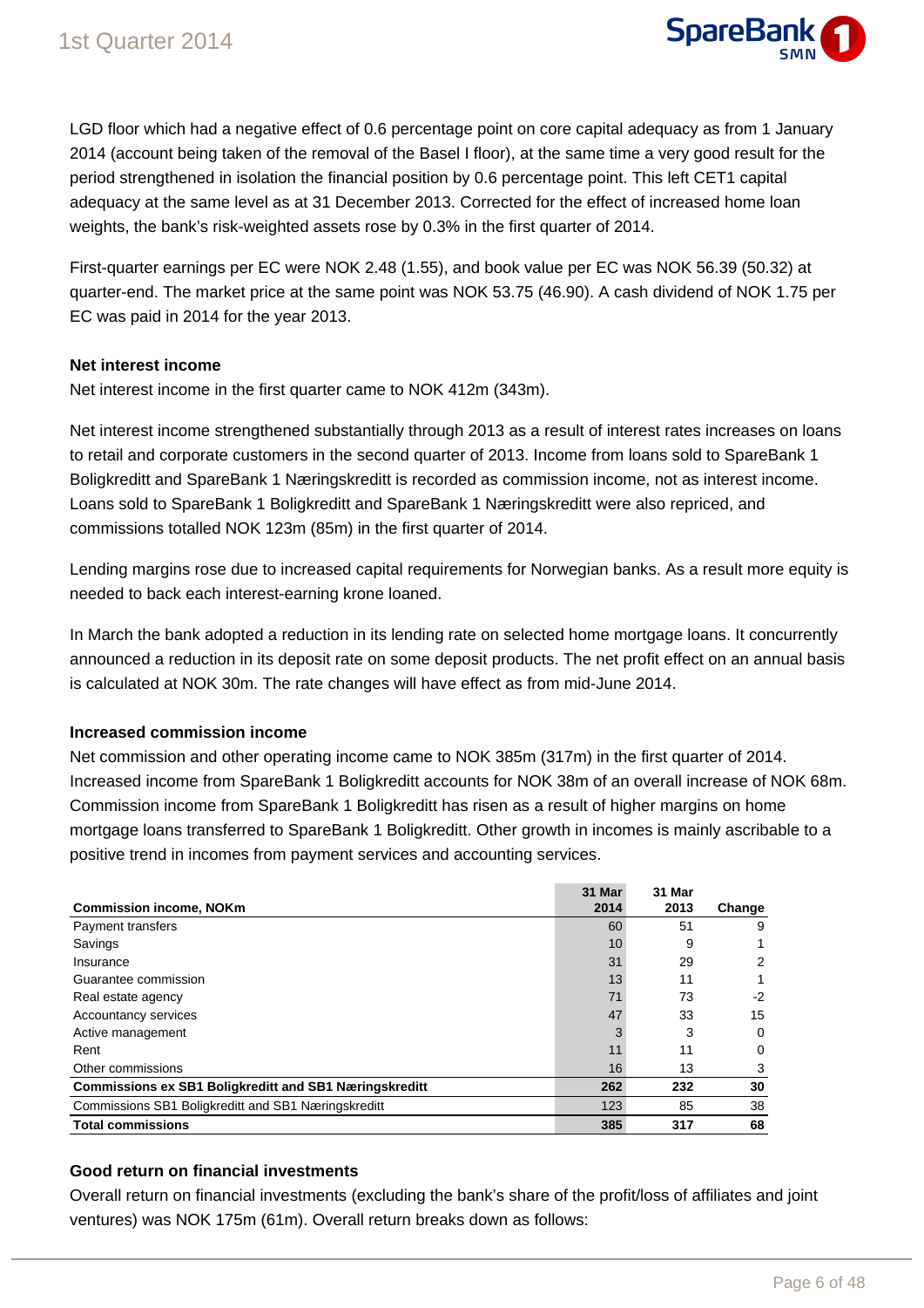LGD floor which had a negative effect of 0.6 percentage point on core capital adequacy as from 1 January 2014 (account being taken of the removal of the Basel I floor), at the same time a very good result for the period strengthened in isolation the financial position by 0.6 percentage point. This left CET1 capital adequacy at the same level as at 31 December 2013. Corrected for the effect of increased home loan weights, the bank's risk-weighted assets rose by 0.3% in the first quarter of 2014.

First-quarter earnings per EC were NOK 2.48 (1.55), and book value per EC was NOK 56.39 (50.32) at quarter-end. The market price at the same point was NOK 53.75 (46.90). A cash dividend of NOK 1.75 per EC was paid in 2014 for the year 2013.

**Net interest income**

Net interest income in the first quarter came to NOK 412m (343m).

Net interest income strengthened substantially through 2013 as a result of interest rates increases on loans to retail and corporate customers in the second quarter of 2013. Income from loans sold to SpareBank 1 Boligkreditt and SpareBank 1 Næringskreditt is recorded as commission income, not as interest income. Loans sold to SpareBank 1 Boligkreditt and SpareBank 1 Næringskreditt were also repriced, and commissions totalled NOK 123m (85m) in the first quarter of 2014.

Lending margins rose due to increased capital requirements for Norwegian banks. As a result more equity is needed to back each interest-earning krone loaned.

In March the bank adopted a reduction in its lending rate on selected home mortgage loans. It concurrently announced a reduction in its deposit rate on some deposit products. The net profit effect on an annual basis is calculated at NOK 30m. The rate changes will have effect as from mid-June 2014.

**Increased commission income**

Net commission and other operating income came to NOK 385m (317m) in the first quarter of 2014. Increased income from SpareBank 1 Boligkreditt accounts for NOK 38m of an overall increase of NOK 68m. Commission income from SpareBank 1 Boligkreditt has risen as a result of higher margins on home mortgage loans transferred to SpareBank 1 Boligkreditt. Other growth in incomes is mainly ascribable to a positive trend in incomes from payment services and accounting services.

| Commission income, NOKm | 31 Mar 2014 | 31 Mar 2013 | Change |
|---|---|---|---|
| Payment transfers | 60 | 51 | 9 |
| Savings | 10 | 9 | 1 |
| Insurance | 31 | 29 | 2 |
| Guarantee commission | 13 | 11 | 1 |
| Real estate agency | 71 | 73 | -2 |
| Accountancy services | 47 | 33 | 15 |
| Active management | 3 | 3 | 0 |
| Rent | 11 | 11 | 0 |
| Other commissions | 16 | 13 | 3 |
| **Commissions ex SB1 Boligkreditt and SB1 Næringskreditt** | **262** | **232** | **30** |
| Commissions SB1 Boligkreditt and SB1 Næringskreditt | 123 | 85 | 38 |
| **Total commissions** | **385** | **317** | **68** |

**Good return on financial investments**

Overall return on financial investments (excluding the bank's share of the profit/loss of affiliates and joint ventures) was NOK 175m (61m). Overall return breaks down as follows: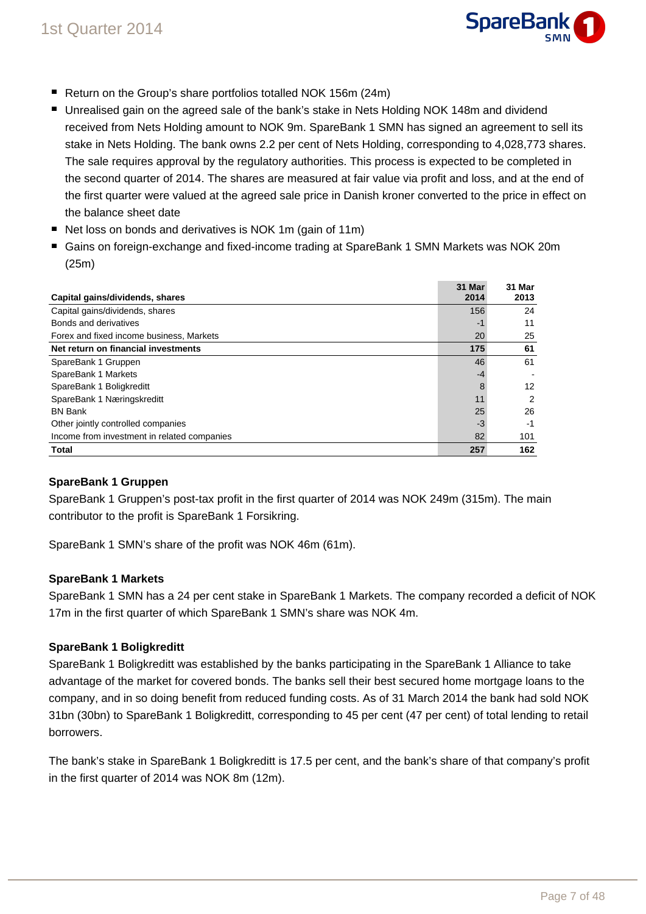- Return on the Group's share portfolios totalled NOK 156m (24m)
- Unrealised gain on the agreed sale of the bank's stake in Nets Holding NOK 148m and dividend received from Nets Holding amount to NOK 9m. SpareBank 1 SMN has signed an agreement to sell its stake in Nets Holding. The bank owns 2.2 per cent of Nets Holding, corresponding to 4,028,773 shares. The sale requires approval by the regulatory authorities. This process is expected to be completed in the second quarter of 2014. The shares are measured at fair value via profit and loss, and at the end of the first quarter were valued at the agreed sale price in Danish kroner converted to the price in effect on the balance sheet date
- Net loss on bonds and derivatives is NOK 1m (gain of 11m)
- Gains on foreign-exchange and fixed-income trading at SpareBank 1 SMN Markets was NOK 20m (25m)

| **Capital gains/dividends, shares** | **31 Mar 2014** | **31 Mar 2013** |
|---|---|---|
| Capital gains/dividends, shares | 156 | 24 |
| Bonds and derivatives | -1 | 11 |
| Forex and fixed income business, Markets | 20 | 25 |
| **Net return on financial investments** | **175** | **61** |
| SpareBank 1 Gruppen | 46 | 61 |
| SpareBank 1 Markets | -4 | - |
| SpareBank 1 Boligkreditt | 8 | 12 |
| SpareBank 1 Næringskreditt | 11 | 2 |
| BN Bank | 25 | 26 |
| Other jointly controlled companies | -3 | -1 |
| Income from investment in related companies | 82 | 101 |
| **Total** | **257** | **162** |

**SpareBank 1 Gruppen**

SpareBank 1 Gruppen's post-tax profit in the first quarter of 2014 was NOK 249m (315m). The main contributor to the profit is SpareBank 1 Forsikring.

SpareBank 1 SMN's share of the profit was NOK 46m (61m).

**SpareBank 1 Markets**

SpareBank 1 SMN has a 24 per cent stake in SpareBank 1 Markets. The company recorded a deficit of NOK 17m in the first quarter of which SpareBank 1 SMN's share was NOK 4m.

**SpareBank 1 Boligkreditt**

SpareBank 1 Boligkreditt was established by the banks participating in the SpareBank 1 Alliance to take advantage of the market for covered bonds. The banks sell their best secured home mortgage loans to the company, and in so doing benefit from reduced funding costs. As of 31 March 2014 the bank had sold NOK 31bn (30bn) to SpareBank 1 Boligkreditt, corresponding to 45 per cent (47 per cent) of total lending to retail borrowers.

The bank's stake in SpareBank 1 Boligkreditt is 17.5 per cent, and the bank's share of that company's profit in the first quarter of 2014 was NOK 8m (12m).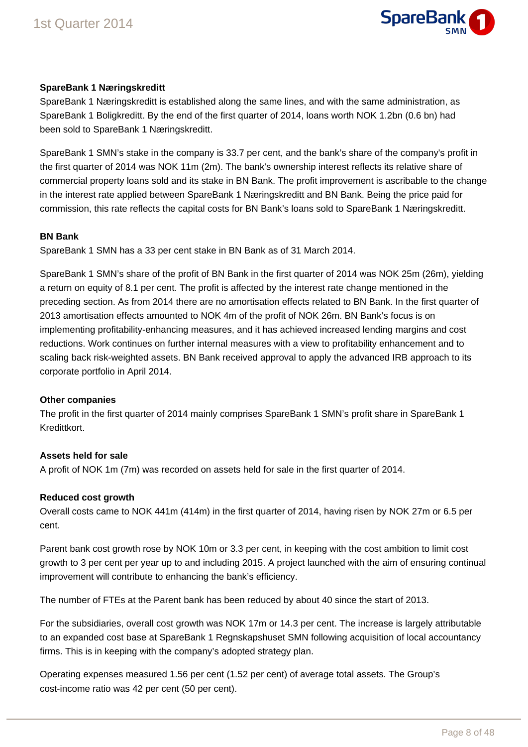**SpareBank 1 Næringskreditt**

SpareBank 1 Næringskreditt is established along the same lines, and with the same administration, as SpareBank 1 Boligkreditt. By the end of the first quarter of 2014, loans worth NOK 1.2bn (0.6 bn) had been sold to SpareBank 1 Næringskreditt.

SpareBank 1 SMN's stake in the company is 33.7 per cent, and the bank's share of the company's profit in the first quarter of 2014 was NOK 11m (2m). The bank's ownership interest reflects its relative share of commercial property loans sold and its stake in BN Bank. The profit improvement is ascribable to the change in the interest rate applied between SpareBank 1 Næringskreditt and BN Bank. Being the price paid for commission, this rate reflects the capital costs for BN Bank's loans sold to SpareBank 1 Næringskreditt.

**BN Bank**

SpareBank 1 SMN has a 33 per cent stake in BN Bank as of 31 March 2014.

SpareBank 1 SMN's share of the profit of BN Bank in the first quarter of 2014 was NOK 25m (26m), yielding a return on equity of 8.1 per cent. The profit is affected by the interest rate change mentioned in the preceding section. As from 2014 there are no amortisation effects related to BN Bank. In the first quarter of 2013 amortisation effects amounted to NOK 4m of the profit of NOK 26m. BN Bank's focus is on implementing profitability-enhancing measures, and it has achieved increased lending margins and cost reductions. Work continues on further internal measures with a view to profitability enhancement and to scaling back risk-weighted assets. BN Bank received approval to apply the advanced IRB approach to its corporate portfolio in April 2014.

**Other companies**

The profit in the first quarter of 2014 mainly comprises SpareBank 1 SMN's profit share in SpareBank 1 Kredittkort.

**Assets held for sale**

A profit of NOK 1m (7m) was recorded on assets held for sale in the first quarter of 2014.

**Reduced cost growth**

Overall costs came to NOK 441m (414m) in the first quarter of 2014, having risen by NOK 27m or 6.5 per cent.

Parent bank cost growth rose by NOK 10m or 3.3 per cent, in keeping with the cost ambition to limit cost growth to 3 per cent per year up to and including 2015. A project launched with the aim of ensuring continual improvement will contribute to enhancing the bank's efficiency.

The number of FTEs at the Parent bank has been reduced by about 40 since the start of 2013.

For the subsidiaries, overall cost growth was NOK 17m or 14.3 per cent. The increase is largely attributable to an expanded cost base at SpareBank 1 Regnskapshuset SMN following acquisition of local accountancy firms. This is in keeping with the company's adopted strategy plan.

Operating expenses measured 1.56 per cent (1.52 per cent) of average total assets. The Group's cost-income ratio was 42 per cent (50 per cent).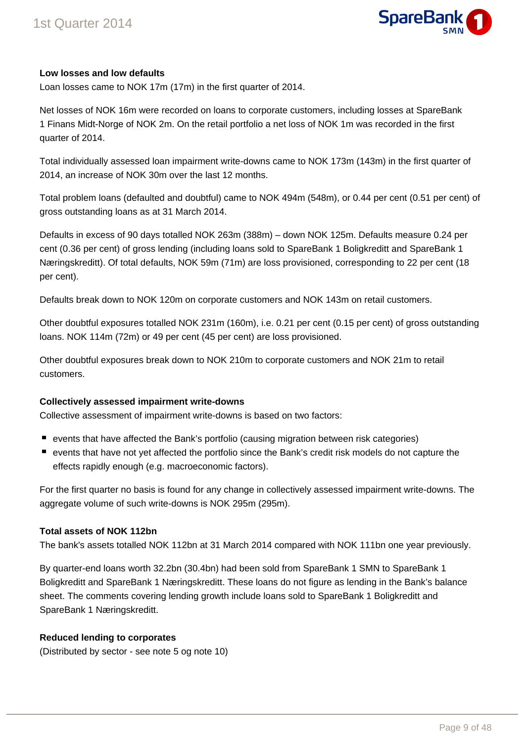**Low losses and low defaults**

Loan losses came to NOK 17m (17m) in the first quarter of 2014.

Net losses of NOK 16m were recorded on loans to corporate customers, including losses at SpareBank 1 Finans Midt-Norge of NOK 2m. On the retail portfolio a net loss of NOK 1m was recorded in the first quarter of 2014.

Total individually assessed loan impairment write-downs came to NOK 173m (143m) in the first quarter of 2014, an increase of NOK 30m over the last 12 months.

Total problem loans (defaulted and doubtful) came to NOK 494m (548m), or 0.44 per cent (0.51 per cent) of gross outstanding loans as at 31 March 2014.

Defaults in excess of 90 days totalled NOK 263m (388m) – down NOK 125m. Defaults measure 0.24 per cent (0.36 per cent) of gross lending (including loans sold to SpareBank 1 Boligkreditt and SpareBank 1 Næringskreditt). Of total defaults, NOK 59m (71m) are loss provisioned, corresponding to 22 per cent (18 per cent).

Defaults break down to NOK 120m on corporate customers and NOK 143m on retail customers.

Other doubtful exposures totalled NOK 231m (160m), i.e. 0.21 per cent (0.15 per cent) of gross outstanding loans. NOK 114m (72m) or 49 per cent (45 per cent) are loss provisioned.

Other doubtful exposures break down to NOK 210m to corporate customers and NOK 21m to retail customers.

**Collectively assessed impairment write-downs**

Collective assessment of impairment write-downs is based on two factors:

- events that have affected the Bank's portfolio (causing migration between risk categories)
- events that have not yet affected the portfolio since the Bank's credit risk models do not capture the effects rapidly enough (e.g. macroeconomic factors).

For the first quarter no basis is found for any change in collectively assessed impairment write-downs. The aggregate volume of such write-downs is NOK 295m (295m).

**Total assets of NOK 112bn**

The bank's assets totalled NOK 112bn at 31 March 2014 compared with NOK 111bn one year previously.

By quarter-end loans worth 32.2bn (30.4bn) had been sold from SpareBank 1 SMN to SpareBank 1 Boligkreditt and SpareBank 1 Næringskreditt. These loans do not figure as lending in the Bank's balance sheet. The comments covering lending growth include loans sold to SpareBank 1 Boligkreditt and SpareBank 1 Næringskreditt.

**Reduced lending to corporates**

(Distributed by sector - see note 5 og note 10)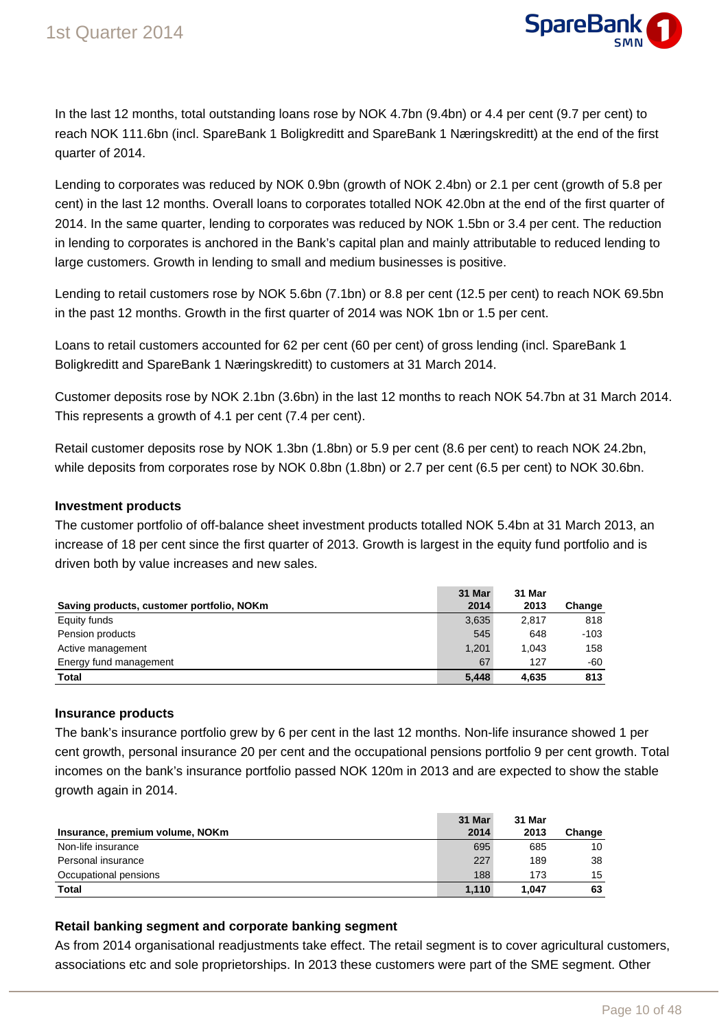In the last 12 months, total outstanding loans rose by NOK 4.7bn (9.4bn) or 4.4 per cent (9.7 per cent) to reach NOK 111.6bn (incl. SpareBank 1 Boligkreditt and SpareBank 1 Næringskreditt) at the end of the first quarter of 2014.

Lending to corporates was reduced by NOK 0.9bn (growth of NOK 2.4bn) or 2.1 per cent (growth of 5.8 per cent) in the last 12 months. Overall loans to corporates totalled NOK 42.0bn at the end of the first quarter of 2014. In the same quarter, lending to corporates was reduced by NOK 1.5bn or 3.4 per cent. The reduction in lending to corporates is anchored in the Bank's capital plan and mainly attributable to reduced lending to large customers. Growth in lending to small and medium businesses is positive.

Lending to retail customers rose by NOK 5.6bn (7.1bn) or 8.8 per cent (12.5 per cent) to reach NOK 69.5bn in the past 12 months. Growth in the first quarter of 2014 was NOK 1bn or 1.5 per cent.

Loans to retail customers accounted for 62 per cent (60 per cent) of gross lending (incl. SpareBank 1 Boligkreditt and SpareBank 1 Næringskreditt) to customers at 31 March 2014.

Customer deposits rose by NOK 2.1bn (3.6bn) in the last 12 months to reach NOK 54.7bn at 31 March 2014. This represents a growth of 4.1 per cent (7.4 per cent).

Retail customer deposits rose by NOK 1.3bn (1.8bn) or 5.9 per cent (8.6 per cent) to reach NOK 24.2bn, while deposits from corporates rose by NOK 0.8bn (1.8bn) or 2.7 per cent (6.5 per cent) to NOK 30.6bn.

### Investment products

The customer portfolio of off-balance sheet investment products totalled NOK 5.4bn at 31 March 2013, an increase of 18 per cent since the first quarter of 2013. Growth is largest in the equity fund portfolio and is driven both by value increases and new sales.

| Saving products, customer portfolio, NOKm | 31 Mar 2014 | 31 Mar 2013 | Change |
|---|---|---|---|
| Equity funds | 3,635 | 2,817 | 818 |
| Pension products | 545 | 648 | -103 |
| Active management | 1,201 | 1,043 | 158 |
| Energy fund management | 67 | 127 | -60 |
| **Total** | **5,448** | **4,635** | **813** |

### Insurance products

The bank's insurance portfolio grew by 6 per cent in the last 12 months. Non-life insurance showed 1 per cent growth, personal insurance 20 per cent and the occupational pensions portfolio 9 per cent growth. Total incomes on the bank's insurance portfolio passed NOK 120m in 2013 and are expected to show the stable growth again in 2014.

| Insurance, premium volume, NOKm | 31 Mar 2014 | 31 Mar 2013 | Change |
|---|---|---|---|
| Non-life insurance | 695 | 685 | 10 |
| Personal insurance | 227 | 189 | 38 |
| Occupational pensions | 188 | 173 | 15 |
| **Total** | **1,110** | **1,047** | **63** |

### Retail banking segment and corporate banking segment

As from 2014 organisational readjustments take effect. The retail segment is to cover agricultural customers, associations etc and sole proprietorships. In 2013 these customers were part of the SME segment. Other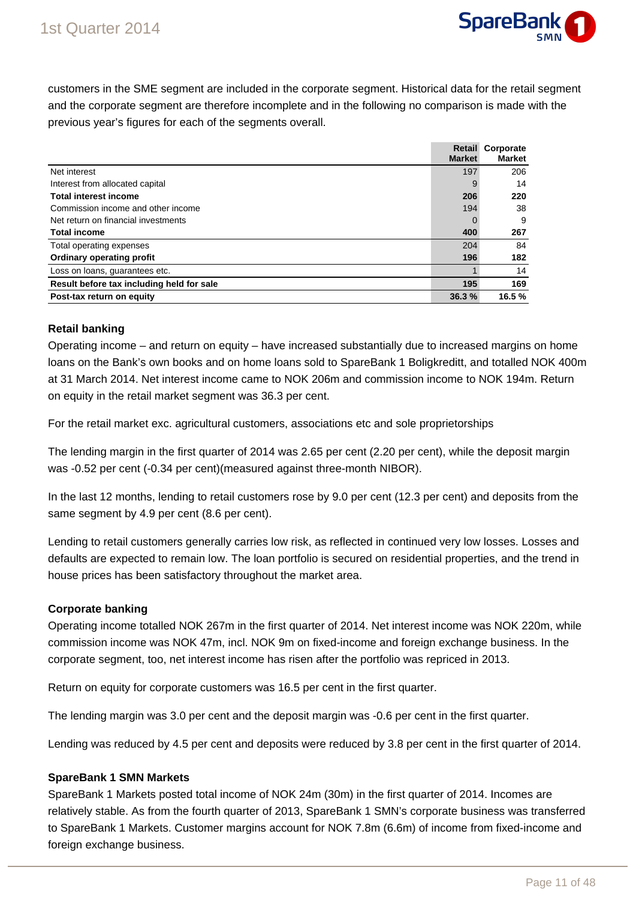customers in the SME segment are included in the corporate segment. Historical data for the retail segment and the corporate segment are therefore incomplete and in the following no comparison is made with the previous year's figures for each of the segments overall.

| | Retail Market | Corporate Market |
|---|---|---|
| Net interest | 197 | 206 |
| Interest from allocated capital | 9 | 14 |
| **Total interest income** | **206** | **220** |
| Commission income and other income | 194 | 38 |
| Net return on financial investments | 0 | 9 |
| **Total income** | **400** | **267** |
| Total operating expenses | 204 | 84 |
| **Ordinary operating profit** | **196** | **182** |
| Loss on loans, guarantees etc. | 1 | 14 |
| **Result before tax including held for sale** | **195** | **169** |
| **Post-tax return on equity** | **36.3 %** | **16.5 %** |

**Retail banking**

Operating income – and return on equity – have increased substantially due to increased margins on home loans on the Bank's own books and on home loans sold to SpareBank 1 Boligkreditt, and totalled NOK 400m at 31 March 2014. Net interest income came to NOK 206m and commission income to NOK 194m. Return on equity in the retail market segment was 36.3 per cent.

For the retail market exc. agricultural customers, associations etc and sole proprietorships

The lending margin in the first quarter of 2014 was 2.65 per cent (2.20 per cent), while the deposit margin was -0.52 per cent (-0.34 per cent)(measured against three-month NIBOR).

In the last 12 months, lending to retail customers rose by 9.0 per cent (12.3 per cent) and deposits from the same segment by 4.9 per cent (8.6 per cent).

Lending to retail customers generally carries low risk, as reflected in continued very low losses. Losses and defaults are expected to remain low. The loan portfolio is secured on residential properties, and the trend in house prices has been satisfactory throughout the market area.

**Corporate banking**

Operating income totalled NOK 267m in the first quarter of 2014. Net interest income was NOK 220m, while commission income was NOK 47m, incl. NOK 9m on fixed-income and foreign exchange business. In the corporate segment, too, net interest income has risen after the portfolio was repriced in 2013.

Return on equity for corporate customers was 16.5 per cent in the first quarter.

The lending margin was 3.0 per cent and the deposit margin was -0.6 per cent in the first quarter.

Lending was reduced by 4.5 per cent and deposits were reduced by 3.8 per cent in the first quarter of 2014.

**SpareBank 1 SMN Markets**

SpareBank 1 Markets posted total income of NOK 24m (30m) in the first quarter of 2014. Incomes are relatively stable. As from the fourth quarter of 2013, SpareBank 1 SMN's corporate business was transferred to SpareBank 1 Markets. Customer margins account for NOK 7.8m (6.6m) of income from fixed-income and foreign exchange business.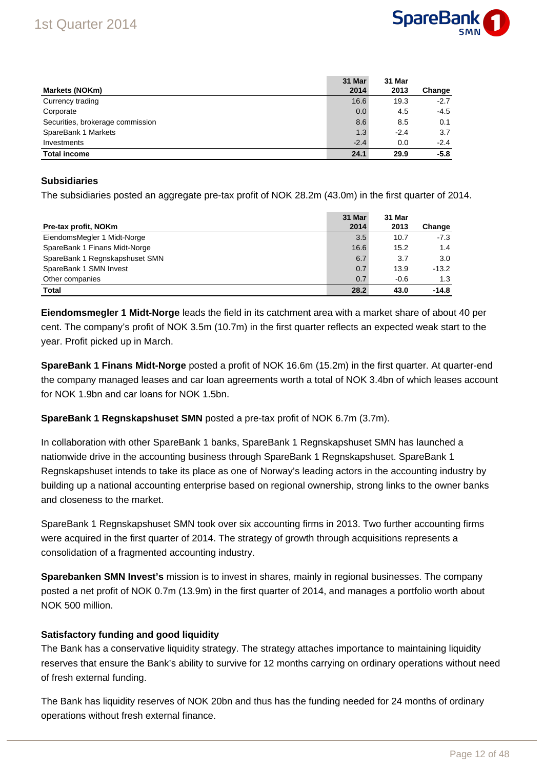| Markets (NOKm) | 31 Mar 2014 | 31 Mar 2013 | Change |
|---|---|---|---|
| Currency trading | 16.6 | 19.3 | -2.7 |
| Corporate | 0.0 | 4.5 | -4.5 |
| Securities, brokerage commission | 8.6 | 8.5 | 0.1 |
| SpareBank 1 Markets | 1.3 | -2.4 | 3.7 |
| Investments | -2.4 | 0.0 | -2.4 |
| **Total income** | **24.1** | **29.9** | **-5.8** |

**Subsidiaries**

The subsidiaries posted an aggregate pre-tax profit of NOK 28.2m (43.0m) in the first quarter of 2014.

| Pre-tax profit, NOKm | 31 Mar 2014 | 31 Mar 2013 | Change |
|---|---|---|---|
| EiendomsMegler 1 Midt-Norge | 3.5 | 10.7 | -7.3 |
| SpareBank 1 Finans Midt-Norge | 16.6 | 15.2 | 1.4 |
| SpareBank 1 Regnskapshuset SMN | 6.7 | 3.7 | 3.0 |
| SpareBank 1 SMN Invest | 0.7 | 13.9 | -13.2 |
| Other companies | 0.7 | -0.6 | 1.3 |
| **Total** | **28.2** | **43.0** | **-14.8** |

**Eiendomsmegler 1 Midt-Norge** leads the field in its catchment area with a market share of about 40 per cent. The company's profit of NOK 3.5m (10.7m) in the first quarter reflects an expected weak start to the year. Profit picked up in March.

**SpareBank 1 Finans Midt-Norge** posted a profit of NOK 16.6m (15.2m) in the first quarter. At quarter-end the company managed leases and car loan agreements worth a total of NOK 3.4bn of which leases account for NOK 1.9bn and car loans for NOK 1.5bn.

**SpareBank 1 Regnskapshuset SMN** posted a pre-tax profit of NOK 6.7m (3.7m).

In collaboration with other SpareBank 1 banks, SpareBank 1 Regnskapshuset SMN has launched a nationwide drive in the accounting business through SpareBank 1 Regnskapshuset. SpareBank 1 Regnskapshuset intends to take its place as one of Norway's leading actors in the accounting industry by building up a national accounting enterprise based on regional ownership, strong links to the owner banks and closeness to the market.

SpareBank 1 Regnskapshuset SMN took over six accounting firms in 2013. Two further accounting firms were acquired in the first quarter of 2014. The strategy of growth through acquisitions represents a consolidation of a fragmented accounting industry.

**Sparebanken SMN Invest's** mission is to invest in shares, mainly in regional businesses. The company posted a net profit of NOK 0.7m (13.9m) in the first quarter of 2014, and manages a portfolio worth about NOK 500 million.

**Satisfactory funding and good liquidity**

The Bank has a conservative liquidity strategy. The strategy attaches importance to maintaining liquidity reserves that ensure the Bank's ability to survive for 12 months carrying on ordinary operations without need of fresh external funding.

The Bank has liquidity reserves of NOK 20bn and thus has the funding needed for 24 months of ordinary operations without fresh external finance.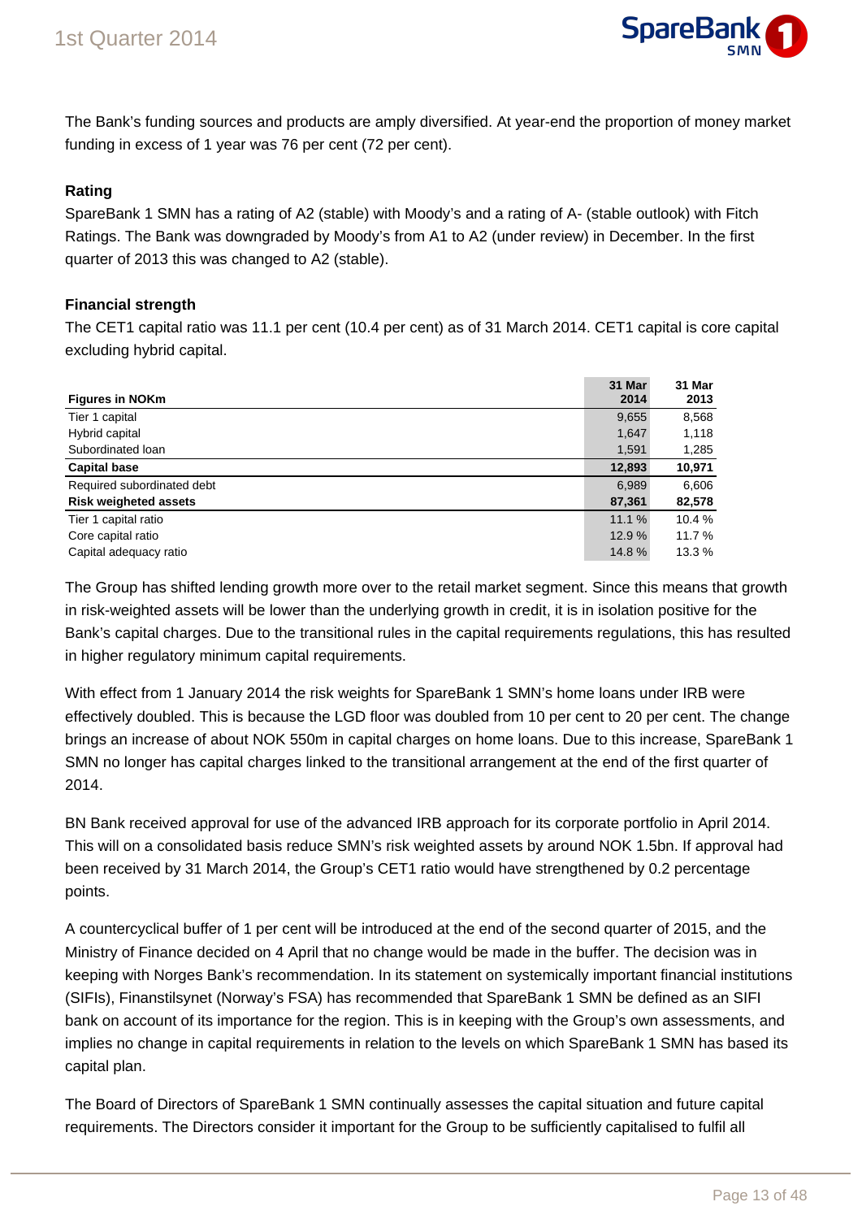The Bank's funding sources and products are amply diversified. At year-end the proportion of money market funding in excess of 1 year was 76 per cent (72 per cent).

### Rating

SpareBank 1 SMN has a rating of A2 (stable) with Moody's and a rating of A- (stable outlook) with Fitch Ratings. The Bank was downgraded by Moody's from A1 to A2 (under review) in December. In the first quarter of 2013 this was changed to A2 (stable).

### Financial strength

The CET1 capital ratio was 11.1 per cent (10.4 per cent) as of 31 March 2014. CET1 capital is core capital excluding hybrid capital.

| Figures in NOKm | 31 Mar 2014 | 31 Mar 2013 |
|---|---|---|
| Tier 1 capital | 9,655 | 8,568 |
| Hybrid capital | 1,647 | 1,118 |
| Subordinated loan | 1,591 | 1,285 |
| **Capital base** | **12,893** | **10,971** |
| Required subordinated debt | 6,989 | 6,606 |
| **Risk weighteted assets** | **87,361** | **82,578** |
| Tier 1 capital ratio | 11.1 % | 10.4 % |
| Core capital ratio | 12.9 % | 11.7 % |
| Capital adequacy ratio | 14.8 % | 13.3 % |

The Group has shifted lending growth more over to the retail market segment. Since this means that growth in risk-weighted assets will be lower than the underlying growth in credit, it is in isolation positive for the Bank's capital charges. Due to the transitional rules in the capital requirements regulations, this has resulted in higher regulatory minimum capital requirements.

With effect from 1 January 2014 the risk weights for SpareBank 1 SMN's home loans under IRB were effectively doubled. This is because the LGD floor was doubled from 10 per cent to 20 per cent. The change brings an increase of about NOK 550m in capital charges on home loans. Due to this increase, SpareBank 1 SMN no longer has capital charges linked to the transitional arrangement at the end of the first quarter of 2014.

BN Bank received approval for use of the advanced IRB approach for its corporate portfolio in April 2014. This will on a consolidated basis reduce SMN's risk weighted assets by around NOK 1.5bn. If approval had been received by 31 March 2014, the Group's CET1 ratio would have strengthened by 0.2 percentage points.

A countercyclical buffer of 1 per cent will be introduced at the end of the second quarter of 2015, and the Ministry of Finance decided on 4 April that no change would be made in the buffer. The decision was in keeping with Norges Bank's recommendation. In its statement on systemically important financial institutions (SIFIs), Finanstilsynet (Norway's FSA) has recommended that SpareBank 1 SMN be defined as an SIFI bank on account of its importance for the region. This is in keeping with the Group's own assessments, and implies no change in capital requirements in relation to the levels on which SpareBank 1 SMN has based its capital plan.

The Board of Directors of SpareBank 1 SMN continually assesses the capital situation and future capital requirements. The Directors consider it important for the Group to be sufficiently capitalised to fulfil all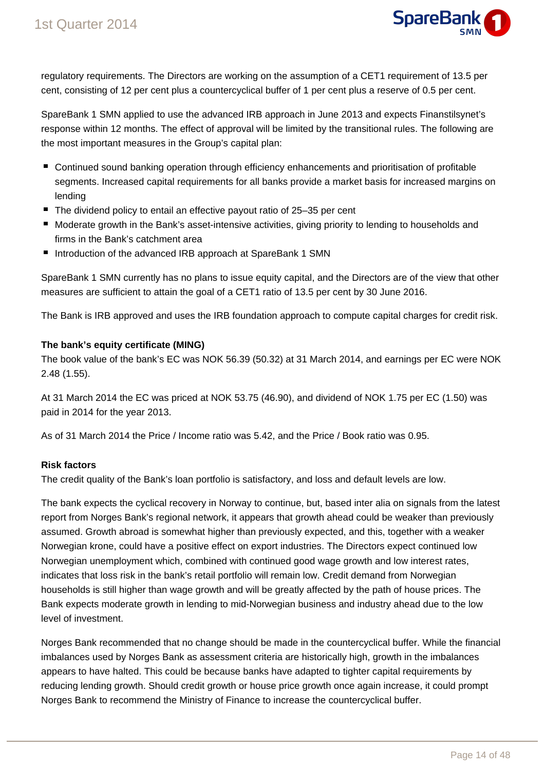regulatory requirements. The Directors are working on the assumption of a CET1 requirement of 13.5 per cent, consisting of 12 per cent plus a countercyclical buffer of 1 per cent plus a reserve of 0.5 per cent.

SpareBank 1 SMN applied to use the advanced IRB approach in June 2013 and expects Finanstilsynet's response within 12 months. The effect of approval will be limited by the transitional rules. The following are the most important measures in the Group's capital plan:

- Continued sound banking operation through efficiency enhancements and prioritisation of profitable segments. Increased capital requirements for all banks provide a market basis for increased margins on lending
- The dividend policy to entail an effective payout ratio of 25–35 per cent
- Moderate growth in the Bank's asset-intensive activities, giving priority to lending to households and firms in the Bank's catchment area
- Introduction of the advanced IRB approach at SpareBank 1 SMN

SpareBank 1 SMN currently has no plans to issue equity capital, and the Directors are of the view that other measures are sufficient to attain the goal of a CET1 ratio of 13.5 per cent by 30 June 2016.

The Bank is IRB approved and uses the IRB foundation approach to compute capital charges for credit risk.

**The bank's equity certificate (MING)**

The book value of the bank's EC was NOK 56.39 (50.32) at 31 March 2014, and earnings per EC were NOK 2.48 (1.55).

At 31 March 2014 the EC was priced at NOK 53.75 (46.90), and dividend of NOK 1.75 per EC (1.50) was paid in 2014 for the year 2013.

As of 31 March 2014 the Price / Income ratio was 5.42, and the Price / Book ratio was 0.95.

**Risk factors**

The credit quality of the Bank's loan portfolio is satisfactory, and loss and default levels are low.

The bank expects the cyclical recovery in Norway to continue, but, based inter alia on signals from the latest report from Norges Bank's regional network, it appears that growth ahead could be weaker than previously assumed. Growth abroad is somewhat higher than previously expected, and this, together with a weaker Norwegian krone, could have a positive effect on export industries. The Directors expect continued low Norwegian unemployment which, combined with continued good wage growth and low interest rates, indicates that loss risk in the bank's retail portfolio will remain low. Credit demand from Norwegian households is still higher than wage growth and will be greatly affected by the path of house prices. The Bank expects moderate growth in lending to mid-Norwegian business and industry ahead due to the low level of investment.

Norges Bank recommended that no change should be made in the countercyclical buffer. While the financial imbalances used by Norges Bank as assessment criteria are historically high, growth in the imbalances appears to have halted. This could be because banks have adapted to tighter capital requirements by reducing lending growth. Should credit growth or house price growth once again increase, it could prompt Norges Bank to recommend the Ministry of Finance to increase the countercyclical buffer.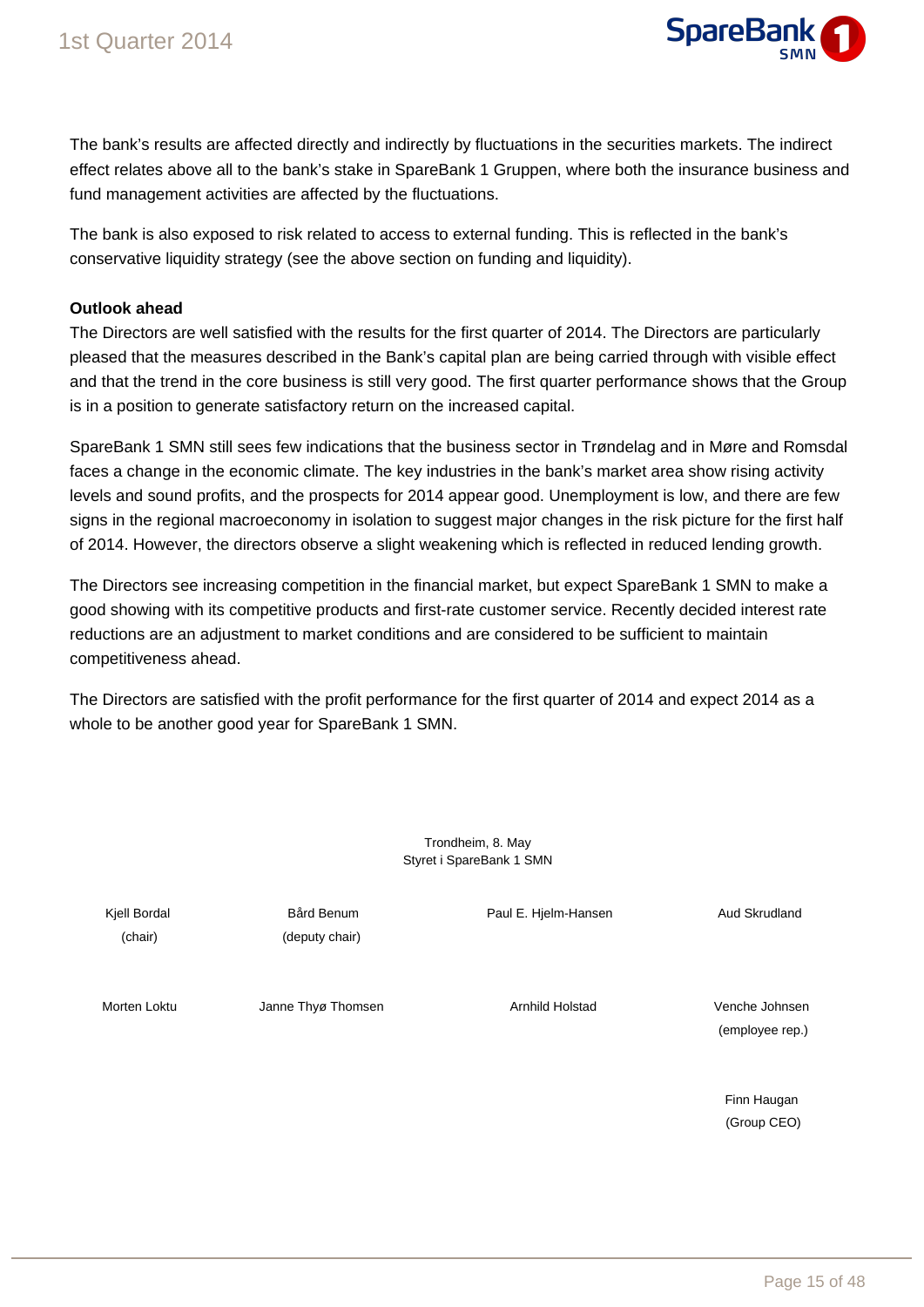The bank's results are affected directly and indirectly by fluctuations in the securities markets. The indirect effect relates above all to the bank's stake in SpareBank 1 Gruppen, where both the insurance business and fund management activities are affected by the fluctuations.

The bank is also exposed to risk related to access to external funding. This is reflected in the bank's conservative liquidity strategy (see the above section on funding and liquidity).

**Outlook ahead**

The Directors are well satisfied with the results for the first quarter of 2014. The Directors are particularly pleased that the measures described in the Bank's capital plan are being carried through with visible effect and that the trend in the core business is still very good. The first quarter performance shows that the Group is in a position to generate satisfactory return on the increased capital.

SpareBank 1 SMN still sees few indications that the business sector in Trøndelag and in Møre and Romsdal faces a change in the economic climate. The key industries in the bank's market area show rising activity levels and sound profits, and the prospects for 2014 appear good. Unemployment is low, and there are few signs in the regional macroeconomy in isolation to suggest major changes in the risk picture for the first half of 2014. However, the directors observe a slight weakening which is reflected in reduced lending growth.

The Directors see increasing competition in the financial market, but expect SpareBank 1 SMN to make a good showing with its competitive products and first-rate customer service. Recently decided interest rate reductions are an adjustment to market conditions and are considered to be sufficient to maintain competitiveness ahead.

The Directors are satisfied with the profit performance for the first quarter of 2014 and expect 2014 as a whole to be another good year for SpareBank 1 SMN.

Trondheim, 8. May
Styret i SpareBank 1 SMN

| | | | |
|---|---|---|---|
| Kjell Bordal (chair) | Bård Benum (deputy chair) | Paul E. Hjelm-Hansen | Aud Skrudland |
| Morten Loktu | Janne Thyø Thomsen | Arnhild Holstad | Venche Johnsen (employee rep.) |
| | | | Finn Haugan (Group CEO) |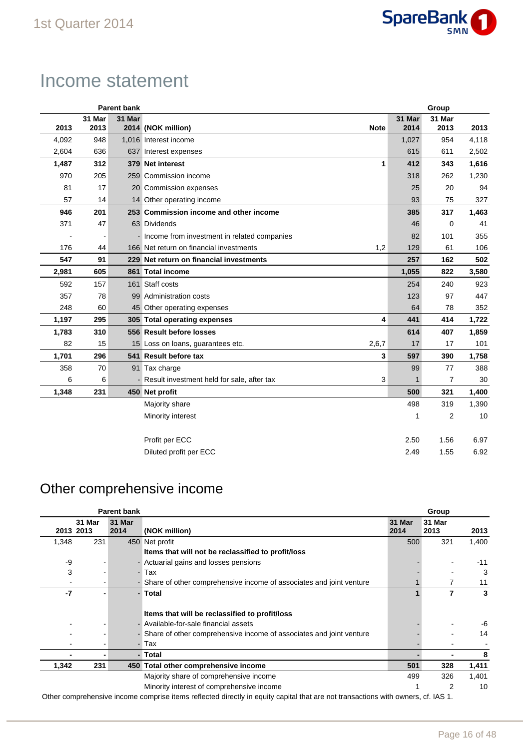# Income statement

| Parent bank | | | | | Group | | |
|---|---|---|---|---|---|---|---|
| 2013 | 31 Mar 2013 | 31 Mar 2014 | (NOK million) | Note | 31 Mar 2014 | 31 Mar 2013 | 2013 |
| 4,092 | 948 | 1,016 | Interest income | | 1,027 | 954 | 4,118 |
| 2,604 | 636 | 637 | Interest expenses | | 615 | 611 | 2,502 |
| **1,487** | **312** | **379** | **Net interest** | **1** | **412** | **343** | **1,616** |
| 970 | 205 | 259 | Commission income | | 318 | 262 | 1,230 |
| 81 | 17 | 20 | Commission expenses | | 25 | 20 | 94 |
| 57 | 14 | 14 | Other operating income | | 93 | 75 | 327 |
| **946** | **201** | **253** | **Commission income and other income** | | **385** | **317** | **1,463** |
| 371 | 47 | 63 | Dividends | | 46 | 0 | 41 |
| - | - | - | Income from investment in related companies | | 82 | 101 | 355 |
| 176 | 44 | 166 | Net return on financial investments | 1,2 | 129 | 61 | 106 |
| **547** | **91** | **229** | **Net return on financial investments** | | **257** | **162** | **502** |
| **2,981** | **605** | **861** | **Total income** | | **1,055** | **822** | **3,580** |
| 592 | 157 | 161 | Staff costs | | 254 | 240 | 923 |
| 357 | 78 | 99 | Administration costs | | 123 | 97 | 447 |
| 248 | 60 | 45 | Other operating expenses | | 64 | 78 | 352 |
| **1,197** | **295** | **305** | **Total operating expenses** | **4** | **441** | **414** | **1,722** |
| **1,783** | **310** | **556** | **Result before losses** | | **614** | **407** | **1,859** |
| 82 | 15 | 15 | Loss on loans, guarantees etc. | 2,6,7 | 17 | 17 | 101 |
| **1,701** | **296** | **541** | **Result before tax** | **3** | **597** | **390** | **1,758** |
| 358 | 70 | 91 | Tax charge | | 99 | 77 | 388 |
| 6 | 6 | - | Result investment held for sale, after tax | 3 | 1 | 7 | 30 |
| **1,348** | **231** | **450** | **Net profit** | | **500** | **321** | **1,400** |
| | | | Majority share | | 498 | 319 | 1,390 |
| | | | Minority interest | | 1 | 2 | 10 |
| | | | | | | | |
| | | | Profit per ECC | | 2.50 | 1.56 | 6.97 |
| | | | Diluted profit per ECC | | 2.49 | 1.55 | 6.92 |

## Other comprehensive income

| Parent bank | | | | Group | | |
|---|---|---|---|---|---|---|
| 2013 | 31 Mar 2013 | 31 Mar 2014 | (NOK million) | 31 Mar 2014 | 31 Mar 2013 | 2013 |
| 1,348 | 231 | 450 | Net profit | 500 | 321 | 1,400 |
| | | | **Items that will not be reclassified to profit/loss** | | | |
| -9 | - | - | Actuarial gains and losses pensions | - | - | -11 |
| 3 | - | - | Tax | - | - | 3 |
| - | - | - | Share of other comprehensive income of associates and joint venture | 1 | 7 | 11 |
| **-7** | **-** | **-** | **Total** | **1** | **7** | **3** |
| | | | | | | |
| | | | **Items that will be reclassified to profit/loss** | | | |
| - | - | - | Available-for-sale financial assets | - | - | -6 |
| - | - | - | Share of other comprehensive income of associates and joint venture | - | - | 14 |
| - | - | - | Tax | - | - | - |
| **-** | **-** | **-** | **Total** | **-** | **-** | **8** |
| **1,342** | **231** | **450** | **Total other comprehensive income** | **501** | **328** | **1,411** |
| | | | Majority share of comprehensive income | 499 | 326 | 1,401 |
| | | | Minority interest of comprehensive income | 1 | 2 | 10 |

Other comprehensive income comprise items reflected directly in equity capital that are not transactions with owners, cf. IAS 1.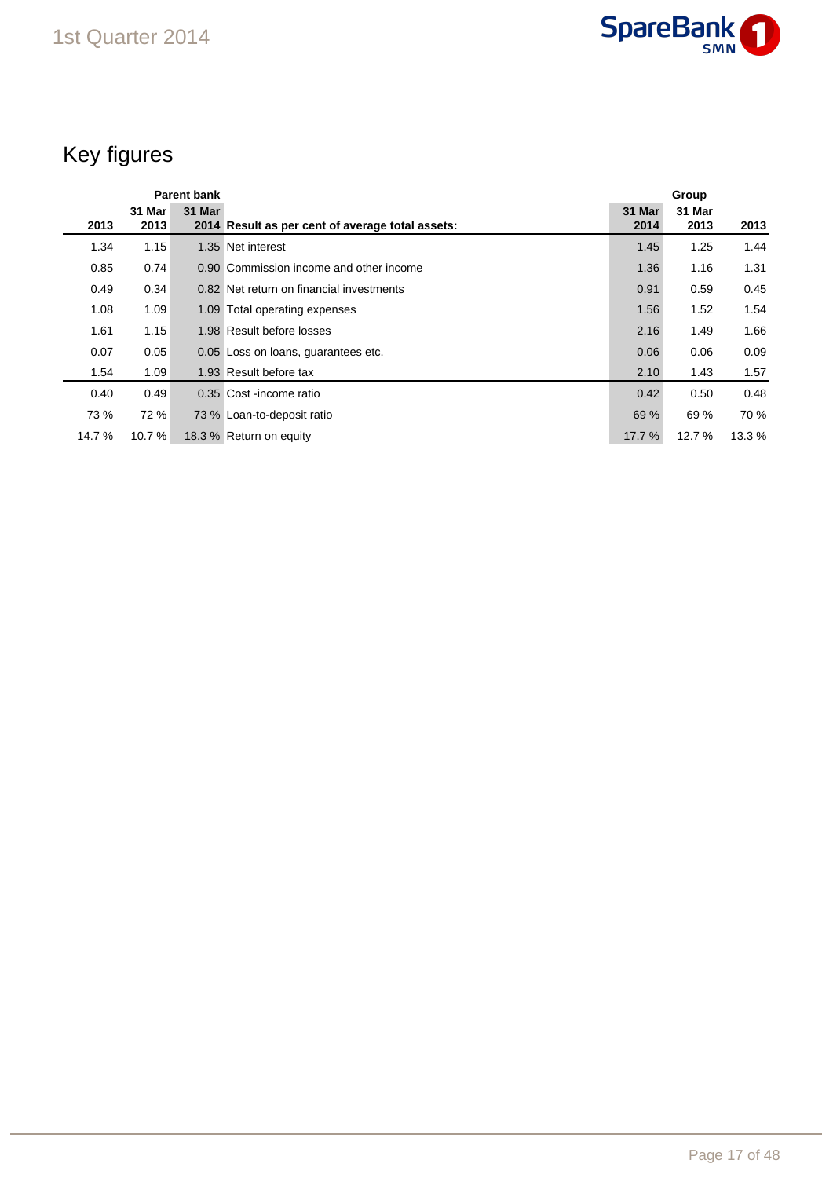# Key figures

| Parent bank | | | | Group | | |
|---|---|---|---|---|---|---|
| 2013 | 31 Mar 2013 | 31 Mar 2014 | **Result as per cent of average total assets:** | 31 Mar 2014 | 31 Mar 2013 | 2013 |
| 1.34 | 1.15 | 1.35 | Net interest | 1.45 | 1.25 | 1.44 |
| 0.85 | 0.74 | 0.90 | Commission income and other income | 1.36 | 1.16 | 1.31 |
| 0.49 | 0.34 | 0.82 | Net return on financial investments | 0.91 | 0.59 | 0.45 |
| 1.08 | 1.09 | 1.09 | Total operating expenses | 1.56 | 1.52 | 1.54 |
| 1.61 | 1.15 | 1.98 | Result before losses | 2.16 | 1.49 | 1.66 |
| 0.07 | 0.05 | 0.05 | Loss on loans, guarantees etc. | 0.06 | 0.06 | 0.09 |
| 1.54 | 1.09 | 1.93 | Result before tax | 2.10 | 1.43 | 1.57 |
| 0.40 | 0.49 | 0.35 | Cost -income ratio | 0.42 | 0.50 | 0.48 |
| 73 % | 72 % | 73 % | Loan-to-deposit ratio | 69 % | 69 % | 70 % |
| 14.7 % | 10.7 % | 18.3 % | Return on equity | 17.7 % | 12.7 % | 13.3 % |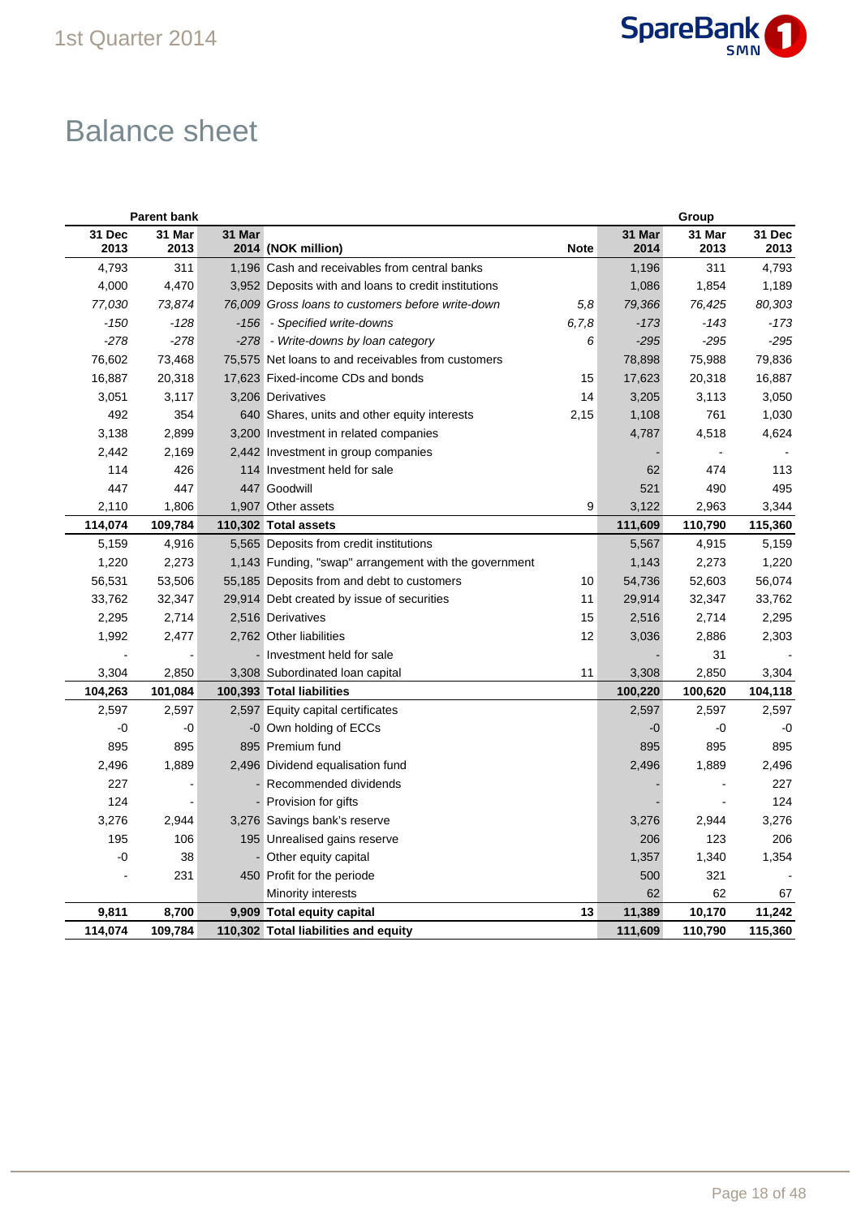# Balance sheet

| Parent bank | | | | | Group | | |
|---|---|---|---|---|---|---|---|
| 31 Dec 2013 | 31 Mar 2013 | 31 Mar 2014 | (NOK million) | Note | 31 Mar 2014 | 31 Mar 2013 | 31 Dec 2013 |
| 4,793 | 311 | 1,196 | Cash and receivables from central banks | | 1,196 | 311 | 4,793 |
| 4,000 | 4,470 | 3,952 | Deposits with and loans to credit institutions | | 1,086 | 1,854 | 1,189 |
| *77,030* | *73,874* | *76,009* | *Gross loans to customers before write-down* | *5,8* | *79,366* | *76,425* | *80,303* |
| *-150* | *-128* | *-156* | *- Specified write-downs* | *6,7,8* | *-173* | *-143* | *-173* |
| *-278* | *-278* | *-278* | *- Write-downs by loan category* | *6* | *-295* | *-295* | *-295* |
| 76,602 | 73,468 | 75,575 | Net loans to and receivables from customers | | 78,898 | 75,988 | 79,836 |
| 16,887 | 20,318 | 17,623 | Fixed-income CDs and bonds | 15 | 17,623 | 20,318 | 16,887 |
| 3,051 | 3,117 | 3,206 | Derivatives | 14 | 3,205 | 3,113 | 3,050 |
| 492 | 354 | 640 | Shares, units and other equity interests | 2,15 | 1,108 | 761 | 1,030 |
| 3,138 | 2,899 | 3,200 | Investment in related companies | | 4,787 | 4,518 | 4,624 |
| 2,442 | 2,169 | 2,442 | Investment in group companies | | - | - | - |
| 114 | 426 | 114 | Investment held for sale | | 62 | 474 | 113 |
| 447 | 447 | 447 | Goodwill | | 521 | 490 | 495 |
| 2,110 | 1,806 | 1,907 | Other assets | 9 | 3,122 | 2,963 | 3,344 |
| **114,074** | **109,784** | **110,302** | **Total assets** | | **111,609** | **110,790** | **115,360** |
| 5,159 | 4,916 | 5,565 | Deposits from credit institutions | | 5,567 | 4,915 | 5,159 |
| 1,220 | 2,273 | 1,143 | Funding, "swap" arrangement with the government | | 1,143 | 2,273 | 1,220 |
| 56,531 | 53,506 | 55,185 | Deposits from and debt to customers | 10 | 54,736 | 52,603 | 56,074 |
| 33,762 | 32,347 | 29,914 | Debt created by issue of securities | 11 | 29,914 | 32,347 | 33,762 |
| 2,295 | 2,714 | 2,516 | Derivatives | 15 | 2,516 | 2,714 | 2,295 |
| 1,992 | 2,477 | 2,762 | Other liabilities | 12 | 3,036 | 2,886 | 2,303 |
| - | - | - | Investment held for sale | | - | 31 | - |
| 3,304 | 2,850 | 3,308 | Subordinated loan capital | 11 | 3,308 | 2,850 | 3,304 |
| **104,263** | **101,084** | **100,393** | **Total liabilities** | | **100,220** | **100,620** | **104,118** |
| 2,597 | 2,597 | 2,597 | Equity capital certificates | | 2,597 | 2,597 | 2,597 |
| -0 | -0 | -0 | Own holding of ECCs | | -0 | -0 | -0 |
| 895 | 895 | 895 | Premium fund | | 895 | 895 | 895 |
| 2,496 | 1,889 | 2,496 | Dividend equalisation fund | | 2,496 | 1,889 | 2,496 |
| 227 | - | - | Recommended dividends | | - | - | 227 |
| 124 | - | - | Provision for gifts | | - | - | 124 |
| 3,276 | 2,944 | 3,276 | Savings bank's reserve | | 3,276 | 2,944 | 3,276 |
| 195 | 106 | 195 | Unrealised gains reserve | | 206 | 123 | 206 |
| -0 | 38 | - | Other equity capital | | 1,357 | 1,340 | 1,354 |
| - | 231 | 450 | Profit for the periode | | 500 | 321 | - |
| | | | Minority interests | | 62 | 62 | 67 |
| **9,811** | **8,700** | **9,909** | **Total equity capital** | **13** | **11,389** | **10,170** | **11,242** |
| **114,074** | **109,784** | **110,302** | **Total liabilities and equity** | | **111,609** | **110,790** | **115,360** |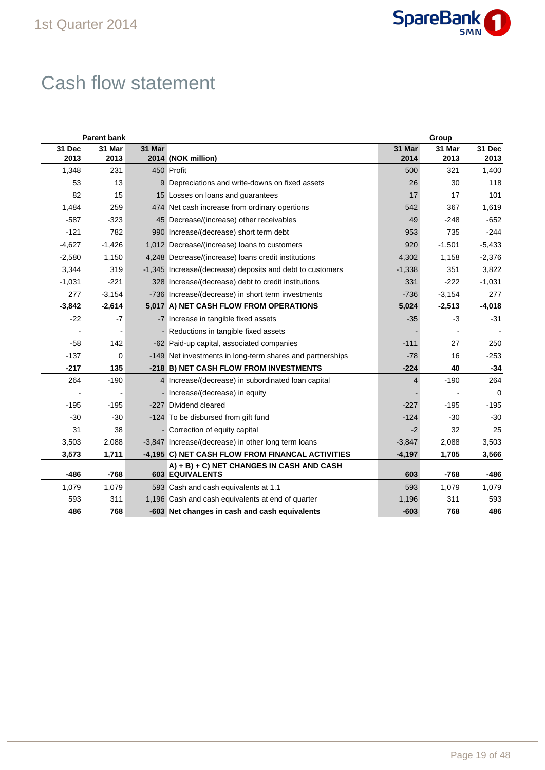# Cash flow statement

| Parent bank | | | | Group | | |
|---|---|---|---|---|---|---|
| 31 Dec 2013 | 31 Mar 2013 | 31 Mar 2014 | (NOK million) | 31 Mar 2014 | 31 Mar 2013 | 31 Dec 2013 |
| 1,348 | 231 | 450 | Profit | 500 | 321 | 1,400 |
| 53 | 13 | 9 | Depreciations and write-downs on fixed assets | 26 | 30 | 118 |
| 82 | 15 | 15 | Losses on loans and guarantees | 17 | 17 | 101 |
| 1,484 | 259 | 474 | Net cash increase from ordinary opertions | 542 | 367 | 1,619 |
| -587 | -323 | 45 | Decrease/(increase) other receivables | 49 | -248 | -652 |
| -121 | 782 | 990 | Increase/(decrease) short term debt | 953 | 735 | -244 |
| -4,627 | -1,426 | 1,012 | Decrease/(increase) loans to customers | 920 | -1,501 | -5,433 |
| -2,580 | 1,150 | 4,248 | Decrease/(increase) loans credit institutions | 4,302 | 1,158 | -2,376 |
| 3,344 | 319 | -1,345 | Increase/(decrease) deposits and debt to customers | -1,338 | 351 | 3,822 |
| -1,031 | -221 | 328 | Increase/(decrease) debt to credit institutions | 331 | -222 | -1,031 |
| 277 | -3,154 | -736 | Increase/(decrease) in short term investments | -736 | -3,154 | 277 |
| **-3,842** | **-2,614** | **5,017** | **A) NET CASH FLOW FROM OPERATIONS** | **5,024** | **-2,513** | **-4,018** |
| -22 | -7 | -7 | Increase in tangible fixed assets | -35 | -3 | -31 |
| - | - | - | Reductions in tangible fixed assets | - | - | - |
| -58 | 142 | -62 | Paid-up capital, associated companies | -111 | 27 | 250 |
| -137 | 0 | -149 | Net investments in long-term shares and partnerships | -78 | 16 | -253 |
| **-217** | **135** | **-218** | **B) NET CASH FLOW FROM INVESTMENTS** | **-224** | **40** | **-34** |
| 264 | -190 | 4 | Increase/(decrease) in subordinated loan capital | 4 | -190 | 264 |
| - | - | - | Increase/(decrease) in equity | - | - | 0 |
| -195 | -195 | -227 | Dividend cleared | -227 | -195 | -195 |
| -30 | -30 | -124 | To be disbursed from gift fund | -124 | -30 | -30 |
| 31 | 38 | - | Correction of equity capital | -2 | 32 | 25 |
| 3,503 | 2,088 | -3,847 | Increase/(decrease) in other long term loans | -3,847 | 2,088 | 3,503 |
| **3,573** | **1,711** | **-4,195** | **C) NET CASH FLOW FROM FINANCAL ACTIVITIES** | **-4,197** | **1,705** | **3,566** |
| **-486** | **-768** | **603** | **A) + B) + C) NET CHANGES IN CASH AND CASH EQUIVALENTS** | **603** | **-768** | **-486** |
| 1,079 | 1,079 | 593 | Cash and cash equivalents at 1.1 | 593 | 1,079 | 1,079 |
| 593 | 311 | 1,196 | Cash and cash equivalents at end of quarter | 1,196 | 311 | 593 |
| **486** | **768** | **-603** | **Net changes in cash and cash equivalents** | **-603** | **768** | **486** |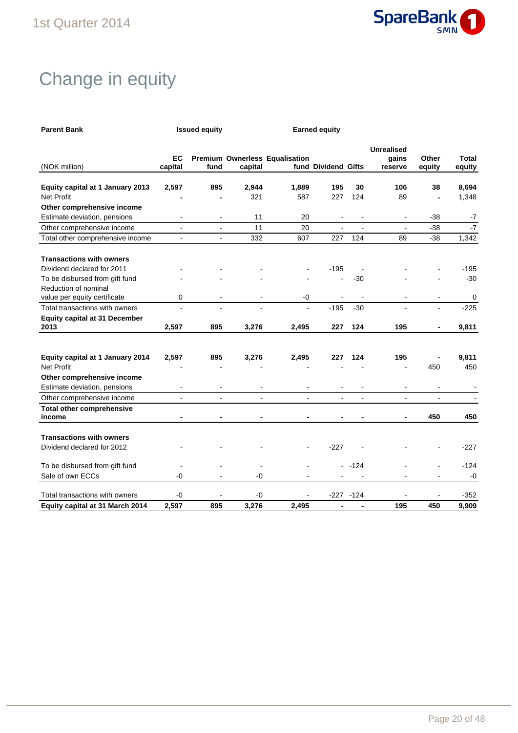# Change in equity

| Parent Bank | Issued equity | | Earned equity | | | | | | |
|---|---|---|---|---|---|---|---|---|---|
| (NOK million) | EC capital | Premium fund | Ownerless capital | Equalisation fund | Dividend | Gifts | Unrealised gains reserve | Other equity | Total equity |
| **Equity capital at 1 January 2013** | **2,597** | **895** | **2,944** | **1,889** | **195** | **30** | **106** | **38** | **8,694** |
| Net Profit | **-** | **-** | 321 | 587 | 227 | 124 | 89 | **-** | 1,348 |
| **Other comprehensive income** | | | | | | | | | |
| Estimate deviation, pensions | - | - | 11 | 20 | - | - | - | -38 | -7 |
| Other comprehensive income | - | - | 11 | 20 | - | - | - | -38 | -7 |
| Total other comprehensive income | - | - | 332 | 607 | 227 | 124 | 89 | -38 | 1,342 |
| **Transactions with owners** | | | | | | | | | |
| Dividend declared for 2011 | - | - | - | - | -195 | - | - | - | -195 |
| To be disbursed from gift fund | - | - | - | - | - | -30 | - | - | -30 |
| Reduction of nominal value per equity certificate | 0 | - | - | -0 | - | - | - | - | 0 |
| Total transactions with owners | - | - | - | - | -195 | -30 | - | - | -225 |
| **Equity capital at 31 December 2013** | **2,597** | **895** | **3,276** | **2,495** | **227** | **124** | **195** | **-** | **9,811** |
| | | | | | | | | | |
| **Equity capital at 1 January 2014** | **2,597** | **895** | **3,276** | **2,495** | **227** | **124** | **195** | **-** | **9,811** |
| Net Profit | - | - | - | - | - | - | - | 450 | 450 |
| **Other comprehensive income** | | | | | | | | | |
| Estimate deviation, pensions | - | - | - | - | - | - | - | - | - |
| Other comprehensive income | - | - | - | - | - | - | - | - | - |
| **Total other comprehensive income** | **-** | **-** | **-** | **-** | **-** | **-** | **-** | **450** | **450** |
| **Transactions with owners** | | | | | | | | | |
| Dividend declared for 2012 | - | - | - | - | -227 | - | - | - | -227 |
| To be disbursed from gift fund | - | - | - | - | - | -124 | - | - | -124 |
| Sale of own ECCs | -0 | - | -0 | - | - | - | - | - | -0 |
| Total transactions with owners | -0 | - | -0 | - | -227 | -124 | - | - | -352 |
| **Equity capital at 31 March 2014** | **2,597** | **895** | **3,276** | **2,495** | **-** | **-** | **195** | **450** | **9,909** |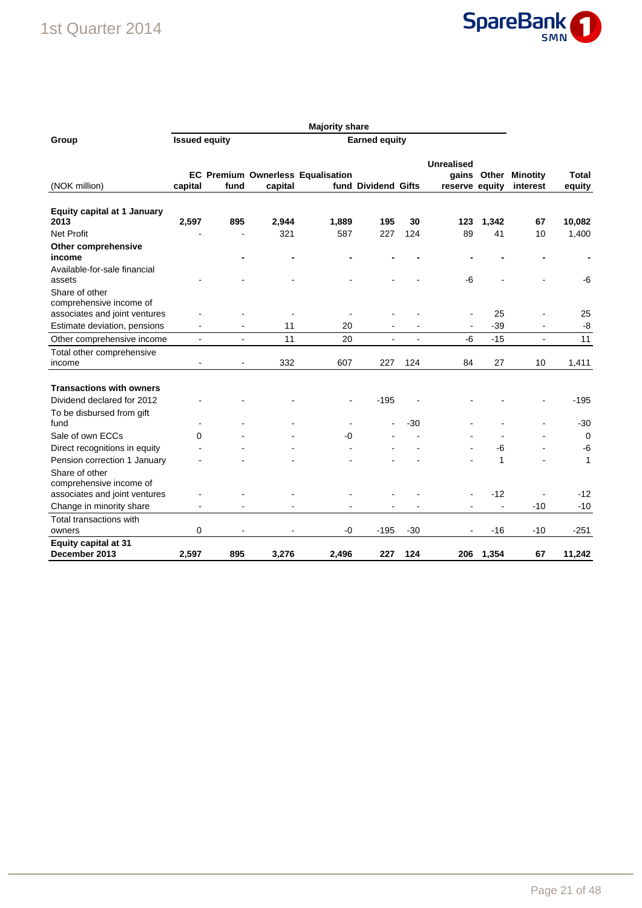| Group | Majority share | | | | | | | | | | |
|---|---|---|---|---|---|---|---|---|---|---|---|
| | Issued equity | | Earned equity | | | | | | | | |
| (NOK million) | EC capital | Premium fund | Ownerless capital | Equalisation fund | Dividend | Gifts | Unrealised gains reserve | Other equity | Minotity interest | Total equity |
| **Equity capital at 1 January 2013** | **2,597** | **895** | **2,944** | **1,889** | **195** | **30** | **123** | **1,342** | **67** | **10,082** |
| Net Profit | - | - | 321 | 587 | 227 | 124 | 89 | 41 | 10 | 1,400 |
| **Other comprehensive income** | | **-** | **-** | **-** | **-** | **-** | **-** | **-** | **-** | **-** |
| Available-for-sale financial assets | - | - | - | - | - | - | -6 | - | - | -6 |
| Share of other comprehensive income of associates and joint ventures | - | - | - | - | - | - | - | 25 | - | 25 |
| Estimate deviation, pensions | - | - | 11 | 20 | - | - | - | -39 | - | -8 |
| Other comprehensive income | - | - | 11 | 20 | - | - | -6 | -15 | - | 11 |
| Total other comprehensive income | - | - | 332 | 607 | 227 | 124 | 84 | 27 | 10 | 1,411 |
| **Transactions with owners** | | | | | | | | | | |
| Dividend declared for 2012 | - | - | - | - | -195 | - | - | - | - | -195 |
| To be disbursed from gift fund | - | - | - | - | - | -30 | - | - | - | -30 |
| Sale of own ECCs | 0 | - | - | -0 | - | - | - | - | - | 0 |
| Direct recognitions in equity | - | - | - | - | - | - | - | -6 | - | -6 |
| Pension correction 1 January | - | - | - | - | - | - | - | 1 | - | 1 |
| Share of other comprehensive income of associates and joint ventures | - | - | - | - | - | - | - | -12 | - | -12 |
| Change in minority share | - | - | - | - | - | - | - | - | -10 | -10 |
| Total transactions with owners | 0 | - | - | -0 | -195 | -30 | - | -16 | -10 | -251 |
| **Equity capital at 31 December 2013** | **2,597** | **895** | **3,276** | **2,496** | **227** | **124** | **206** | **1,354** | **67** | **11,242** |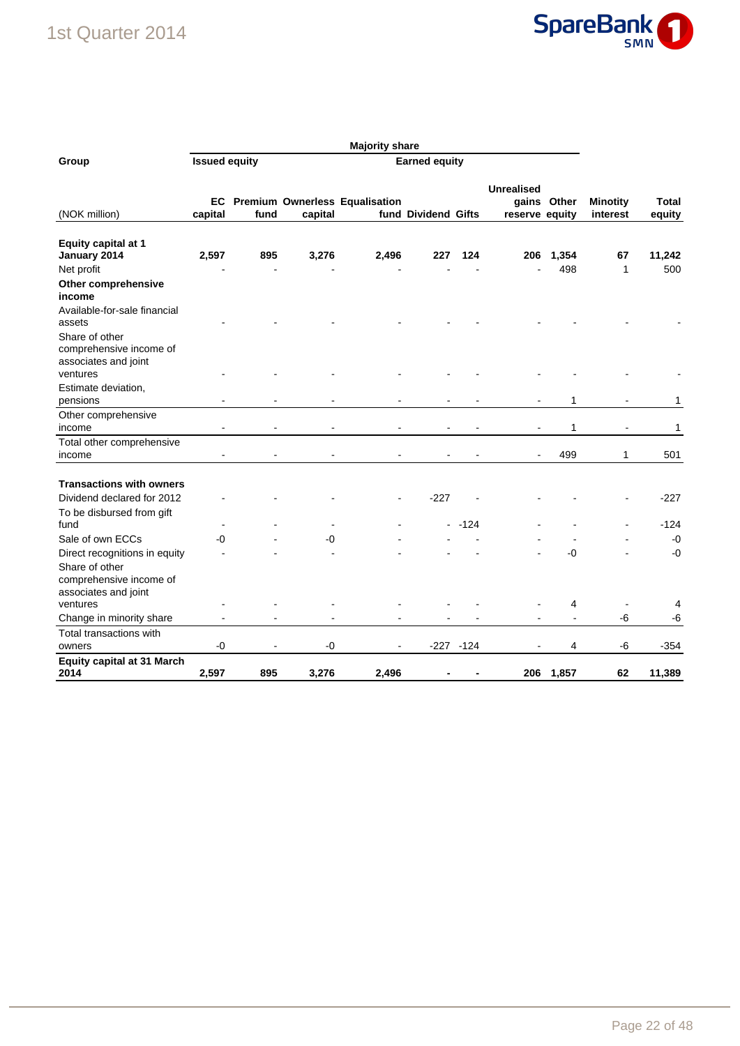| Group | Majority share | | | | | | | | | |
|---|---|---|---|---|---|---|---|---|---|---|
| | Issued equity | | Earned equity | | | | | | | |
| (NOK million) | EC capital | Premium fund | Ownerless capital | Equalisation fund | Dividend | Gifts | Unrealised gains reserve | Other equity | Minotity interest | Total equity |
| **Equity capital at 1 January 2014** | **2,597** | **895** | **3,276** | **2,496** | **227** | **124** | **206** | **1,354** | **67** | **11,242** |
| Net profit | - | - | - | - | - | - | - | 498 | 1 | 500 |
| **Other comprehensive income** | | | | | | | | | | |
| Available-for-sale financial assets | - | - | - | - | - | - | - | - | - | - |
| Share of other comprehensive income of associates and joint ventures | - | - | - | - | - | - | - | - | - | - |
| Estimate deviation, pensions | - | - | - | - | - | - | - | 1 | - | 1 |
| Other comprehensive income | - | - | - | - | - | - | - | 1 | - | 1 |
| Total other comprehensive income | - | - | - | - | - | - | - | 499 | 1 | 501 |
| **Transactions with owners** | | | | | | | | | | |
| Dividend declared for 2012 | - | - | - | - | -227 | - | - | - | - | -227 |
| To be disbursed from gift fund | - | - | - | - | - | -124 | - | - | - | -124 |
| Sale of own ECCs | -0 | - | -0 | - | - | - | - | - | - | -0 |
| Direct recognitions in equity | - | - | - | - | - | - | - | -0 | - | -0 |
| Share of other comprehensive income of associates and joint ventures | - | - | - | - | - | - | - | 4 | - | 4 |
| Change in minority share | - | - | - | - | - | - | - | - | -6 | -6 |
| Total transactions with owners | -0 | - | -0 | - | -227 | -124 | - | 4 | -6 | -354 |
| **Equity capital at 31 March 2014** | **2,597** | **895** | **3,276** | **2,496** | **-** | **-** | **206** | **1,857** | **62** | **11,389** |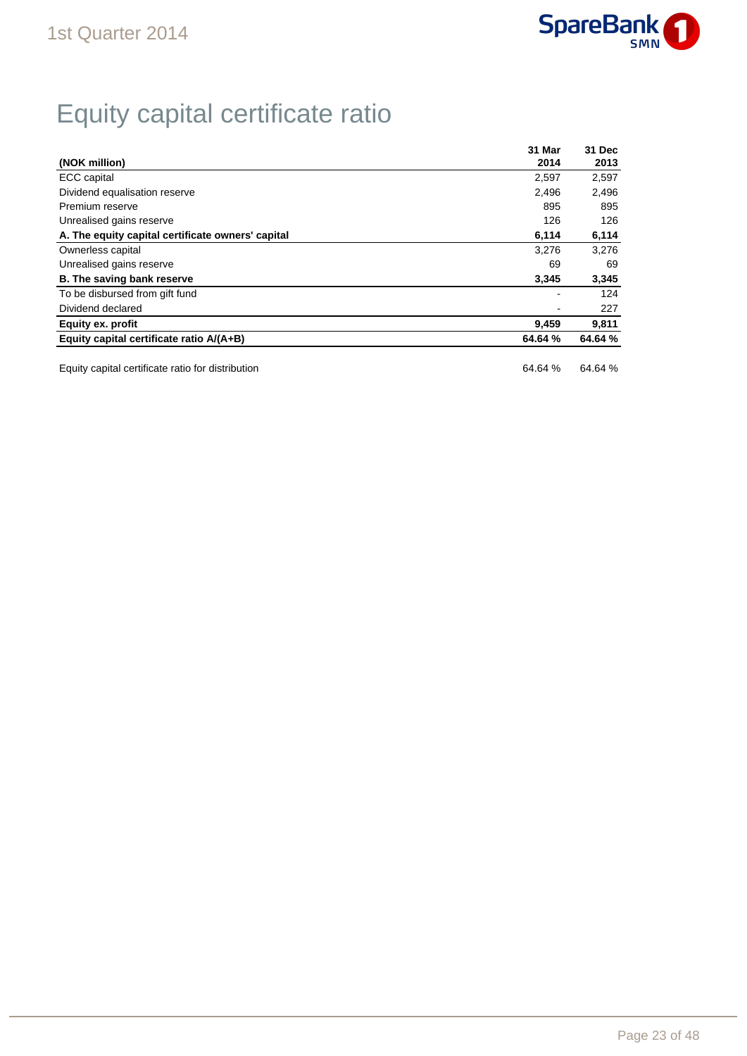# Equity capital certificate ratio

| (NOK million) | 31 Mar 2014 | 31 Dec 2013 |
|---|---|---|
| ECC capital | 2,597 | 2,597 |
| Dividend equalisation reserve | 2,496 | 2,496 |
| Premium reserve | 895 | 895 |
| Unrealised gains reserve | 126 | 126 |
| **A. The equity capital certificate owners' capital** | **6,114** | **6,114** |
| Ownerless capital | 3,276 | 3,276 |
| Unrealised gains reserve | 69 | 69 |
| **B. The saving bank reserve** | **3,345** | **3,345** |
| To be disbursed from gift fund | - | 124 |
| Dividend declared | - | 227 |
| **Equity ex. profit** | **9,459** | **9,811** |
| **Equity capital certificate ratio A/(A+B)** | **64.64 %** | **64.64 %** |
| | | |
| Equity capital certificate ratio for distribution | 64.64 % | 64.64 % |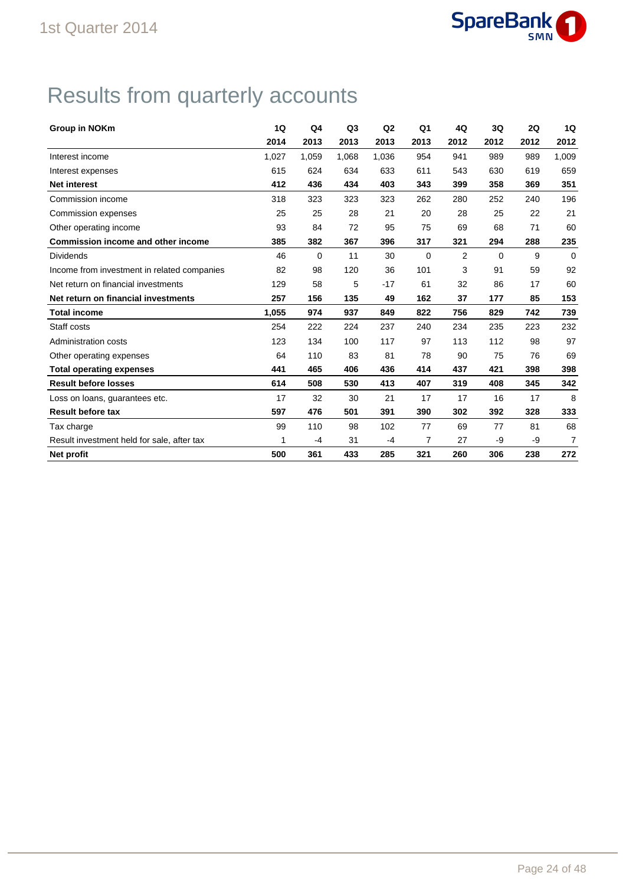# Results from quarterly accounts

| Group in NOKm | 1Q 2014 | Q4 2013 | Q3 2013 | Q2 2013 | Q1 2013 | 4Q 2012 | 3Q 2012 | 2Q 2012 | 1Q 2012 |
|---|---|---|---|---|---|---|---|---|---|
| Interest income | 1,027 | 1,059 | 1,068 | 1,036 | 954 | 941 | 989 | 989 | 1,009 |
| Interest expenses | 615 | 624 | 634 | 633 | 611 | 543 | 630 | 619 | 659 |
| **Net interest** | **412** | **436** | **434** | **403** | **343** | **399** | **358** | **369** | **351** |
| Commission income | 318 | 323 | 323 | 323 | 262 | 280 | 252 | 240 | 196 |
| Commission expenses | 25 | 25 | 28 | 21 | 20 | 28 | 25 | 22 | 21 |
| Other operating income | 93 | 84 | 72 | 95 | 75 | 69 | 68 | 71 | 60 |
| **Commission income and other income** | **385** | **382** | **367** | **396** | **317** | **321** | **294** | **288** | **235** |
| Dividends | 46 | 0 | 11 | 30 | 0 | 2 | 0 | 9 | 0 |
| Income from investment in related companies | 82 | 98 | 120 | 36 | 101 | 3 | 91 | 59 | 92 |
| Net return on financial investments | 129 | 58 | 5 | -17 | 61 | 32 | 86 | 17 | 60 |
| **Net return on financial investments** | **257** | **156** | **135** | **49** | **162** | **37** | **177** | **85** | **153** |
| **Total income** | **1,055** | **974** | **937** | **849** | **822** | **756** | **829** | **742** | **739** |
| Staff costs | 254 | 222 | 224 | 237 | 240 | 234 | 235 | 223 | 232 |
| Administration costs | 123 | 134 | 100 | 117 | 97 | 113 | 112 | 98 | 97 |
| Other operating expenses | 64 | 110 | 83 | 81 | 78 | 90 | 75 | 76 | 69 |
| **Total operating expenses** | **441** | **465** | **406** | **436** | **414** | **437** | **421** | **398** | **398** |
| **Result before losses** | **614** | **508** | **530** | **413** | **407** | **319** | **408** | **345** | **342** |
| Loss on loans, guarantees etc. | 17 | 32 | 30 | 21 | 17 | 17 | 16 | 17 | 8 |
| **Result before tax** | **597** | **476** | **501** | **391** | **390** | **302** | **392** | **328** | **333** |
| Tax charge | 99 | 110 | 98 | 102 | 77 | 69 | 77 | 81 | 68 |
| Result investment held for sale, after tax | 1 | -4 | 31 | -4 | 7 | 27 | -9 | -9 | 7 |
| **Net profit** | **500** | **361** | **433** | **285** | **321** | **260** | **306** | **238** | **272** |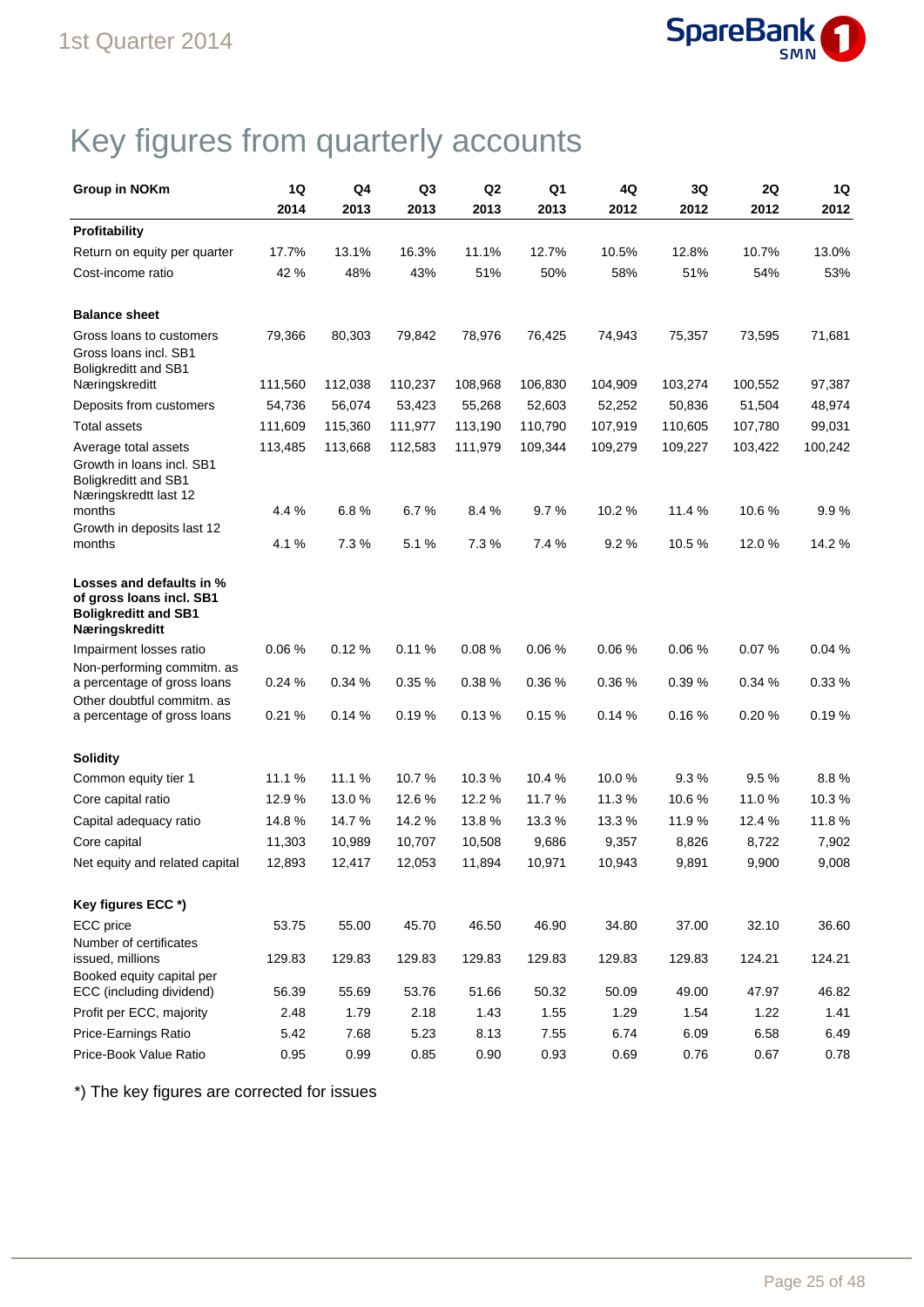# Key figures from quarterly accounts

| Group in NOKm | 1Q 2014 | Q4 2013 | Q3 2013 | Q2 2013 | Q1 2013 | 4Q 2012 | 3Q 2012 | 2Q 2012 | 1Q 2012 |
|---|---|---|---|---|---|---|---|---|---|
| **Profitability** | | | | | | | | | |
| Return on equity per quarter | 17.7% | 13.1% | 16.3% | 11.1% | 12.7% | 10.5% | 12.8% | 10.7% | 13.0% |
| Cost-income ratio | 42 % | 48% | 43% | 51% | 50% | 58% | 51% | 54% | 53% |
| **Balance sheet** | | | | | | | | | |
| Gross loans to customers | 79,366 | 80,303 | 79,842 | 78,976 | 76,425 | 74,943 | 75,357 | 73,595 | 71,681 |
| Gross loans incl. SB1 Boligkreditt and SB1 Næringskreditt | 111,560 | 112,038 | 110,237 | 108,968 | 106,830 | 104,909 | 103,274 | 100,552 | 97,387 |
| Deposits from customers | 54,736 | 56,074 | 53,423 | 55,268 | 52,603 | 52,252 | 50,836 | 51,504 | 48,974 |
| Total assets | 111,609 | 115,360 | 111,977 | 113,190 | 110,790 | 107,919 | 110,605 | 107,780 | 99,031 |
| Average total assets | 113,485 | 113,668 | 112,583 | 111,979 | 109,344 | 109,279 | 109,227 | 103,422 | 100,242 |
| Growth in loans incl. SB1 Boligkreditt and SB1 Næringskreditt last 12 months | 4.4 % | 6.8 % | 6.7 % | 8.4 % | 9.7 % | 10.2 % | 11.4 % | 10.6 % | 9.9 % |
| Growth in deposits last 12 months | 4.1 % | 7.3 % | 5.1 % | 7.3 % | 7.4 % | 9.2 % | 10.5 % | 12.0 % | 14.2 % |
| **Losses and defaults in % of gross loans incl. SB1 Boligkreditt and SB1 Næringskreditt** | | | | | | | | | |
| Impairment losses ratio | 0.06 % | 0.12 % | 0.11 % | 0.08 % | 0.06 % | 0.06 % | 0.06 % | 0.07 % | 0.04 % |
| Non-performing commitm. as a percentage of gross loans | 0.24 % | 0.34 % | 0.35 % | 0.38 % | 0.36 % | 0.36 % | 0.39 % | 0.34 % | 0.33 % |
| Other doubtful commitm. as a percentage of gross loans | 0.21 % | 0.14 % | 0.19 % | 0.13 % | 0.15 % | 0.14 % | 0.16 % | 0.20 % | 0.19 % |
| **Solidity** | | | | | | | | | |
| Common equity tier 1 | 11.1 % | 11.1 % | 10.7 % | 10.3 % | 10.4 % | 10.0 % | 9.3 % | 9.5 % | 8.8 % |
| Core capital ratio | 12.9 % | 13.0 % | 12.6 % | 12.2 % | 11.7 % | 11.3 % | 10.6 % | 11.0 % | 10.3 % |
| Capital adequacy ratio | 14.8 % | 14.7 % | 14.2 % | 13.8 % | 13.3 % | 13.3 % | 11.9 % | 12.4 % | 11.8 % |
| Core capital | 11,303 | 10,989 | 10,707 | 10,508 | 9,686 | 9,357 | 8,826 | 8,722 | 7,902 |
| Net equity and related capital | 12,893 | 12,417 | 12,053 | 11,894 | 10,971 | 10,943 | 9,891 | 9,900 | 9,008 |
| **Key figures ECC \*)** | | | | | | | | | |
| ECC price | 53.75 | 55.00 | 45.70 | 46.50 | 46.90 | 34.80 | 37.00 | 32.10 | 36.60 |
| Number of certificates issued, millions | 129.83 | 129.83 | 129.83 | 129.83 | 129.83 | 129.83 | 129.83 | 124.21 | 124.21 |
| Booked equity capital per ECC (including dividend) | 56.39 | 55.69 | 53.76 | 51.66 | 50.32 | 50.09 | 49.00 | 47.97 | 46.82 |
| Profit per ECC, majority | 2.48 | 1.79 | 2.18 | 1.43 | 1.55 | 1.29 | 1.54 | 1.22 | 1.41 |
| Price-Earnings Ratio | 5.42 | 7.68 | 5.23 | 8.13 | 7.55 | 6.74 | 6.09 | 6.58 | 6.49 |
| Price-Book Value Ratio | 0.95 | 0.99 | 0.85 | 0.90 | 0.93 | 0.69 | 0.76 | 0.67 | 0.78 |

*) The key figures are corrected for issues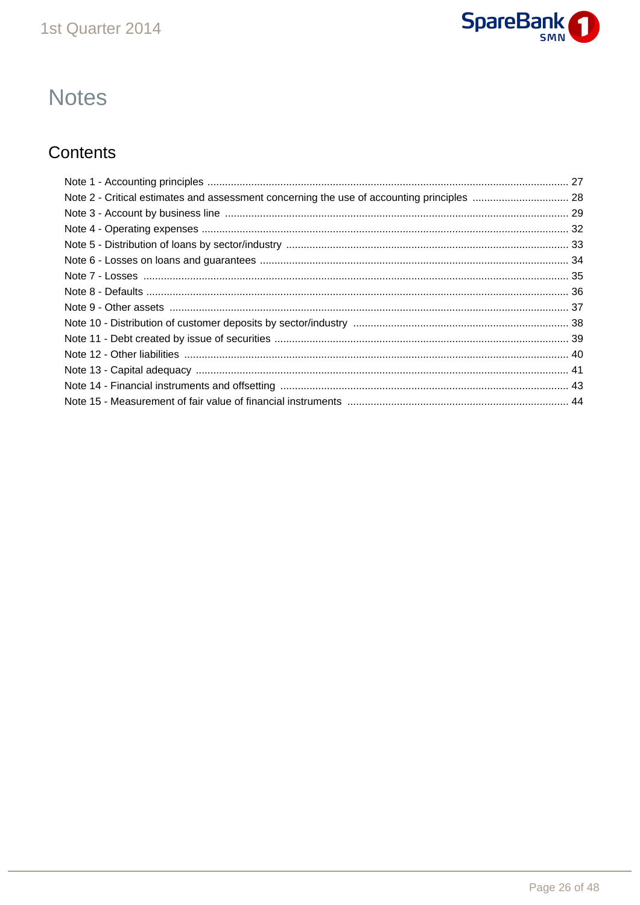# Notes

## Contents

Note 1 - Accounting principles ........................................................................................................................ 27
Note 2 - Critical estimates and assessment concerning the use of accounting principles ................................ 28
Note 3 - Account by business line ..................................................................................................................... 29
Note 4 - Operating expenses ............................................................................................................................. 32
Note 5 - Distribution of loans by sector/industry ................................................................................................ 33
Note 6 - Losses on loans and guarantees ......................................................................................................... 34
Note 7 - Losses .................................................................................................................................................. 35
Note 8 - Defaults ................................................................................................................................................. 36
Note 9 - Other assets ......................................................................................................................................... 37
Note 10 - Distribution of customer deposits by sector/industry .......................................................................... 38
Note 11 - Debt created by issue of securities .................................................................................................... 39
Note 12 - Other liabilities .................................................................................................................................... 40
Note 13 - Capital adequacy ................................................................................................................................ 41
Note 14 - Financial instruments and offsetting .................................................................................................. 43
Note 15 - Measurement of fair value of financial instruments ............................................................................ 44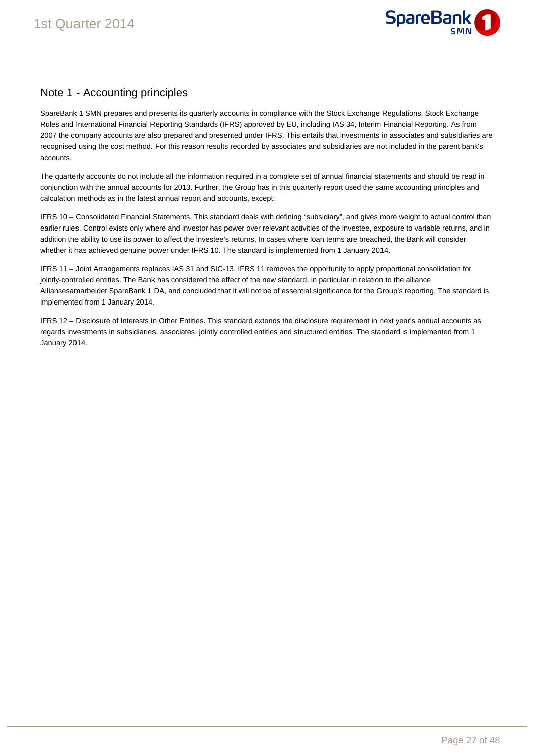## Note 1 - Accounting principles

SpareBank 1 SMN prepares and presents its quarterly accounts in compliance with the Stock Exchange Regulations, Stock Exchange Rules and International Financial Reporting Standards (IFRS) approved by EU, including IAS 34, Interim Financial Reporting. As from 2007 the company accounts are also prepared and presented under IFRS. This entails that investments in associates and subsidiaries are recognised using the cost method. For this reason results recorded by associates and subsidiaries are not included in the parent bank's accounts.

The quarterly accounts do not include all the information required in a complete set of annual financial statements and should be read in conjunction with the annual accounts for 2013. Further, the Group has in this quarterly report used the same accounting principles and calculation methods as in the latest annual report and accounts, except:

IFRS 10 – Consolidated Financial Statements. This standard deals with defining "subsidiary", and gives more weight to actual control than earlier rules. Control exists only where and investor has power over relevant activities of the investee, exposure to variable returns, and in addition the ability to use its power to affect the investee's returns. In cases where loan terms are breached, the Bank will consider whether it has achieved genuine power under IFRS 10. The standard is implemented from 1 January 2014.

IFRS 11 – Joint Arrangements replaces IAS 31 and SIC-13. IFRS 11 removes the opportunity to apply proportional consolidation for jointly-controlled entities. The Bank has considered the effect of the new standard, in particular in relation to the alliance Alliansesamarbeidet SpareBank 1 DA, and concluded that it will not be of essential significance for the Group's reporting. The standard is implemented from 1 January 2014.

IFRS 12 – Disclosure of Interests in Other Entities. This standard extends the disclosure requirement in next year's annual accounts as regards investments in subsidiaries, associates, jointly controlled entities and structured entities. The standard is implemented from 1 January 2014.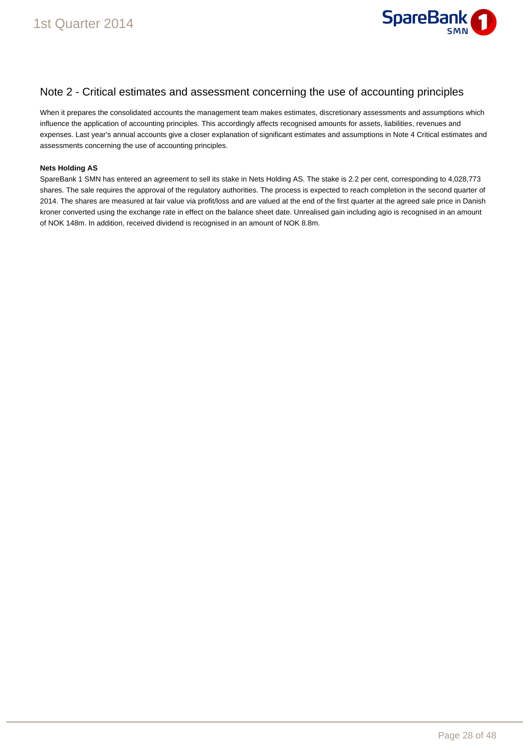## Note 2 - Critical estimates and assessment concerning the use of accounting principles

When it prepares the consolidated accounts the management team makes estimates, discretionary assessments and assumptions which influence the application of accounting principles. This accordingly affects recognised amounts for assets, liabilities, revenues and expenses. Last year's annual accounts give a closer explanation of significant estimates and assumptions in Note 4 Critical estimates and assessments concerning the use of accounting principles.

**Nets Holding AS**

SpareBank 1 SMN has entered an agreement to sell its stake in Nets Holding AS. The stake is 2.2 per cent, corresponding to 4,028,773 shares. The sale requires the approval of the regulatory authorities. The process is expected to reach completion in the second quarter of 2014. The shares are measured at fair value via profit/loss and are valued at the end of the first quarter at the agreed sale price in Danish kroner converted using the exchange rate in effect on the balance sheet date. Unrealised gain including agio is recognised in an amount of NOK 148m. In addition, received dividend is recognised in an amount of NOK 8.8m.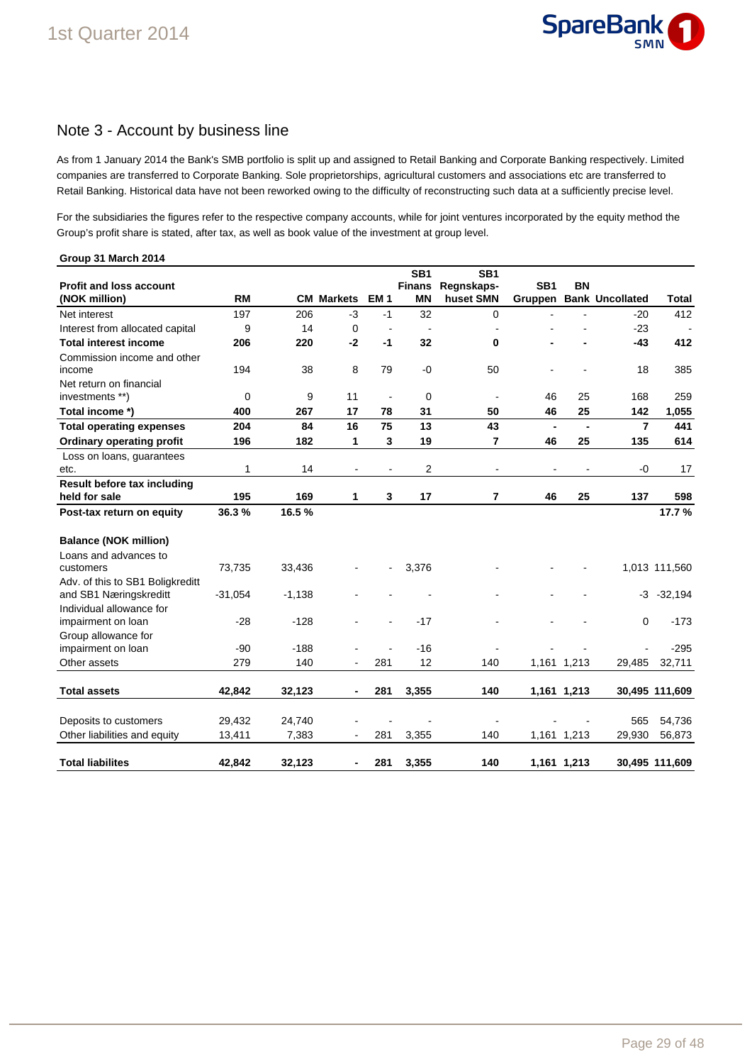## Note 3 - Account by business line

As from 1 January 2014 the Bank's SMB portfolio is split up and assigned to Retail Banking and Corporate Banking respectively. Limited companies are transferred to Corporate Banking. Sole proprietorships, agricultural customers and associations etc are transferred to Retail Banking. Historical data have not been reworked owing to the difficulty of reconstructing such data at a sufficiently precise level.

For the subsidiaries the figures refer to the respective company accounts, while for joint ventures incorporated by the equity method the Group's profit share is stated, after tax, as well as book value of the investment at group level.

**Group 31 March 2014**

| Profit and loss account (NOK million) | RM | CM | Markets | EM 1 | SB1 Finans MN | SB1 Regnskaps-huset SMN | SB1 Gruppen | BN Bank | Uncollated | Total |
|---|---|---|---|---|---|---|---|---|---|---|
| Net interest | 197 | 206 | -3 | -1 | 32 | 0 | - | - | -20 | 412 |
| Interest from allocated capital | 9 | 14 | 0 | - | - | - | - | - | -23 | - |
| **Total interest income** | **206** | **220** | **-2** | **-1** | **32** | **0** | **-** | **-** | **-43** | **412** |
| Commission income and other income | 194 | 38 | 8 | 79 | -0 | 50 | - | - | 18 | 385 |
| Net return on financial investments **) | 0 | 9 | 11 | - | 0 | - | 46 | 25 | 168 | 259 |
| **Total income *)** | **400** | **267** | **17** | **78** | **31** | **50** | **46** | **25** | **142** | **1,055** |
| **Total operating expenses** | **204** | **84** | **16** | **75** | **13** | **43** | **-** | **-** | **7** | **441** |
| **Ordinary operating profit** | **196** | **182** | **1** | **3** | **19** | **7** | **46** | **25** | **135** | **614** |
| Loss on loans, guarantees etc. | 1 | 14 | - | - | 2 | - | - | - | -0 | 17 |
| **Result before tax including held for sale** | **195** | **169** | **1** | **3** | **17** | **7** | **46** | **25** | **137** | **598** |
| **Post-tax return on equity** | **36.3 %** | **16.5 %** | | | | | | | | **17.7 %** |
| | | | | | | | | | | |
| **Balance (NOK million)** | | | | | | | | | | |
| Loans and advances to customers | 73,735 | 33,436 | - | - | 3,376 | - | - | - | 1,013 | 111,560 |
| Adv. of this to SB1 Boligkreditt and SB1 Næringskreditt | -31,054 | -1,138 | - | - | - | - | - | - | -3 | -32,194 |
| Individual allowance for impairment on loan | -28 | -128 | - | - | -17 | - | - | - | 0 | -173 |
| Group allowance for impairment on loan | -90 | -188 | - | - | -16 | - | - | - | - | -295 |
| Other assets | 279 | 140 | - | 281 | 12 | 140 | 1,161 | 1,213 | 29,485 | 32,711 |
| **Total assets** | **42,842** | **32,123** | **-** | **281** | **3,355** | **140** | **1,161** | **1,213** | **30,495** | **111,609** |
| | | | | | | | | | | |
| Deposits to customers | 29,432 | 24,740 | - | - | - | - | - | - | 565 | 54,736 |
| Other liabilities and equity | 13,411 | 7,383 | - | 281 | 3,355 | 140 | 1,161 | 1,213 | 29,930 | 56,873 |
| **Total liabilites** | **42,842** | **32,123** | **-** | **281** | **3,355** | **140** | **1,161** | **1,213** | **30,495** | **111,609** |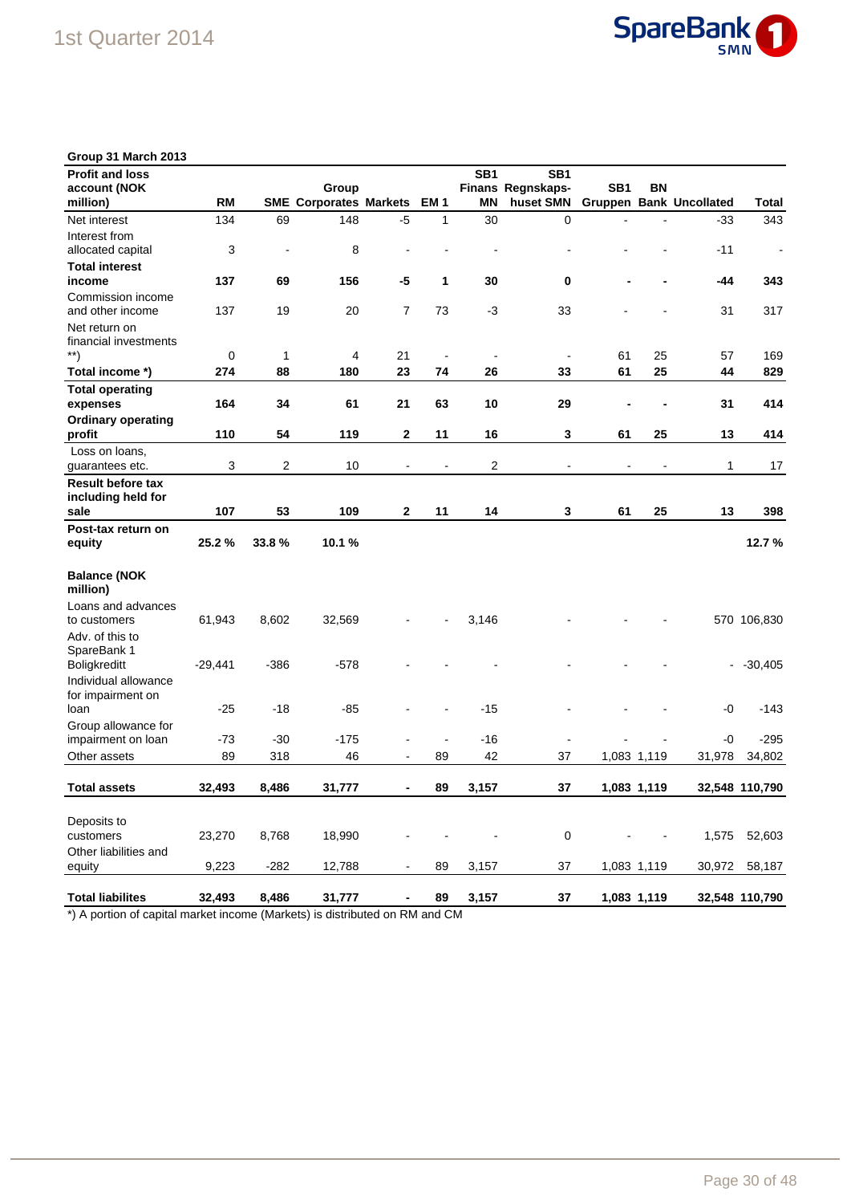**Group 31 March 2013**

| Profit and loss account (NOK million) | RM | SME | Group Corporates | Markets | EM 1 | SB1 Finans MN | SB1 Regnskaps-huset SMN | SB1 Gruppen | BN Bank | Uncollated | Total |
|---|---|---|---|---|---|---|---|---|---|---|---|
| Net interest | 134 | 69 | 148 | -5 | 1 | 30 | 0 | - | - | -33 | 343 |
| Interest from allocated capital | 3 | - | 8 | - | - | - | - | - | - | -11 | - |
| **Total interest income** | **137** | **69** | **156** | **-5** | **1** | **30** | **0** | **-** | **-** | **-44** | **343** |
| Commission income and other income | 137 | 19 | 20 | 7 | 73 | -3 | 33 | - | - | 31 | 317 |
| Net return on financial investments **) | 0 | 1 | 4 | 21 | - | - | - | 61 | 25 | 57 | 169 |
| **Total income *)** | **274** | **88** | **180** | **23** | **74** | **26** | **33** | **61** | **25** | **44** | **829** |
| **Total operating expenses** | **164** | **34** | **61** | **21** | **63** | **10** | **29** | **-** | **-** | **31** | **414** |
| **Ordinary operating profit** | **110** | **54** | **119** | **2** | **11** | **16** | **3** | **61** | **25** | **13** | **414** |
| Loss on loans, guarantees etc. | 3 | 2 | 10 | - | - | 2 | - | - | - | 1 | 17 |
| **Result before tax including held for sale** | **107** | **53** | **109** | **2** | **11** | **14** | **3** | **61** | **25** | **13** | **398** |
| **Post-tax return on equity** | **25.2 %** | **33.8 %** | **10.1 %** | | | | | | | | **12.7 %** |
| | | | | | | | | | | | |
| **Balance (NOK million)** | | | | | | | | | | | |
| Loans and advances to customers | 61,943 | 8,602 | 32,569 | - | - | 3,146 | - | - | - | 570 | 106,830 |
| Adv. of this to SpareBank 1 Boligkreditt | -29,441 | -386 | -578 | - | - | - | - | - | - | - | -30,405 |
| Individual allowance for impairment on loan | -25 | -18 | -85 | - | - | -15 | - | - | - | -0 | -143 |
| Group allowance for impairment on loan | -73 | -30 | -175 | - | - | -16 | - | - | - | -0 | -295 |
| Other assets | 89 | 318 | 46 | - | 89 | 42 | 37 | 1,083 | 1,119 | 31,978 | 34,802 |
| **Total assets** | **32,493** | **8,486** | **31,777** | **-** | **89** | **3,157** | **37** | **1,083** | **1,119** | **32,548** | **110,790** |
| | | | | | | | | | | | |
| Deposits to customers | 23,270 | 8,768 | 18,990 | - | - | - | 0 | - | - | 1,575 | 52,603 |
| Other liabilities and equity | 9,223 | -282 | 12,788 | - | 89 | 3,157 | 37 | 1,083 | 1,119 | 30,972 | 58,187 |
| **Total liabilites** | **32,493** | **8,486** | **31,777** | **-** | **89** | **3,157** | **37** | **1,083** | **1,119** | **32,548** | **110,790** |

*) A portion of capital market income (Markets) is distributed on RM and CM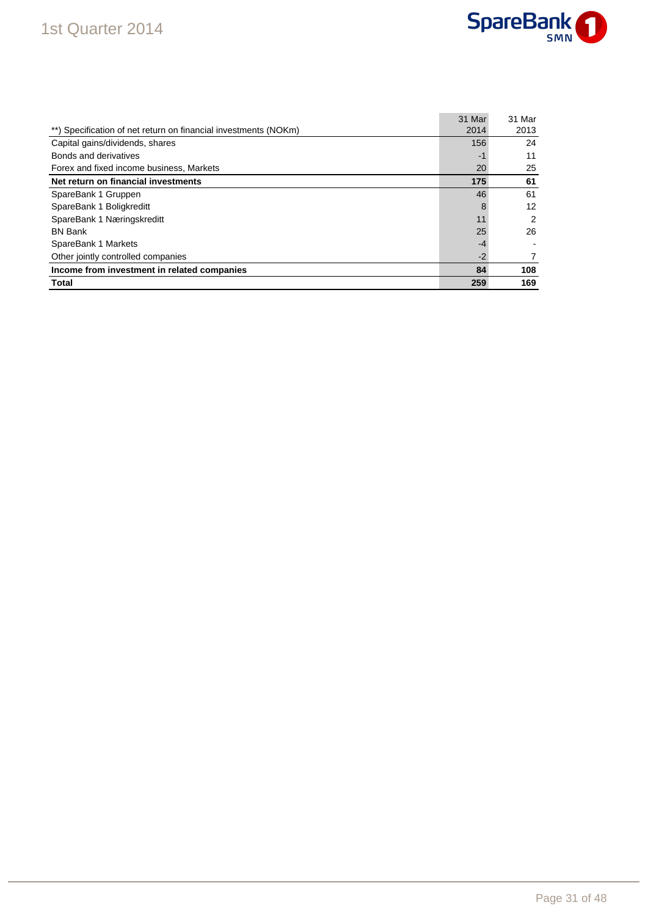| **) Specification of net return on financial investments (NOKm) | 31 Mar 2014 | 31 Mar 2013 |
|---|---|---|
| Capital gains/dividends, shares | 156 | 24 |
| Bonds and derivatives | -1 | 11 |
| Forex and fixed income business, Markets | 20 | 25 |
| **Net return on financial investments** | **175** | **61** |
| SpareBank 1 Gruppen | 46 | 61 |
| SpareBank 1 Boligkreditt | 8 | 12 |
| SpareBank 1 Næringskreditt | 11 | 2 |
| BN Bank | 25 | 26 |
| SpareBank 1 Markets | -4 | - |
| Other jointly controlled companies | -2 | 7 |
| **Income from investment in related companies** | **84** | **108** |
| **Total** | **259** | **169** |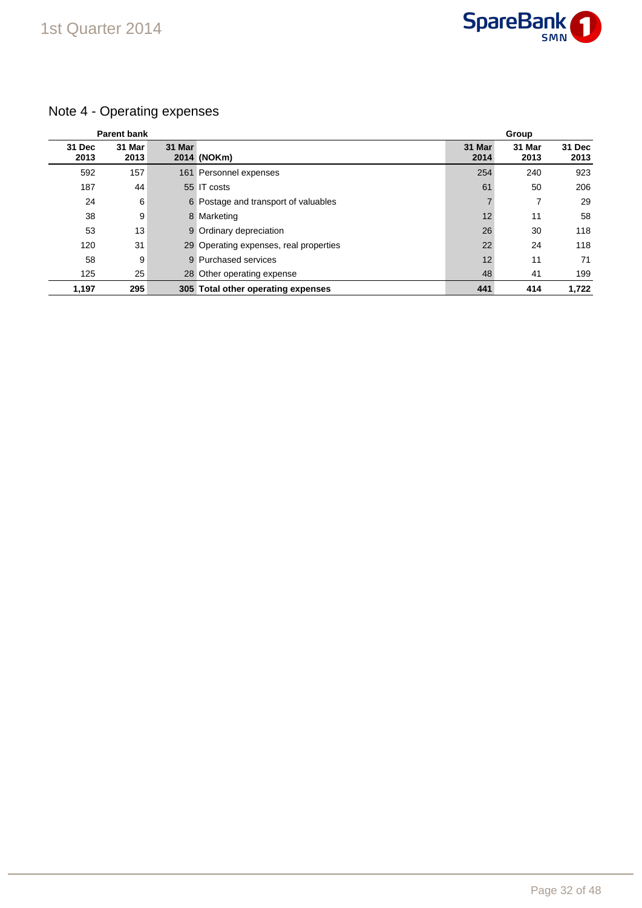## Note 4 - Operating expenses

| Parent bank | | | | Group | | |
|---|---|---|---|---|---|---|
| 31 Dec 2013 | 31 Mar 2013 | 31 Mar 2014 | (NOKm) | 31 Mar 2014 | 31 Mar 2013 | 31 Dec 2013 |
| 592 | 157 | 161 | Personnel expenses | 254 | 240 | 923 |
| 187 | 44 | 55 | IT costs | 61 | 50 | 206 |
| 24 | 6 | 6 | Postage and transport of valuables | 7 | 7 | 29 |
| 38 | 9 | 8 | Marketing | 12 | 11 | 58 |
| 53 | 13 | 9 | Ordinary depreciation | 26 | 30 | 118 |
| 120 | 31 | 29 | Operating expenses, real properties | 22 | 24 | 118 |
| 58 | 9 | 9 | Purchased services | 12 | 11 | 71 |
| 125 | 25 | 28 | Other operating expense | 48 | 41 | 199 |
| **1,197** | **295** | **305** | **Total other operating expenses** | **441** | **414** | **1,722** |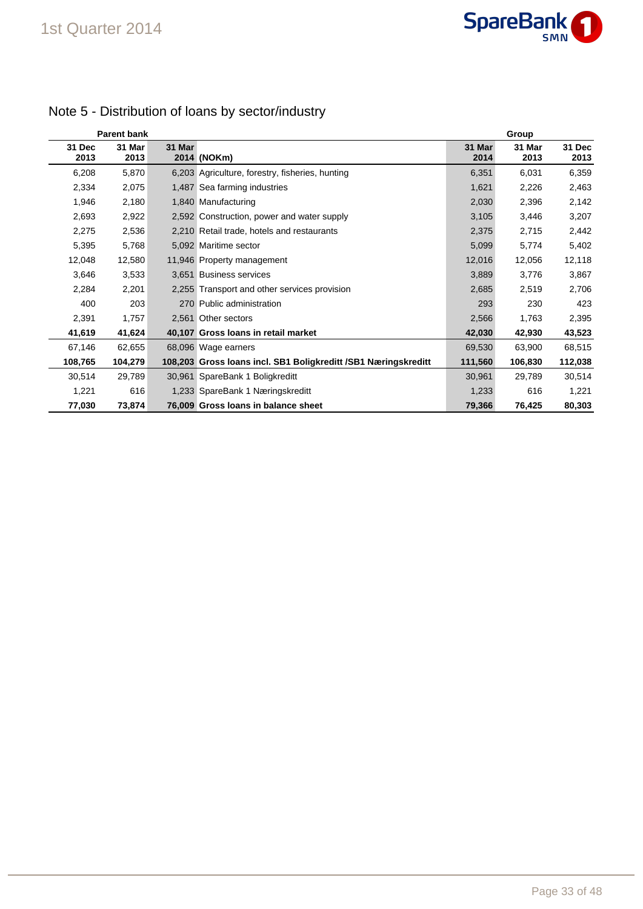## Note 5 - Distribution of loans by sector/industry

| Parent bank | | | | Group | | |
|---|---|---|---|---|---|---|
| 31 Dec 2013 | 31 Mar 2013 | 31 Mar 2014 | (NOKm) | 31 Mar 2014 | 31 Mar 2013 | 31 Dec 2013 |
| 6,208 | 5,870 | 6,203 | Agriculture, forestry, fisheries, hunting | 6,351 | 6,031 | 6,359 |
| 2,334 | 2,075 | 1,487 | Sea farming industries | 1,621 | 2,226 | 2,463 |
| 1,946 | 2,180 | 1,840 | Manufacturing | 2,030 | 2,396 | 2,142 |
| 2,693 | 2,922 | 2,592 | Construction, power and water supply | 3,105 | 3,446 | 3,207 |
| 2,275 | 2,536 | 2,210 | Retail trade, hotels and restaurants | 2,375 | 2,715 | 2,442 |
| 5,395 | 5,768 | 5,092 | Maritime sector | 5,099 | 5,774 | 5,402 |
| 12,048 | 12,580 | 11,946 | Property management | 12,016 | 12,056 | 12,118 |
| 3,646 | 3,533 | 3,651 | Business services | 3,889 | 3,776 | 3,867 |
| 2,284 | 2,201 | 2,255 | Transport and other services provision | 2,685 | 2,519 | 2,706 |
| 400 | 203 | 270 | Public administration | 293 | 230 | 423 |
| 2,391 | 1,757 | 2,561 | Other sectors | 2,566 | 1,763 | 2,395 |
| **41,619** | **41,624** | **40,107** | **Gross loans in retail market** | **42,030** | **42,930** | **43,523** |
| 67,146 | 62,655 | 68,096 | Wage earners | 69,530 | 63,900 | 68,515 |
| **108,765** | **104,279** | **108,203** | **Gross loans incl. SB1 Boligkreditt /SB1 Næringskreditt** | **111,560** | **106,830** | **112,038** |
| 30,514 | 29,789 | 30,961 | SpareBank 1 Boligkreditt | 30,961 | 29,789 | 30,514 |
| 1,221 | 616 | 1,233 | SpareBank 1 Næringskreditt | 1,233 | 616 | 1,221 |
| **77,030** | **73,874** | **76,009** | **Gross loans in balance sheet** | **79,366** | **76,425** | **80,303** |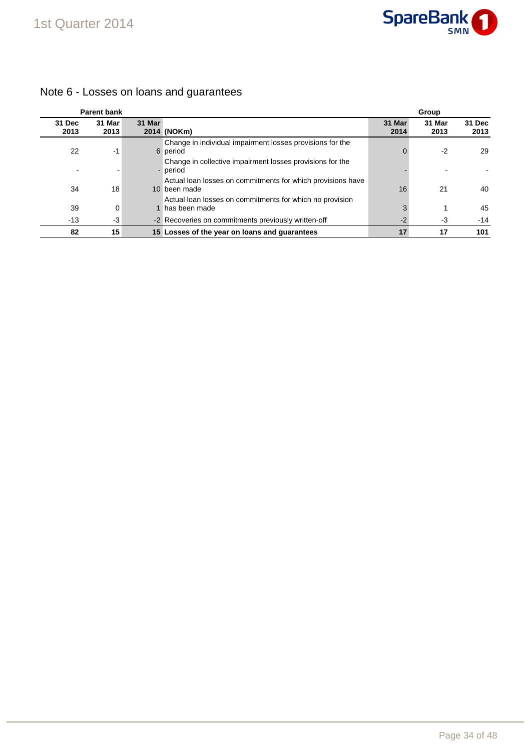## Note 6 - Losses on loans and guarantees

| Parent bank | | | | Group | | |
|---|---|---|---|---|---|---|
| **31 Dec 2013** | **31 Mar 2013** | **31 Mar 2014** | **(NOKm)** | **31 Mar 2014** | **31 Mar 2013** | **31 Dec 2013** |
| 22 | -1 | 6 | Change in individual impairment losses provisions for the period | 0 | -2 | 29 |
| - | - | - | Change in collective impairment losses provisions for the period | - | - | - |
| 34 | 18 | 10 | Actual loan losses on commitments for which provisions have been made | 16 | 21 | 40 |
| 39 | 0 | 1 | Actual loan losses on commitments for which no provision has been made | 3 | 1 | 45 |
| -13 | -3 | -2 | Recoveries on commitments previously written-off | -2 | -3 | -14 |
| **82** | **15** | **15** | **Losses of the year on loans and guarantees** | **17** | **17** | **101** |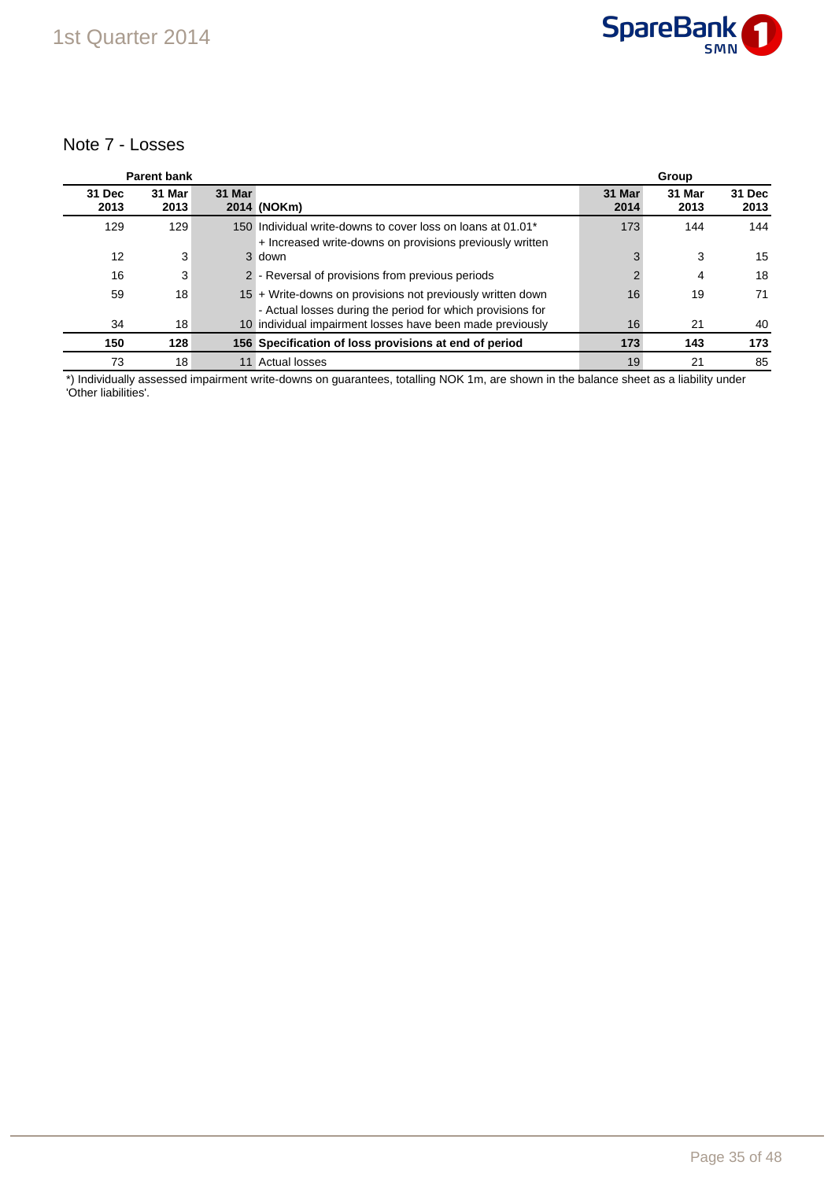## Note 7 - Losses

| Parent bank | | | | Group | | |
|---|---|---|---|---|---|---|
| 31 Dec 2013 | 31 Mar 2013 | 31 Mar 2014 | (NOKm) | 31 Mar 2014 | 31 Mar 2013 | 31 Dec 2013 |
| 129 | 129 | 150 | Individual write-downs to cover loss on loans at 01.01* | 173 | 144 | 144 |
| 12 | 3 | 3 | + Increased write-downs on provisions previously written down | 3 | 3 | 15 |
| 16 | 3 | 2 | - Reversal of provisions from previous periods | 2 | 4 | 18 |
| 59 | 18 | 15 | + Write-downs on provisions not previously written down | 16 | 19 | 71 |
| 34 | 18 | 10 | - Actual losses during the period for which provisions for individual impairment losses have been made previously | 16 | 21 | 40 |
| **150** | **128** | **156** | **Specification of loss provisions at end of period** | **173** | **143** | **173** |
| 73 | 18 | 11 | Actual losses | 19 | 21 | 85 |

*) Individually assessed impairment write-downs on guarantees, totalling NOK 1m, are shown in the balance sheet as a liability under 'Other liabilities'.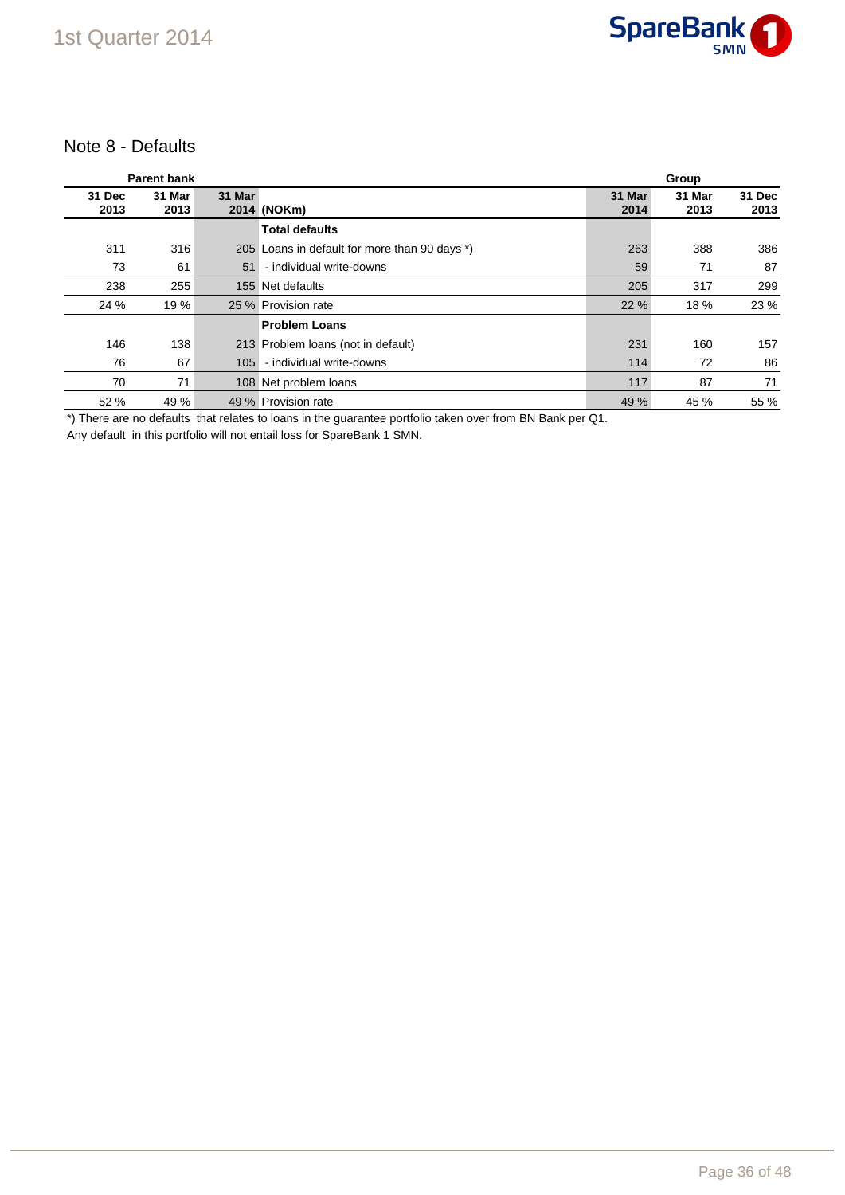## Note 8 - Defaults

| Parent bank | | | | Group | | |
|---|---|---|---|---|---|---|
| 31 Dec 2013 | 31 Mar 2013 | 31 Mar 2014 | (NOKm) | 31 Mar 2014 | 31 Mar 2013 | 31 Dec 2013 |
| | | | **Total defaults** | | | |
| 311 | 316 | 205 | Loans in default for more than 90 days *) | 263 | 388 | 386 |
| 73 | 61 | 51 | - individual write-downs | 59 | 71 | 87 |
| 238 | 255 | 155 | Net defaults | 205 | 317 | 299 |
| 24 % | 19 % | 25 % | Provision rate | 22 % | 18 % | 23 % |
| | | | **Problem Loans** | | | |
| 146 | 138 | 213 | Problem loans (not in default) | 231 | 160 | 157 |
| 76 | 67 | 105 | - individual write-downs | 114 | 72 | 86 |
| 70 | 71 | 108 | Net problem loans | 117 | 87 | 71 |
| 52 % | 49 % | 49 % | Provision rate | 49 % | 45 % | 55 % |

*) There are no defaults that relates to loans in the guarantee portfolio taken over from BN Bank per Q1.
Any default in this portfolio will not entail loss for SpareBank 1 SMN.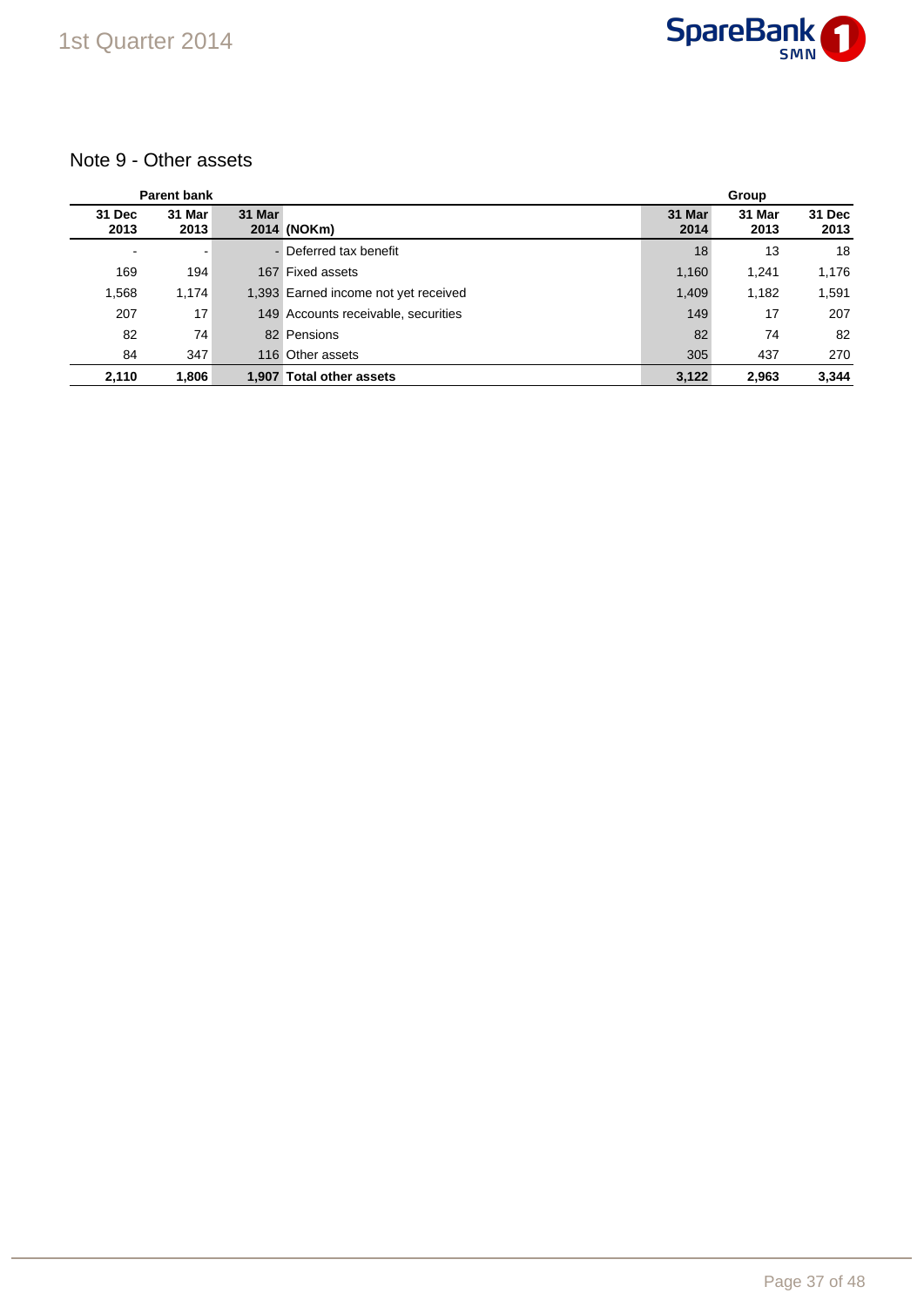## Note 9 - Other assets

| Parent bank | | | | Group | | |
|---|---|---|---|---|---|---|
| 31 Dec 2013 | 31 Mar 2013 | 31 Mar 2014 | (NOKm) | 31 Mar 2014 | 31 Mar 2013 | 31 Dec 2013 |
| - | - | - | Deferred tax benefit | 18 | 13 | 18 |
| 169 | 194 | 167 | Fixed assets | 1,160 | 1,241 | 1,176 |
| 1,568 | 1,174 | 1,393 | Earned income not yet received | 1,409 | 1,182 | 1,591 |
| 207 | 17 | 149 | Accounts receivable, securities | 149 | 17 | 207 |
| 82 | 74 | 82 | Pensions | 82 | 74 | 82 |
| 84 | 347 | 116 | Other assets | 305 | 437 | 270 |
| **2,110** | **1,806** | **1,907** | **Total other assets** | **3,122** | **2,963** | **3,344** |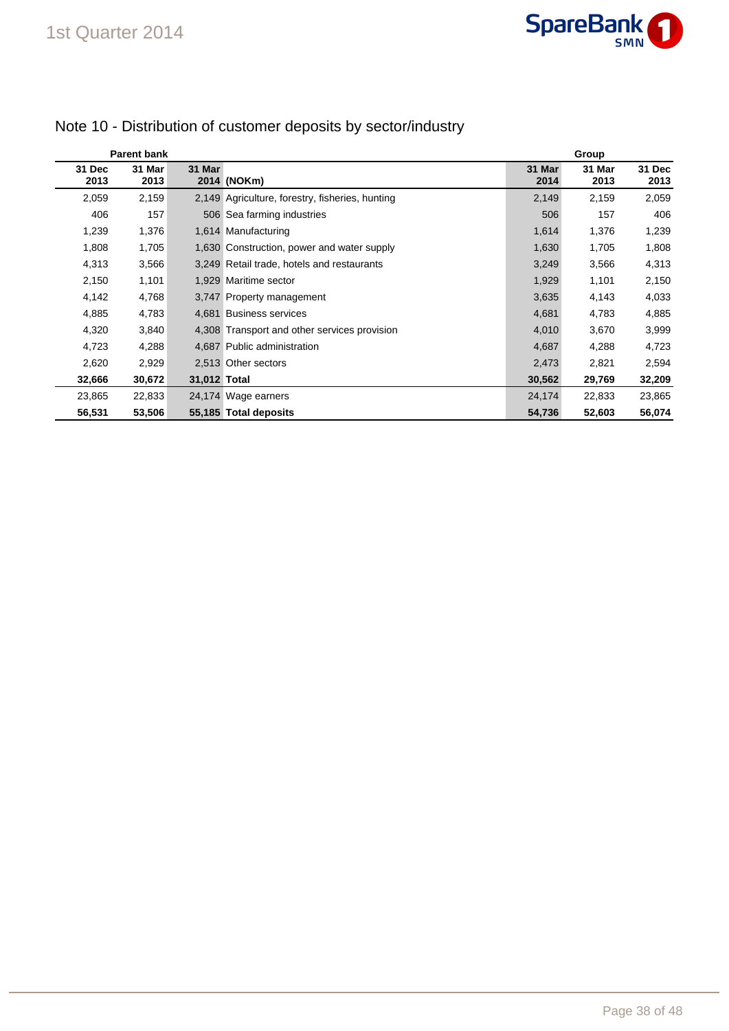# Note 10 - Distribution of customer deposits by sector/industry

| Parent bank | | | | Group | | |
|---|---|---|---|---|---|---|
| 31 Dec 2013 | 31 Mar 2013 | 31 Mar 2014 | (NOKm) | 31 Mar 2014 | 31 Mar 2013 | 31 Dec 2013 |
| 2,059 | 2,159 | 2,149 | Agriculture, forestry, fisheries, hunting | 2,149 | 2,159 | 2,059 |
| 406 | 157 | 506 | Sea farming industries | 506 | 157 | 406 |
| 1,239 | 1,376 | 1,614 | Manufacturing | 1,614 | 1,376 | 1,239 |
| 1,808 | 1,705 | 1,630 | Construction, power and water supply | 1,630 | 1,705 | 1,808 |
| 4,313 | 3,566 | 3,249 | Retail trade, hotels and restaurants | 3,249 | 3,566 | 4,313 |
| 2,150 | 1,101 | 1,929 | Maritime sector | 1,929 | 1,101 | 2,150 |
| 4,142 | 4,768 | 3,747 | Property management | 3,635 | 4,143 | 4,033 |
| 4,885 | 4,783 | 4,681 | Business services | 4,681 | 4,783 | 4,885 |
| 4,320 | 3,840 | 4,308 | Transport and other services provision | 4,010 | 3,670 | 3,999 |
| 4,723 | 4,288 | 4,687 | Public administration | 4,687 | 4,288 | 4,723 |
| 2,620 | 2,929 | 2,513 | Other sectors | 2,473 | 2,821 | 2,594 |
| **32,666** | **30,672** | **31,012** | **Total** | **30,562** | **29,769** | **32,209** |
| 23,865 | 22,833 | 24,174 | Wage earners | 24,174 | 22,833 | 23,865 |
| **56,531** | **53,506** | **55,185** | **Total deposits** | **54,736** | **52,603** | **56,074** |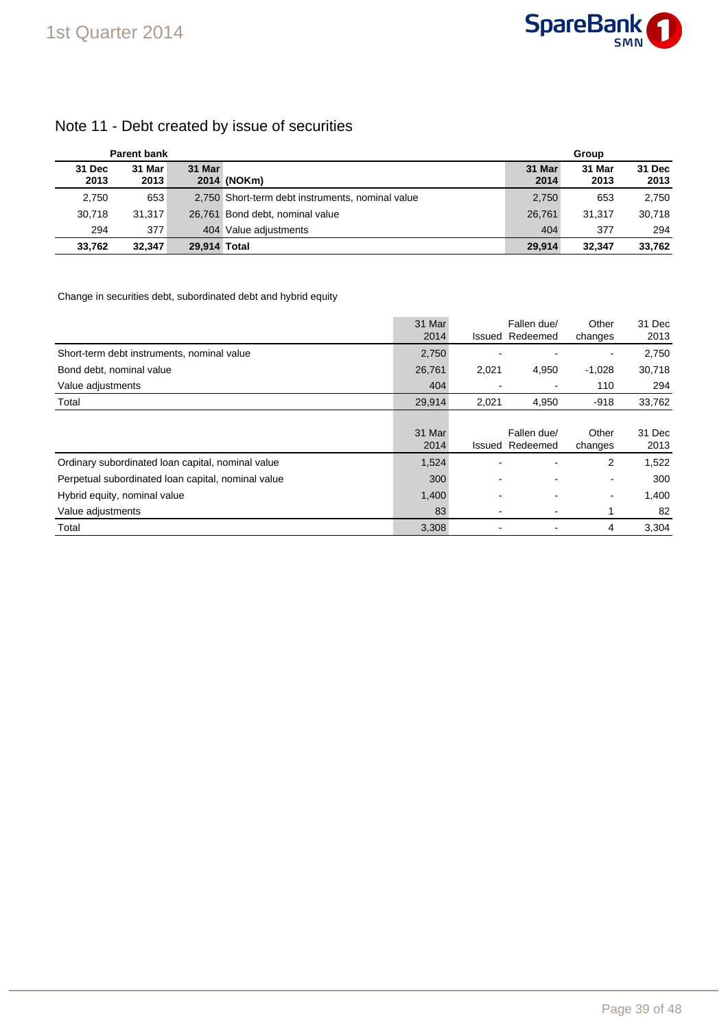## Note 11 - Debt created by issue of securities

| Parent bank | | | | Group | | |
|---|---|---|---|---|---|---|
| 31 Dec 2013 | 31 Mar 2013 | 31 Mar 2014 | (NOKm) | 31 Mar 2014 | 31 Mar 2013 | 31 Dec 2013 |
| 2,750 | 653 | 2,750 | Short-term debt instruments, nominal value | 2,750 | 653 | 2,750 |
| 30,718 | 31,317 | 26,761 | Bond debt, nominal value | 26,761 | 31,317 | 30,718 |
| 294 | 377 | 404 | Value adjustments | 404 | 377 | 294 |
| **33,762** | **32,347** | **29,914** | **Total** | **29,914** | **32,347** | **33,762** |

Change in securities debt, subordinated debt and hybrid equity

| | 31 Mar 2014 | Issued | Fallen due/ Redeemed | Other changes | 31 Dec 2013 |
|---|---|---|---|---|---|
| Short-term debt instruments, nominal value | 2,750 | - | - | - | 2,750 |
| Bond debt, nominal value | 26,761 | 2,021 | 4,950 | -1,028 | 30,718 |
| Value adjustments | 404 | - | - | 110 | 294 |
| Total | 29,914 | 2,021 | 4,950 | -918 | 33,762 |

| | 31 Mar 2014 | Issued | Fallen due/ Redeemed | Other changes | 31 Dec 2013 |
|---|---|---|---|---|---|
| Ordinary subordinated loan capital, nominal value | 1,524 | - | - | 2 | 1,522 |
| Perpetual subordinated loan capital, nominal value | 300 | - | - | - | 300 |
| Hybrid equity, nominal value | 1,400 | - | - | - | 1,400 |
| Value adjustments | 83 | - | - | 1 | 82 |
| Total | 3,308 | - | - | 4 | 3,304 |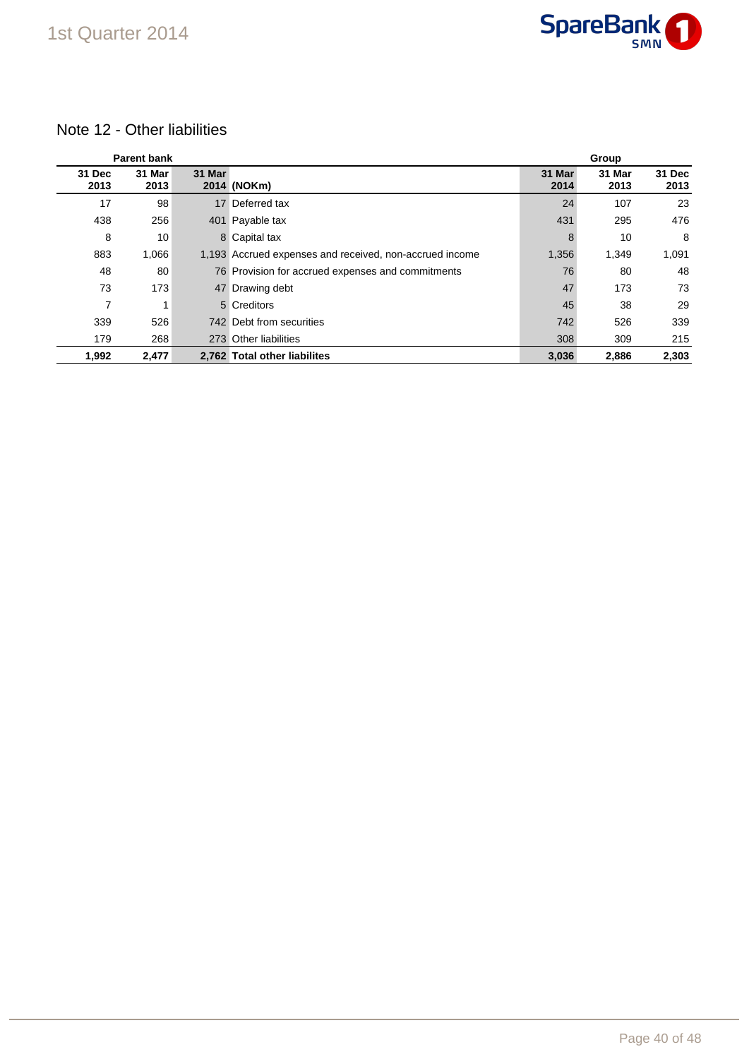## Note 12 - Other liabilities

| Parent bank | | | | Group | | |
|---|---|---|---|---|---|---|
| 31 Dec 2013 | 31 Mar 2013 | 31 Mar 2014 | (NOKm) | 31 Mar 2014 | 31 Mar 2013 | 31 Dec 2013 |
| 17 | 98 | 17 | Deferred tax | 24 | 107 | 23 |
| 438 | 256 | 401 | Payable tax | 431 | 295 | 476 |
| 8 | 10 | 8 | Capital tax | 8 | 10 | 8 |
| 883 | 1,066 | 1,193 | Accrued expenses and received, non-accrued income | 1,356 | 1,349 | 1,091 |
| 48 | 80 | 76 | Provision for accrued expenses and commitments | 76 | 80 | 48 |
| 73 | 173 | 47 | Drawing debt | 47 | 173 | 73 |
| 7 | 1 | 5 | Creditors | 45 | 38 | 29 |
| 339 | 526 | 742 | Debt from securities | 742 | 526 | 339 |
| 179 | 268 | 273 | Other liabilities | 308 | 309 | 215 |
| **1,992** | **2,477** | **2,762** | **Total other liabilites** | **3,036** | **2,886** | **2,303** |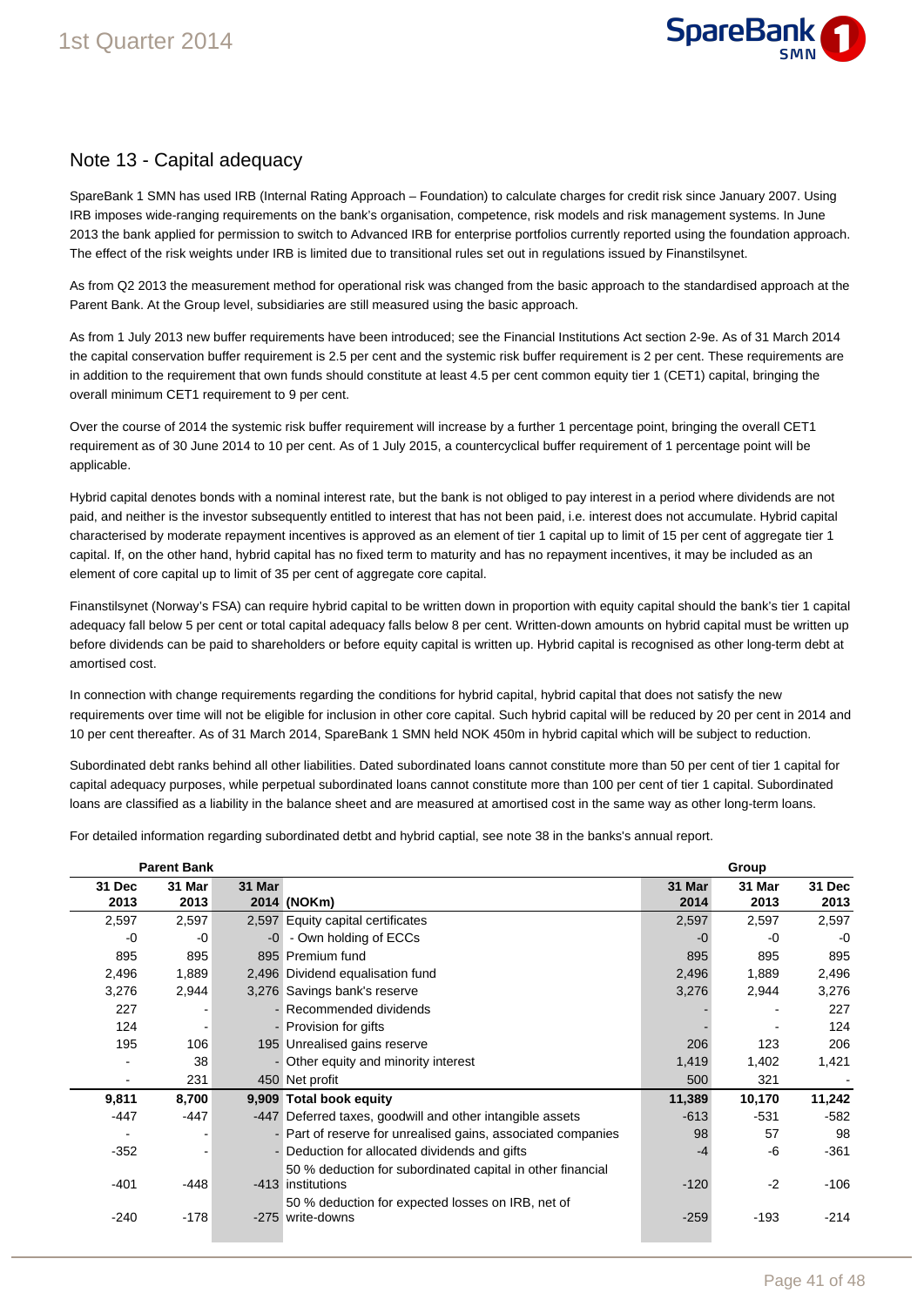## Note 13 - Capital adequacy

SpareBank 1 SMN has used IRB (Internal Rating Approach – Foundation) to calculate charges for credit risk since January 2007. Using IRB imposes wide-ranging requirements on the bank's organisation, competence, risk models and risk management systems. In June 2013 the bank applied for permission to switch to Advanced IRB for enterprise portfolios currently reported using the foundation approach. The effect of the risk weights under IRB is limited due to transitional rules set out in regulations issued by Finanstilsynet.

As from Q2 2013 the measurement method for operational risk was changed from the basic approach to the standardised approach at the Parent Bank. At the Group level, subsidiaries are still measured using the basic approach.

As from 1 July 2013 new buffer requirements have been introduced; see the Financial Institutions Act section 2-9e. As of 31 March 2014 the capital conservation buffer requirement is 2.5 per cent and the systemic risk buffer requirement is 2 per cent. These requirements are in addition to the requirement that own funds should constitute at least 4.5 per cent common equity tier 1 (CET1) capital, bringing the overall minimum CET1 requirement to 9 per cent.

Over the course of 2014 the systemic risk buffer requirement will increase by a further 1 percentage point, bringing the overall CET1 requirement as of 30 June 2014 to 10 per cent. As of 1 July 2015, a countercyclical buffer requirement of 1 percentage point will be applicable.

Hybrid capital denotes bonds with a nominal interest rate, but the bank is not obliged to pay interest in a period where dividends are not paid, and neither is the investor subsequently entitled to interest that has not been paid, i.e. interest does not accumulate. Hybrid capital characterised by moderate repayment incentives is approved as an element of tier 1 capital up to limit of 15 per cent of aggregate tier 1 capital. If, on the other hand, hybrid capital has no fixed term to maturity and has no repayment incentives, it may be included as an element of core capital up to limit of 35 per cent of aggregate core capital.

Finanstilsynet (Norway's FSA) can require hybrid capital to be written down in proportion with equity capital should the bank's tier 1 capital adequacy fall below 5 per cent or total capital adequacy falls below 8 per cent. Written-down amounts on hybrid capital must be written up before dividends can be paid to shareholders or before equity capital is written up. Hybrid capital is recognised as other long-term debt at amortised cost.

In connection with change requirements regarding the conditions for hybrid capital, hybrid capital that does not satisfy the new requirements over time will not be eligible for inclusion in other core capital. Such hybrid capital will be reduced by 20 per cent in 2014 and 10 per cent thereafter. As of 31 March 2014, SpareBank 1 SMN held NOK 450m in hybrid capital which will be subject to reduction.

Subordinated debt ranks behind all other liabilities. Dated subordinated loans cannot constitute more than 50 per cent of tier 1 capital for capital adequacy purposes, while perpetual subordinated loans cannot constitute more than 100 per cent of tier 1 capital. Subordinated loans are classified as a liability in the balance sheet and are measured at amortised cost in the same way as other long-term loans.

For detailed information regarding subordinated detbt and hybrid captial, see note 38 in the banks's annual report.

| Parent Bank | | | | Group | | |
|---|---|---|---|---|---|---|
| **31 Dec 2013** | **31 Mar 2013** | **31 Mar 2014** | **(NOKm)** | **31 Mar 2014** | **31 Mar 2013** | **31 Dec 2013** |
| 2,597 | 2,597 | 2,597 | Equity capital certificates | 2,597 | 2,597 | 2,597 |
| -0 | -0 | -0 | - Own holding of ECCs | -0 | -0 | -0 |
| 895 | 895 | 895 | Premium fund | 895 | 895 | 895 |
| 2,496 | 1,889 | 2,496 | Dividend equalisation fund | 2,496 | 1,889 | 2,496 |
| 3,276 | 2,944 | 3,276 | Savings bank's reserve | 3,276 | 2,944 | 3,276 |
| 227 | - | - | Recommended dividends | - | - | 227 |
| 124 | - | - | Provision for gifts | - | - | 124 |
| 195 | 106 | 195 | Unrealised gains reserve | 206 | 123 | 206 |
| - | 38 | - | Other equity and minority interest | 1,419 | 1,402 | 1,421 |
| - | 231 | 450 | Net profit | 500 | 321 | - |
| **9,811** | **8,700** | **9,909** | **Total book equity** | **11,389** | **10,170** | **11,242** |
| -447 | -447 | -447 | Deferred taxes, goodwill and other intangible assets | -613 | -531 | -582 |
| - | - | - | Part of reserve for unrealised gains, associated companies | 98 | 57 | 98 |
| -352 | - | - | Deduction for allocated dividends and gifts | -4 | -6 | -361 |
| -401 | -448 | -413 | 50 % deduction for subordinated capital in other financial institutions | -120 | -2 | -106 |
| -240 | -178 | -275 | 50 % deduction for expected losses on IRB, net of write-downs | -259 | -193 | -214 |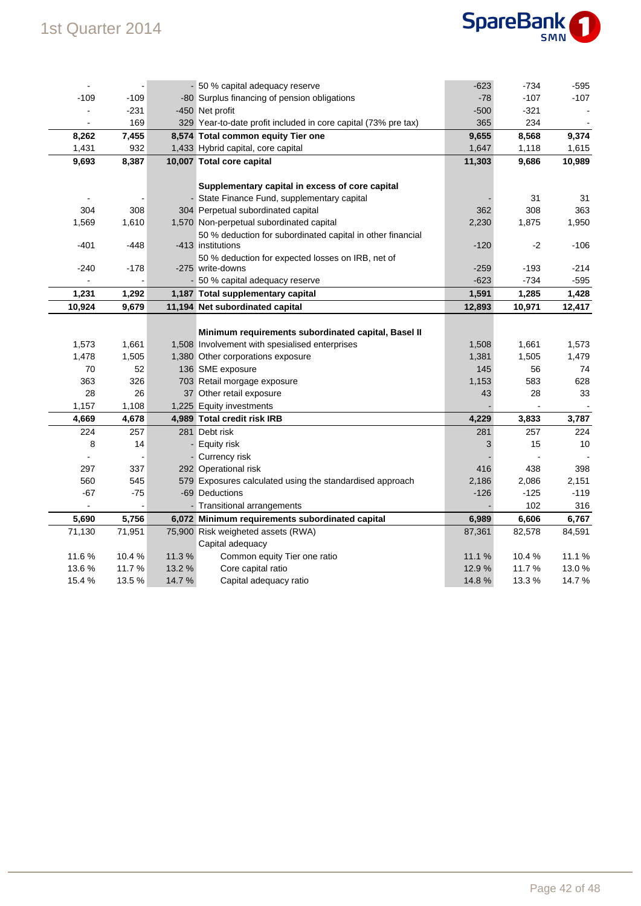| | | | | | | |
|---|---|---|---|---|---|---|
| - | - | - | 50 % capital adequacy reserve | -623 | -734 | -595 |
| -109 | -109 | -80 | Surplus financing of pension obligations | -78 | -107 | -107 |
| - | -231 | -450 | Net profit | -500 | -321 | - |
| - | 169 | 329 | Year-to-date profit included in core capital (73% pre tax) | 365 | 234 | - |
| **8,262** | **7,455** | **8,574** | **Total common equity Tier one** | **9,655** | **8,568** | **9,374** |
| 1,431 | 932 | 1,433 | Hybrid capital, core capital | 1,647 | 1,118 | 1,615 |
| **9,693** | **8,387** | **10,007** | **Total core capital** | **11,303** | **9,686** | **10,989** |
| | | | | | | |
| | | | **Supplementary capital in excess of core capital** | | | |
| - | - | - | State Finance Fund, supplementary capital | - | 31 | 31 |
| 304 | 308 | 304 | Perpetual subordinated capital | 362 | 308 | 363 |
| 1,569 | 1,610 | 1,570 | Non-perpetual subordinated capital | 2,230 | 1,875 | 1,950 |
| -401 | -448 | -413 | 50 % deduction for subordinated capital in other financial institutions | -120 | -2 | -106 |
| -240 | -178 | -275 | 50 % deduction for expected losses on IRB, net of write-downs | -259 | -193 | -214 |
| - | - | - | 50 % capital adequacy reserve | -623 | -734 | -595 |
| **1,231** | **1,292** | **1,187** | **Total supplementary capital** | **1,591** | **1,285** | **1,428** |
| **10,924** | **9,679** | **11,194** | **Net subordinated capital** | **12,893** | **10,971** | **12,417** |
| | | | | | | |
| | | | **Minimum requirements subordinated capital, Basel II** | | | |
| 1,573 | 1,661 | 1,508 | Involvement with spesialised enterprises | 1,508 | 1,661 | 1,573 |
| 1,478 | 1,505 | 1,380 | Other corporations exposure | 1,381 | 1,505 | 1,479 |
| 70 | 52 | 136 | SME exposure | 145 | 56 | 74 |
| 363 | 326 | 703 | Retail morgage exposure | 1,153 | 583 | 628 |
| 28 | 26 | 37 | Other retail exposure | 43 | 28 | 33 |
| 1,157 | 1,108 | 1,225 | Equity investments | - | - | - |
| **4,669** | **4,678** | **4,989** | **Total credit risk IRB** | **4,229** | **3,833** | **3,787** |
| 224 | 257 | 281 | Debt risk | 281 | 257 | 224 |
| 8 | 14 | - | Equity risk | 3 | 15 | 10 |
| - | - | - | Currency risk | - | - | - |
| 297 | 337 | 292 | Operational risk | 416 | 438 | 398 |
| 560 | 545 | 579 | Exposures calculated using the standardised approach | 2,186 | 2,086 | 2,151 |
| -67 | -75 | -69 | Deductions | -126 | -125 | -119 |
| - | - | - | Transitional arrangements | - | 102 | 316 |
| **5,690** | **5,756** | **6,072** | **Minimum requirements subordinated capital** | **6,989** | **6,606** | **6,767** |
| 71,130 | 71,951 | 75,900 | Risk weigheted assets (RWA) | 87,361 | 82,578 | 84,591 |
| | | | Capital adequacy | | | |
| 11.6 % | 10.4 % | 11.3 % | Common equity Tier one ratio | 11.1 % | 10.4 % | 11.1 % |
| 13.6 % | 11.7 % | 13.2 % | Core capital ratio | 12.9 % | 11.7 % | 13.0 % |
| 15.4 % | 13.5 % | 14.7 % | Capital adequacy ratio | 14.8 % | 13.3 % | 14.7 % |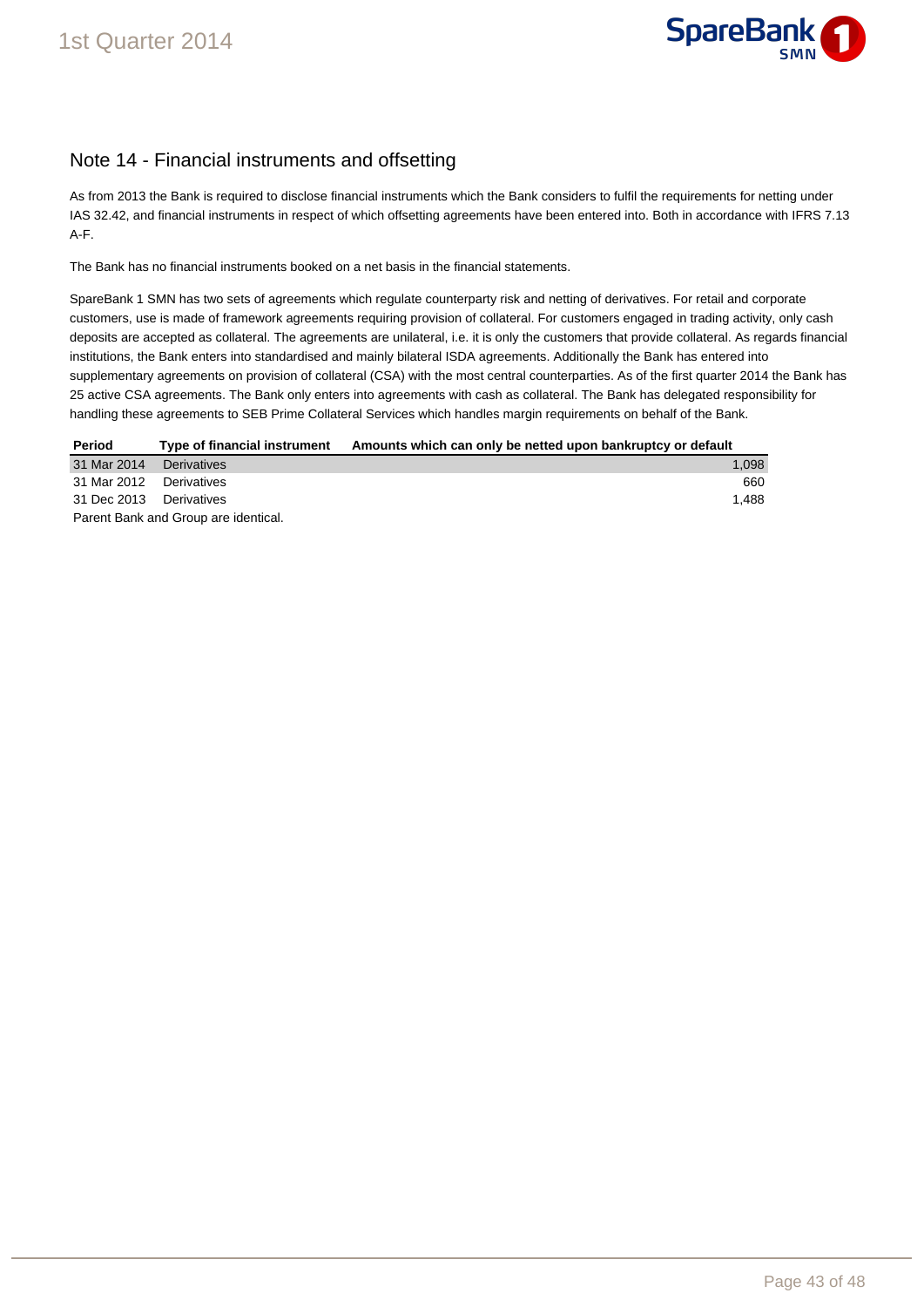## Note 14 - Financial instruments and offsetting

As from 2013 the Bank is required to disclose financial instruments which the Bank considers to fulfil the requirements for netting under IAS 32.42, and financial instruments in respect of which offsetting agreements have been entered into. Both in accordance with IFRS 7.13 A-F.

The Bank has no financial instruments booked on a net basis in the financial statements.

SpareBank 1 SMN has two sets of agreements which regulate counterparty risk and netting of derivatives. For retail and corporate customers, use is made of framework agreements requiring provision of collateral. For customers engaged in trading activity, only cash deposits are accepted as collateral. The agreements are unilateral, i.e. it is only the customers that provide collateral. As regards financial institutions, the Bank enters into standardised and mainly bilateral ISDA agreements. Additionally the Bank has entered into supplementary agreements on provision of collateral (CSA) with the most central counterparties. As of the first quarter 2014 the Bank has 25 active CSA agreements. The Bank only enters into agreements with cash as collateral. The Bank has delegated responsibility for handling these agreements to SEB Prime Collateral Services which handles margin requirements on behalf of the Bank.

| Period | Type of financial instrument | Amounts which can only be netted upon bankruptcy or default |
|---|---|---|
| 31 Mar 2014 | Derivatives | 1,098 |
| 31 Mar 2012 | Derivatives | 660 |
| 31 Dec 2013 | Derivatives | 1,488 |

Parent Bank and Group are identical.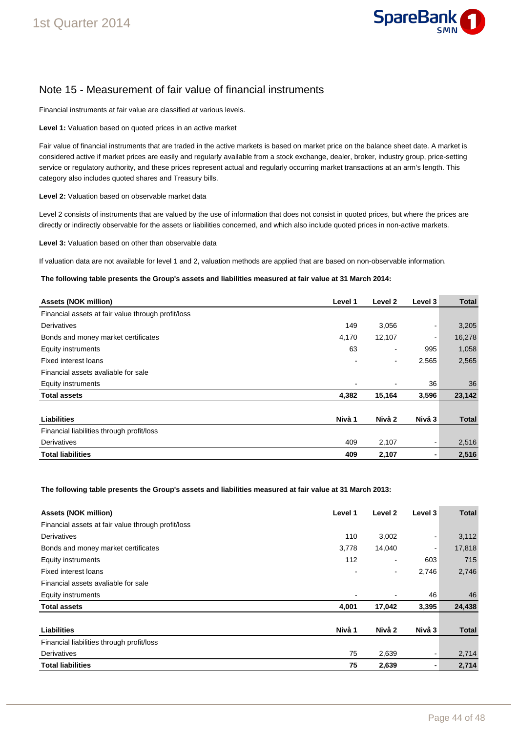## Note 15 - Measurement of fair value of financial instruments

Financial instruments at fair value are classified at various levels.

**Level 1:** Valuation based on quoted prices in an active market

Fair value of financial instruments that are traded in the active markets is based on market price on the balance sheet date. A market is considered active if market prices are easily and regularly available from a stock exchange, dealer, broker, industry group, price-setting service or regulatory authority, and these prices represent actual and regularly occurring market transactions at an arm's length. This category also includes quoted shares and Treasury bills.

**Level 2:** Valuation based on observable market data

Level 2 consists of instruments that are valued by the use of information that does not consist in quoted prices, but where the prices are directly or indirectly observable for the assets or liabilities concerned, and which also include quoted prices in non-active markets.

**Level 3:** Valuation based on other than observable data

If valuation data are not available for level 1 and 2, valuation methods are applied that are based on non-observable information.

**The following table presents the Group's assets and liabilities measured at fair value at 31 March 2014:**

| Assets (NOK million) | Level 1 | Level 2 | Level 3 | Total |
|---|---|---|---|---|
| Financial assets at fair value through profit/loss | | | | |
| Derivatives | 149 | 3,056 | - | 3,205 |
| Bonds and money market certificates | 4,170 | 12,107 | - | 16,278 |
| Equity instruments | 63 | - | 995 | 1,058 |
| Fixed interest loans | - | - | 2,565 | 2,565 |
| Financial assets avaliable for sale | | | | |
| Equity instruments | - | - | 36 | 36 |
| **Total assets** | **4,382** | **15,164** | **3,596** | **23,142** |

| Liabilities | Nivå 1 | Nivå 2 | Nivå 3 | Total |
|---|---|---|---|---|
| Financial liabilities through profit/loss | | | | |
| Derivatives | 409 | 2,107 | - | 2,516 |
| **Total liabilities** | **409** | **2,107** | **-** | **2,516** |

**The following table presents the Group's assets and liabilities measured at fair value at 31 March 2013:**

| Assets (NOK million) | Level 1 | Level 2 | Level 3 | Total |
|---|---|---|---|---|
| Financial assets at fair value through profit/loss | | | | |
| Derivatives | 110 | 3,002 | - | 3,112 |
| Bonds and money market certificates | 3,778 | 14,040 | - | 17,818 |
| Equity instruments | 112 | - | 603 | 715 |
| Fixed interest loans | - | - | 2,746 | 2,746 |
| Financial assets avaliable for sale | | | | |
| Equity instruments | - | - | 46 | 46 |
| **Total assets** | **4,001** | **17,042** | **3,395** | **24,438** |

| Liabilities | Nivå 1 | Nivå 2 | Nivå 3 | Total |
|---|---|---|---|---|
| Financial liabilities through profit/loss | | | | |
| Derivatives | 75 | 2,639 | - | 2,714 |
| **Total liabilities** | **75** | **2,639** | **-** | **2,714** |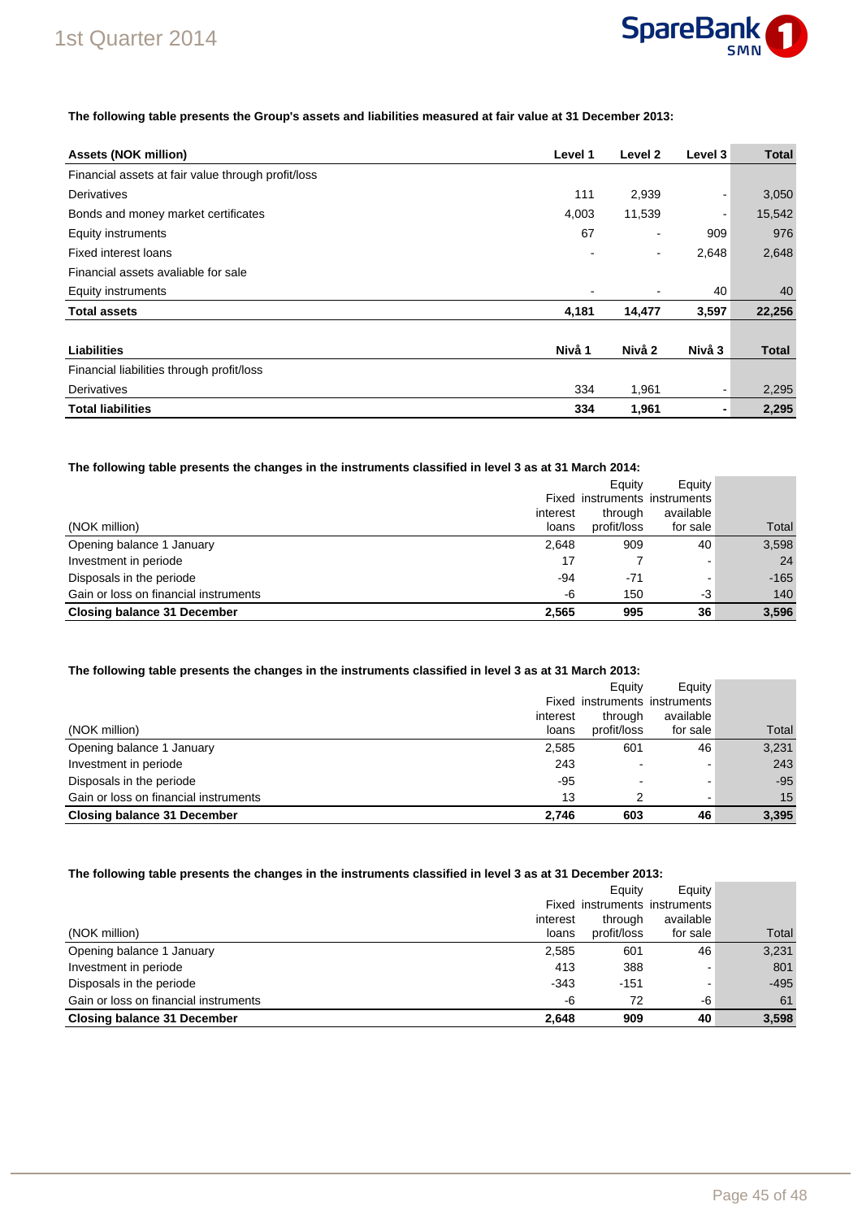**The following table presents the Group's assets and liabilities measured at fair value at 31 December 2013:**

| Assets (NOK million) | Level 1 | Level 2 | Level 3 | Total |
|---|---|---|---|---|
| Financial assets at fair value through profit/loss | | | | |
| Derivatives | 111 | 2,939 | - | 3,050 |
| Bonds and money market certificates | 4,003 | 11,539 | - | 15,542 |
| Equity instruments | 67 | - | 909 | 976 |
| Fixed interest loans | - | - | 2,648 | 2,648 |
| Financial assets avaliable for sale | | | | |
| Equity instruments | - | - | 40 | 40 |
| **Total assets** | **4,181** | **14,477** | **3,597** | **22,256** |

| Liabilities | Nivå 1 | Nivå 2 | Nivå 3 | Total |
|---|---|---|---|---|
| Financial liabilities through profit/loss | | | | |
| Derivatives | 334 | 1,961 | - | 2,295 |
| **Total liabilities** | **334** | **1,961** | **-** | **2,295** |

**The following table presents the changes in the instruments classified in level 3 as at 31 March 2014:**

| (NOK million) | Fixed interest loans | Equity instruments through profit/loss | Equity instruments available for sale | Total |
|---|---|---|---|---|
| Opening balance 1 January | 2,648 | 909 | 40 | 3,598 |
| Investment in periode | 17 | 7 | - | 24 |
| Disposals in the periode | -94 | -71 | - | -165 |
| Gain or loss on financial instruments | -6 | 150 | -3 | 140 |
| **Closing balance 31 December** | **2,565** | **995** | **36** | **3,596** |

**The following table presents the changes in the instruments classified in level 3 as at 31 March 2013:**

| (NOK million) | Fixed interest loans | Equity instruments through profit/loss | Equity instruments available for sale | Total |
|---|---|---|---|---|
| Opening balance 1 January | 2,585 | 601 | 46 | 3,231 |
| Investment in periode | 243 | - | - | 243 |
| Disposals in the periode | -95 | - | - | -95 |
| Gain or loss on financial instruments | 13 | 2 | - | 15 |
| **Closing balance 31 December** | **2,746** | **603** | **46** | **3,395** |

**The following table presents the changes in the instruments classified in level 3 as at 31 December 2013:**

| (NOK million) | Fixed interest loans | Equity instruments through profit/loss | Equity instruments available for sale | Total |
|---|---|---|---|---|
| Opening balance 1 January | 2,585 | 601 | 46 | 3,231 |
| Investment in periode | 413 | 388 | - | 801 |
| Disposals in the periode | -343 | -151 | - | -495 |
| Gain or loss on financial instruments | -6 | 72 | -6 | 61 |
| **Closing balance 31 December** | **2,648** | **909** | **40** | **3,598** |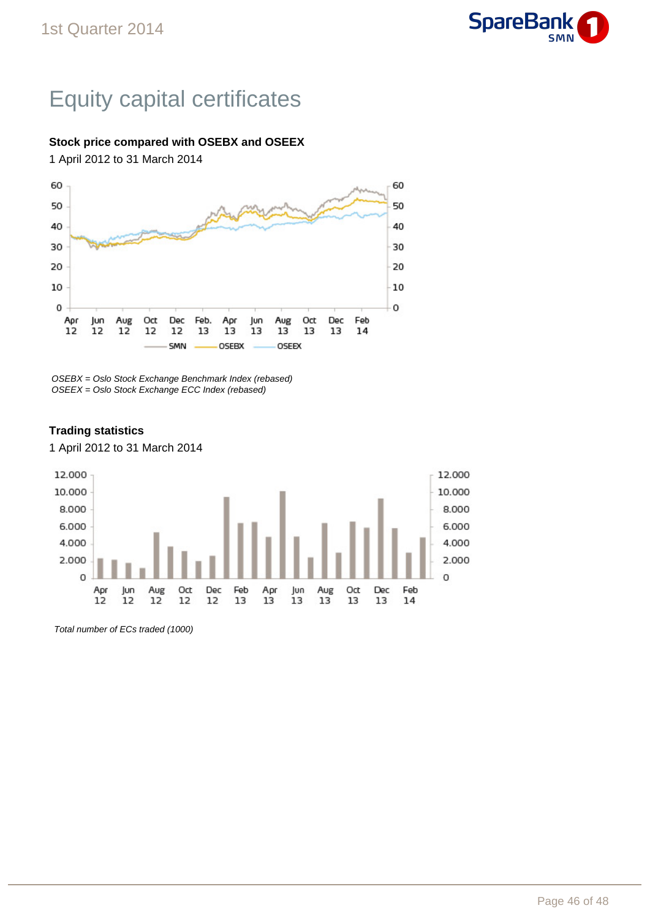# Equity capital certificates

**Stock price compared with OSEBX and OSEEX**

1 April 2012 to 31 March 2014

*OSEBX = Oslo Stock Exchange Benchmark Index (rebased)*
*OSEEX = Oslo Stock Exchange ECC Index (rebased)*

**Trading statistics**

1 April 2012 to 31 March 2014

*Total number of ECs traded (1000)*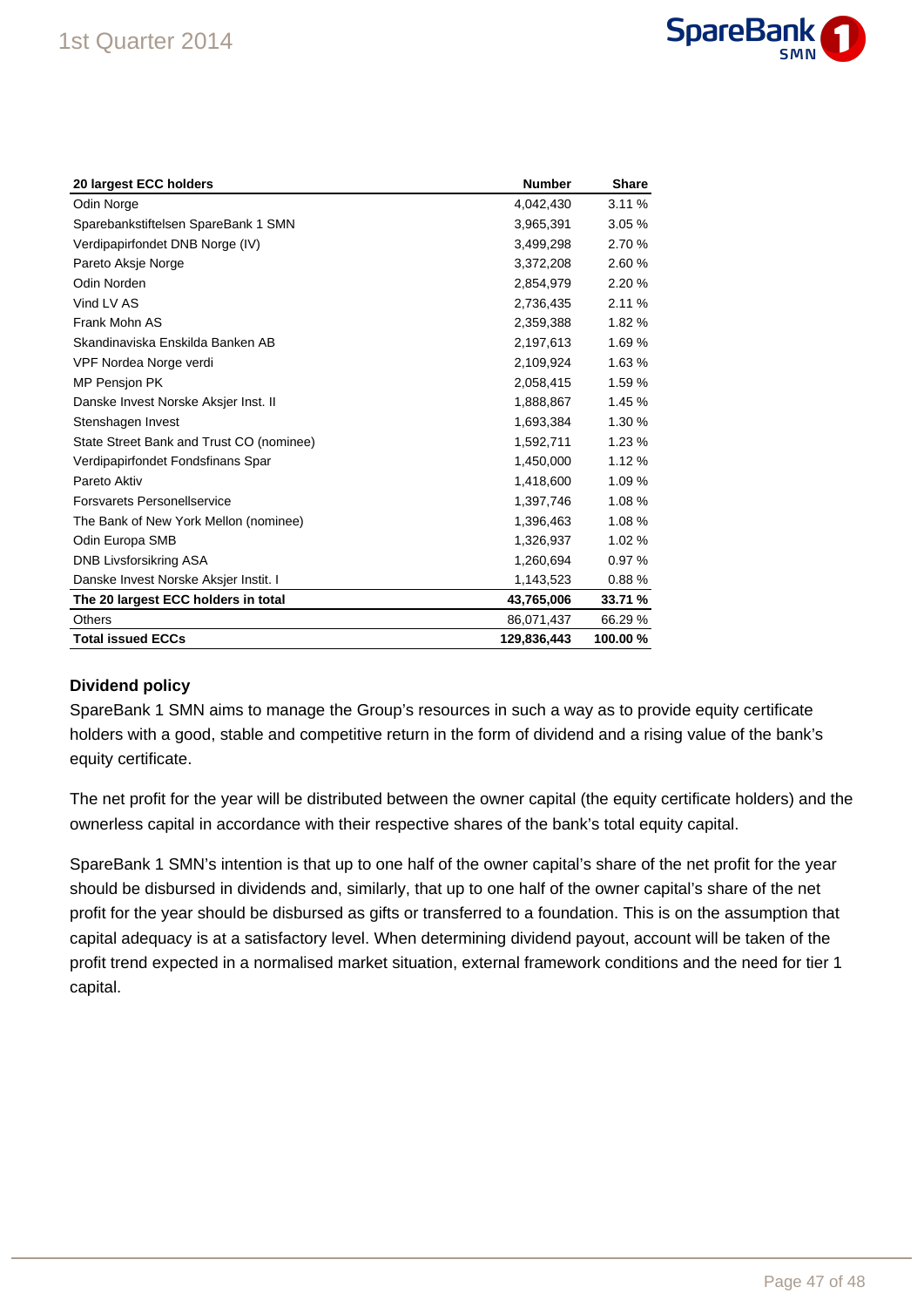| 20 largest ECC holders | Number | Share |
|---|---|---|
| Odin Norge | 4,042,430 | 3.11 % |
| Sparebankstiftelsen SpareBank 1 SMN | 3,965,391 | 3.05 % |
| Verdipapirfondet DNB Norge (IV) | 3,499,298 | 2.70 % |
| Pareto Aksje Norge | 3,372,208 | 2.60 % |
| Odin Norden | 2,854,979 | 2.20 % |
| Vind LV AS | 2,736,435 | 2.11 % |
| Frank Mohn AS | 2,359,388 | 1.82 % |
| Skandinaviska Enskilda Banken AB | 2,197,613 | 1.69 % |
| VPF Nordea Norge verdi | 2,109,924 | 1.63 % |
| MP Pensjon PK | 2,058,415 | 1.59 % |
| Danske Invest Norske Aksjer Inst. II | 1,888,867 | 1.45 % |
| Stenshagen Invest | 1,693,384 | 1.30 % |
| State Street Bank and Trust CO (nominee) | 1,592,711 | 1.23 % |
| Verdipapirfondet Fondsfinans Spar | 1,450,000 | 1.12 % |
| Pareto Aktiv | 1,418,600 | 1.09 % |
| Forsvarets Personellservice | 1,397,746 | 1.08 % |
| The Bank of New York Mellon (nominee) | 1,396,463 | 1.08 % |
| Odin Europa SMB | 1,326,937 | 1.02 % |
| DNB Livsforsikring ASA | 1,260,694 | 0.97 % |
| Danske Invest Norske Aksjer Instit. I | 1,143,523 | 0.88 % |
| **The 20 largest ECC holders in total** | **43,765,006** | **33.71 %** |
| Others | 86,071,437 | 66.29 % |
| **Total issued ECCs** | **129,836,443** | **100.00 %** |

### Dividend policy

SpareBank 1 SMN aims to manage the Group's resources in such a way as to provide equity certificate holders with a good, stable and competitive return in the form of dividend and a rising value of the bank's equity certificate.

The net profit for the year will be distributed between the owner capital (the equity certificate holders) and the ownerless capital in accordance with their respective shares of the bank's total equity capital.

SpareBank 1 SMN's intention is that up to one half of the owner capital's share of the net profit for the year should be disbursed in dividends and, similarly, that up to one half of the owner capital's share of the net profit for the year should be disbursed as gifts or transferred to a foundation. This is on the assumption that capital adequacy is at a satisfactory level. When determining dividend payout, account will be taken of the profit trend expected in a normalised market situation, external framework conditions and the need for tier 1 capital.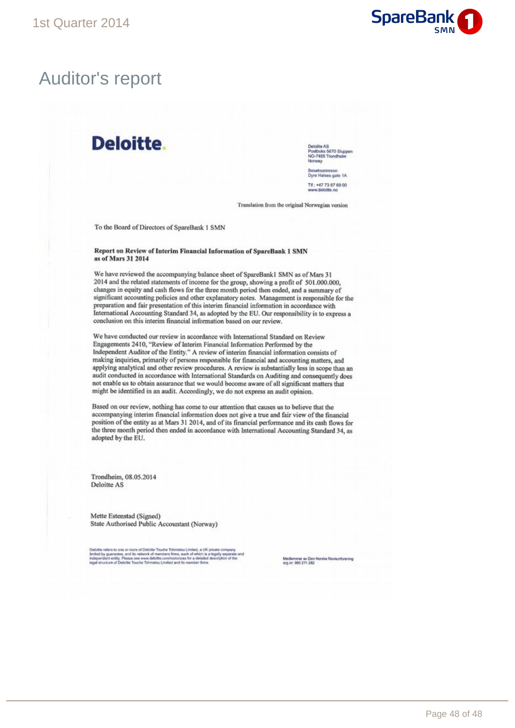# Auditor's report

**Deloitte.**

Deloitte AS
Postboks 5670 Sluppen
NO-7485 Trondheim
Norway

Besøksadresse:
Dyre Halses gate 1A

Tlf.: +47 73 87 69 00
www.deloitte.no

Translation from the original Norwegian version

To the Board of Directors of SpareBank 1 SMN

**Report on Review of Interim Financial Information of SpareBank 1 SMN as of Mars 31 2014**

We have reviewed the accompanying balance sheet of SpareBank1 SMN as of Mars 31 2014 and the related statements of income for the group, showing a profit of 501.000.000, changes in equity and cash flows for the three month period then ended, and a summary of significant accounting policies and other explanatory notes. Management is responsible for the preparation and fair presentation of this interim financial information in accordance with International Accounting Standard 34, as adopted by the EU. Our responsibility is to express a conclusion on this interim financial information based on our review.

We have conducted our review in accordance with International Standard on Review Engagements 2410, "Review of Interim Financial Information Performed by the Independent Auditor of the Entity." A review of interim financial information consists of making inquiries, primarily of persons responsible for financial and accounting matters, and applying analytical and other review procedures. A review is substantially less in scope than an audit conducted in accordance with International Standards on Auditing and consequently does not enable us to obtain assurance that we would become aware of all significant matters that might be identified in an audit. Accordingly, we do not express an audit opinion.

Based on our review, nothing has come to our attention that causes us to believe that the accompanying interim financial information does not give a true and fair view of the financial position of the entity as at Mars 31 2014, and of its financial performance and its cash flows for the three month period then ended in accordance with International Accounting Standard 34, as adopted by the EU.

Trondheim, 08.05.2014
Deloitte AS

Mette Estenstad (Signed)
State Authorised Public Accountant (Norway)

Deloitte refers to one or more of Deloitte Touche Tohmatsu Limited, a UK private company limited by guarantee, and its network of members firms, each of which is a legally separate and independent entity. Please see www.deloitte.com/no/omoss for a detailed description of the legal structure of Deloitte Touche Tohmatsu Limited and its member firms.

Medlemmer av Den Norske Revisorforening
org.nr: 980 211 282